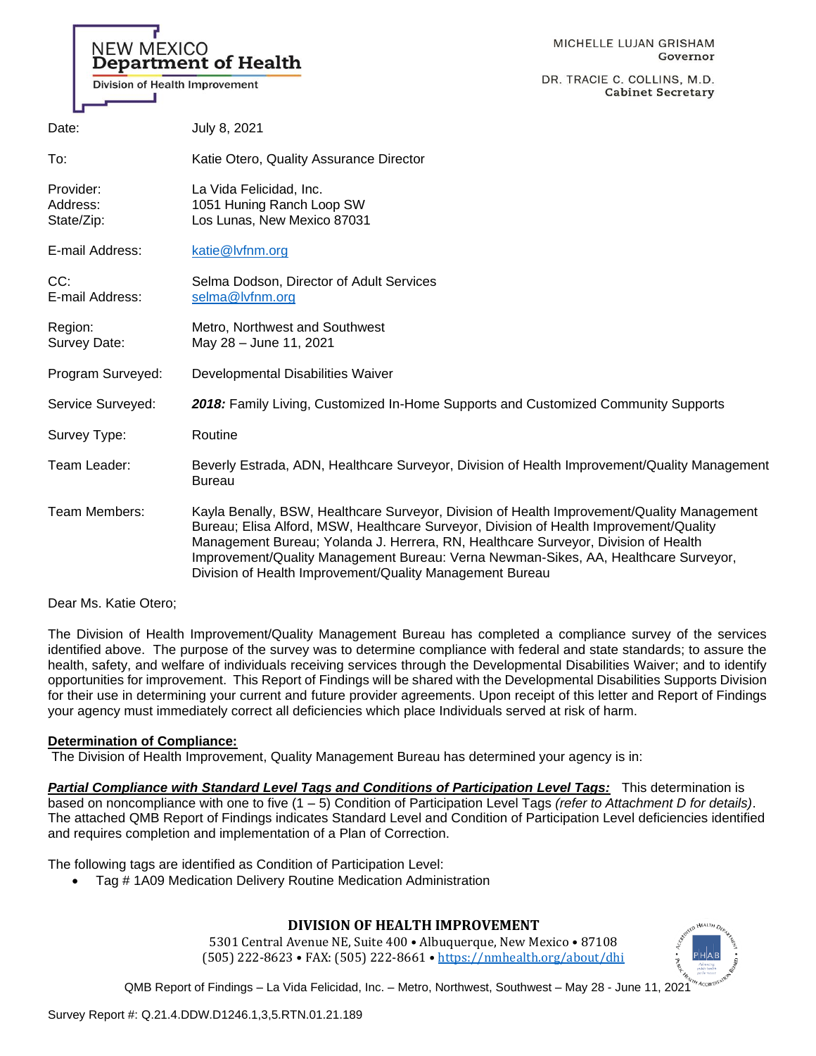NEW MEXICO
**Department of Health**
Division of Health Improvement

MICHELLE LUJAN GRISHAM
**Governor**

DR. TRACIE C. COLLINS, M.D.
**Cabinet Secretary**

| | |
|---|---|
| Date: | July 8, 2021 |
| To: | Katie Otero, Quality Assurance Director |
| Provider:<br>Address:<br>State/Zip: | La Vida Felicidad, Inc.<br>1051 Huning Ranch Loop SW<br>Los Lunas, New Mexico 87031 |
| E-mail Address: | katie@lvfnm.org |
| CC:<br>E-mail Address: | Selma Dodson, Director of Adult Services<br>selma@lvfnm.org |
| Region:<br>Survey Date: | Metro, Northwest and Southwest<br>May 28 – June 11, 2021 |
| Program Surveyed: | Developmental Disabilities Waiver |
| Service Surveyed: | ***2018:*** Family Living, Customized In-Home Supports and Customized Community Supports |
| Survey Type: | Routine |
| Team Leader: | Beverly Estrada, ADN, Healthcare Surveyor, Division of Health Improvement/Quality Management Bureau |
| Team Members: | Kayla Benally, BSW, Healthcare Surveyor, Division of Health Improvement/Quality Management Bureau; Elisa Alford, MSW, Healthcare Surveyor, Division of Health Improvement/Quality Management Bureau; Yolanda J. Herrera, RN, Healthcare Surveyor, Division of Health Improvement/Quality Management Bureau: Verna Newman-Sikes, AA, Healthcare Surveyor, Division of Health Improvement/Quality Management Bureau |

Dear Ms. Katie Otero;

The Division of Health Improvement/Quality Management Bureau has completed a compliance survey of the services identified above. The purpose of the survey was to determine compliance with federal and state standards; to assure the health, safety, and welfare of individuals receiving services through the Developmental Disabilities Waiver; and to identify opportunities for improvement. This Report of Findings will be shared with the Developmental Disabilities Supports Division for their use in determining your current and future provider agreements. Upon receipt of this letter and Report of Findings your agency must immediately correct all deficiencies which place Individuals served at risk of harm.

**Determination of Compliance:**

The Division of Health Improvement, Quality Management Bureau has determined your agency is in:

***Partial Compliance with Standard Level Tags and Conditions of Participation Level Tags:*** This determination is based on noncompliance with one to five (1 – 5) Condition of Participation Level Tags *(refer to Attachment D for details)*. The attached QMB Report of Findings indicates Standard Level and Condition of Participation Level deficiencies identified and requires completion and implementation of a Plan of Correction.

The following tags are identified as Condition of Participation Level:

- Tag # 1A09 Medication Delivery Routine Medication Administration

**DIVISION OF HEALTH IMPROVEMENT**
5301 Central Avenue NE, Suite 400 • Albuquerque, New Mexico • 87108
(505) 222-8623 • FAX: (505) 222-8661 • https://nmhealth.org/about/dhi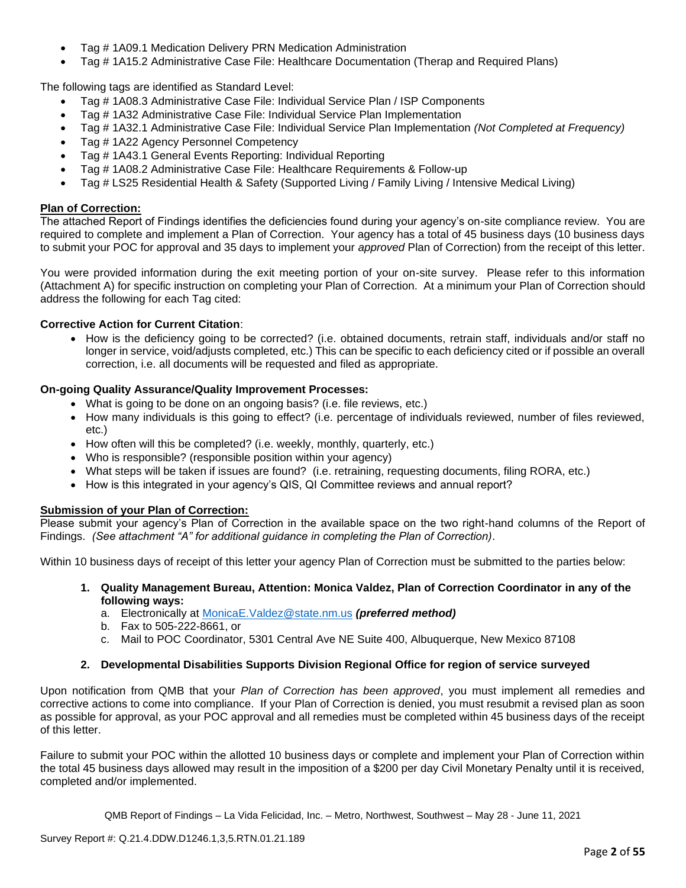- Tag # 1A09.1 Medication Delivery PRN Medication Administration
- Tag # 1A15.2 Administrative Case File: Healthcare Documentation (Therap and Required Plans)

The following tags are identified as Standard Level:

- Tag # 1A08.3 Administrative Case File: Individual Service Plan / ISP Components
- Tag # 1A32 Administrative Case File: Individual Service Plan Implementation
- Tag # 1A32.1 Administrative Case File: Individual Service Plan Implementation *(Not Completed at Frequency)*
- Tag # 1A22 Agency Personnel Competency
- Tag # 1A43.1 General Events Reporting: Individual Reporting
- Tag # 1A08.2 Administrative Case File: Healthcare Requirements & Follow-up
- Tag # LS25 Residential Health & Safety (Supported Living / Family Living / Intensive Medical Living)

**Plan of Correction:**

The attached Report of Findings identifies the deficiencies found during your agency's on-site compliance review. You are required to complete and implement a Plan of Correction. Your agency has a total of 45 business days (10 business days to submit your POC for approval and 35 days to implement your *approved* Plan of Correction) from the receipt of this letter.

You were provided information during the exit meeting portion of your on-site survey. Please refer to this information (Attachment A) for specific instruction on completing your Plan of Correction. At a minimum your Plan of Correction should address the following for each Tag cited:

**Corrective Action for Current Citation**:

- How is the deficiency going to be corrected? (i.e. obtained documents, retrain staff, individuals and/or staff no longer in service, void/adjusts completed, etc.) This can be specific to each deficiency cited or if possible an overall correction, i.e. all documents will be requested and filed as appropriate.

**On-going Quality Assurance/Quality Improvement Processes:**

- What is going to be done on an ongoing basis? (i.e. file reviews, etc.)
- How many individuals is this going to effect? (i.e. percentage of individuals reviewed, number of files reviewed, etc.)
- How often will this be completed? (i.e. weekly, monthly, quarterly, etc.)
- Who is responsible? (responsible position within your agency)
- What steps will be taken if issues are found? (i.e. retraining, requesting documents, filing RORA, etc.)
- How is this integrated in your agency's QIS, QI Committee reviews and annual report?

**Submission of your Plan of Correction:**

Please submit your agency's Plan of Correction in the available space on the two right-hand columns of the Report of Findings. *(See attachment "A" for additional guidance in completing the Plan of Correction)*.

Within 10 business days of receipt of this letter your agency Plan of Correction must be submitted to the parties below:

1. **Quality Management Bureau, Attention: Monica Valdez, Plan of Correction Coordinator in any of the following ways:**
   a. Electronically at MonicaE.Valdez@state.nm.us ***(preferred method)***
   b. Fax to 505-222-8661, or
   c. Mail to POC Coordinator, 5301 Central Ave NE Suite 400, Albuquerque, New Mexico 87108

2. **Developmental Disabilities Supports Division Regional Office for region of service surveyed**

Upon notification from QMB that your *Plan of Correction has been approved*, you must implement all remedies and corrective actions to come into compliance. If your Plan of Correction is denied, you must resubmit a revised plan as soon as possible for approval, as your POC approval and all remedies must be completed within 45 business days of the receipt of this letter.

Failure to submit your POC within the allotted 10 business days or complete and implement your Plan of Correction within the total 45 business days allowed may result in the imposition of a $200 per day Civil Monetary Penalty until it is received, completed and/or implemented.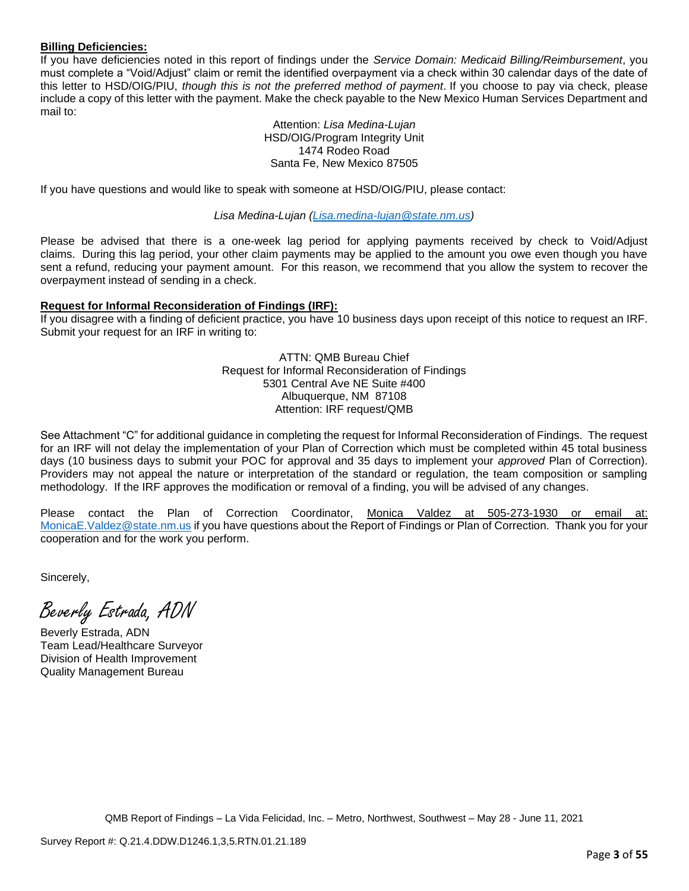**Billing Deficiencies:**

If you have deficiencies noted in this report of findings under the *Service Domain: Medicaid Billing/Reimbursement*, you must complete a "Void/Adjust" claim or remit the identified overpayment via a check within 30 calendar days of the date of this letter to HSD/OIG/PIU, *though this is not the preferred method of payment*. If you choose to pay via check, please include a copy of this letter with the payment. Make the check payable to the New Mexico Human Services Department and mail to:

Attention: *Lisa Medina-Lujan*
HSD/OIG/Program Integrity Unit
1474 Rodeo Road
Santa Fe, New Mexico 87505

If you have questions and would like to speak with someone at HSD/OIG/PIU, please contact:

*Lisa Medina-Lujan (Lisa.medina-lujan@state.nm.us)*

Please be advised that there is a one-week lag period for applying payments received by check to Void/Adjust claims. During this lag period, your other claim payments may be applied to the amount you owe even though you have sent a refund, reducing your payment amount. For this reason, we recommend that you allow the system to recover the overpayment instead of sending in a check.

**Request for Informal Reconsideration of Findings (IRF):**

If you disagree with a finding of deficient practice, you have 10 business days upon receipt of this notice to request an IRF. Submit your request for an IRF in writing to:

ATTN: QMB Bureau Chief
Request for Informal Reconsideration of Findings
5301 Central Ave NE Suite #400
Albuquerque, NM 87108
Attention: IRF request/QMB

See Attachment "C" for additional guidance in completing the request for Informal Reconsideration of Findings. The request for an IRF will not delay the implementation of your Plan of Correction which must be completed within 45 total business days (10 business days to submit your POC for approval and 35 days to implement your *approved* Plan of Correction). Providers may not appeal the nature or interpretation of the standard or regulation, the team composition or sampling methodology. If the IRF approves the modification or removal of a finding, you will be advised of any changes.

Please contact the Plan of Correction Coordinator, Monica Valdez at 505-273-1930 or email at: MonicaE.Valdez@state.nm.us if you have questions about the Report of Findings or Plan of Correction. Thank you for your cooperation and for the work you perform.

Sincerely,

*Beverly Estrada, ADN*

Beverly Estrada, ADN
Team Lead/Healthcare Surveyor
Division of Health Improvement
Quality Management Bureau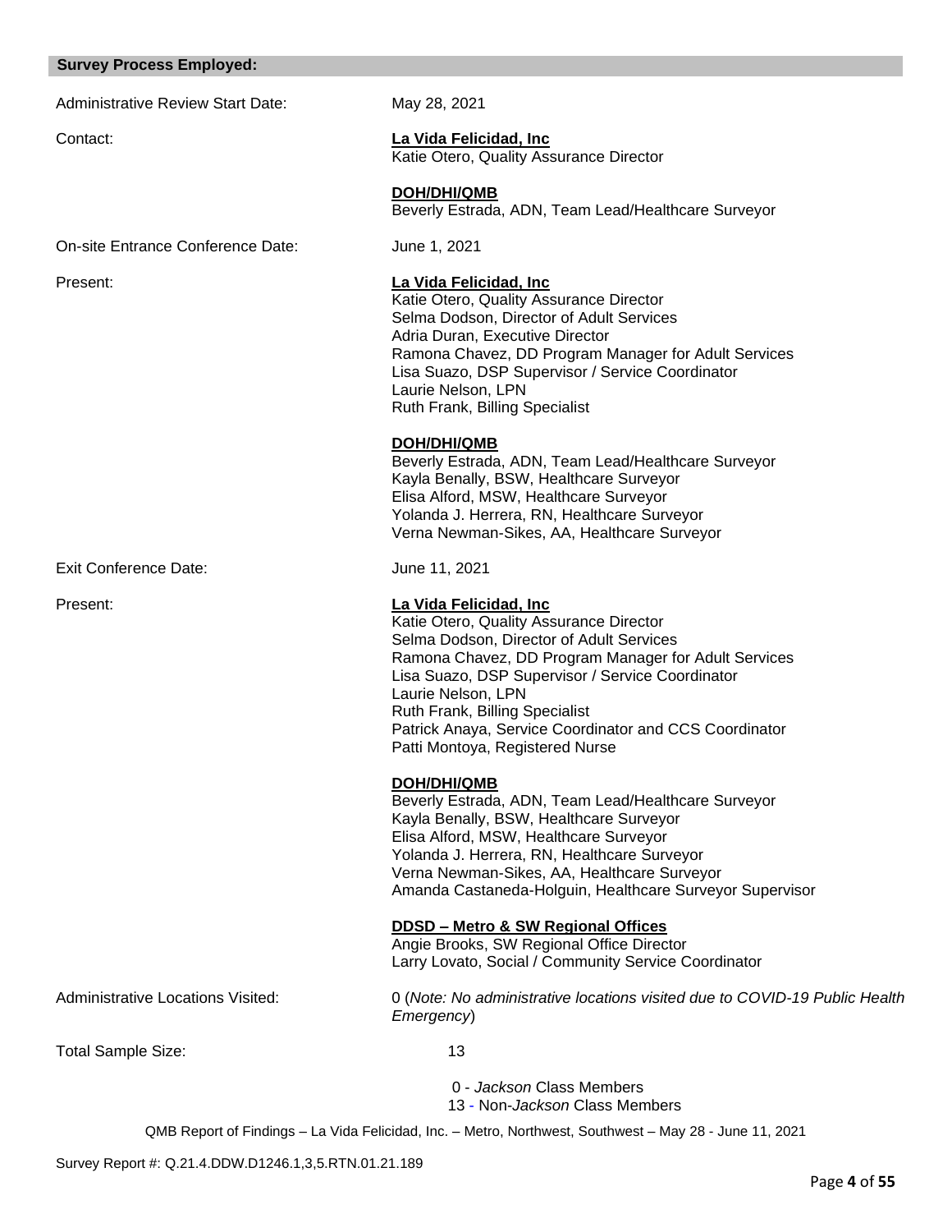## Survey Process Employed:

Administrative Review Start Date: May 28, 2021

Contact:

**La Vida Felicidad, Inc**
Katie Otero, Quality Assurance Director

**DOH/DHI/QMB**
Beverly Estrada, ADN, Team Lead/Healthcare Surveyor

On-site Entrance Conference Date: June 1, 2021

Present:

**La Vida Felicidad, Inc**
Katie Otero, Quality Assurance Director
Selma Dodson, Director of Adult Services
Adria Duran, Executive Director
Ramona Chavez, DD Program Manager for Adult Services
Lisa Suazo, DSP Supervisor / Service Coordinator
Laurie Nelson, LPN
Ruth Frank, Billing Specialist

**DOH/DHI/QMB**
Beverly Estrada, ADN, Team Lead/Healthcare Surveyor
Kayla Benally, BSW, Healthcare Surveyor
Elisa Alford, MSW, Healthcare Surveyor
Yolanda J. Herrera, RN, Healthcare Surveyor
Verna Newman-Sikes, AA, Healthcare Surveyor

Exit Conference Date: June 11, 2021

Present:

**La Vida Felicidad, Inc**
Katie Otero, Quality Assurance Director
Selma Dodson, Director of Adult Services
Ramona Chavez, DD Program Manager for Adult Services
Lisa Suazo, DSP Supervisor / Service Coordinator
Laurie Nelson, LPN
Ruth Frank, Billing Specialist
Patrick Anaya, Service Coordinator and CCS Coordinator
Patti Montoya, Registered Nurse

**DOH/DHI/QMB**
Beverly Estrada, ADN, Team Lead/Healthcare Surveyor
Kayla Benally, BSW, Healthcare Surveyor
Elisa Alford, MSW, Healthcare Surveyor
Yolanda J. Herrera, RN, Healthcare Surveyor
Verna Newman-Sikes, AA, Healthcare Surveyor
Amanda Castaneda-Holguin, Healthcare Surveyor Supervisor

**DDSD – Metro & SW Regional Offices**
Angie Brooks, SW Regional Office Director
Larry Lovato, Social / Community Service Coordinator

Administrative Locations Visited: 0 (*Note: No administrative locations visited due to COVID-19 Public Health Emergency*)

Total Sample Size: 13

0 - *Jackson* Class Members
13 - Non-*Jackson* Class Members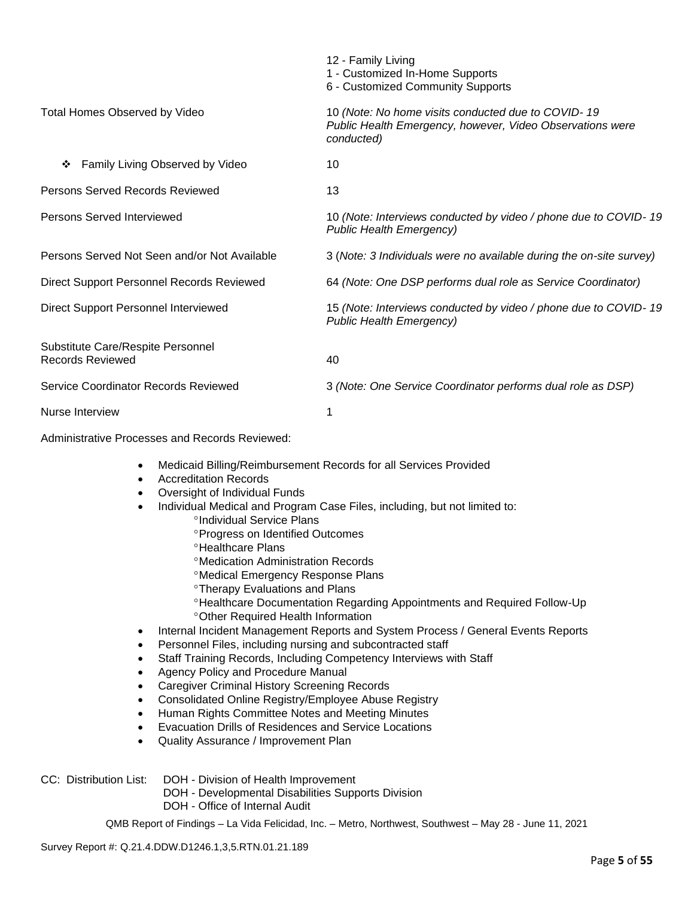| | |
|---|---|
| | 12 - Family Living<br>1 - Customized In-Home Supports<br>6 - Customized Community Supports |
| Total Homes Observed by Video | 10 *(Note: No home visits conducted due to COVID- 19 Public Health Emergency, however, Video Observations were conducted)* |
| ❖ Family Living Observed by Video | 10 |
| Persons Served Records Reviewed | 13 |
| Persons Served Interviewed | 10 *(Note: Interviews conducted by video / phone due to COVID- 19 Public Health Emergency)* |
| Persons Served Not Seen and/or Not Available | 3 (*Note: 3 Individuals were no available during the on-site survey)* |
| Direct Support Personnel Records Reviewed | 64 *(Note: One DSP performs dual role as Service Coordinator)* |
| Direct Support Personnel Interviewed | 15 *(Note: Interviews conducted by video / phone due to COVID- 19 Public Health Emergency)* |
| Substitute Care/Respite Personnel Records Reviewed | 40 |
| Service Coordinator Records Reviewed | 3 *(Note: One Service Coordinator performs dual role as DSP)* |
| Nurse Interview | 1 |

Administrative Processes and Records Reviewed:

- Medicaid Billing/Reimbursement Records for all Services Provided
- Accreditation Records
- Oversight of Individual Funds
- Individual Medical and Program Case Files, including, but not limited to:
    - Individual Service Plans
    - Progress on Identified Outcomes
    - Healthcare Plans
    - Medication Administration Records
    - Medical Emergency Response Plans
    - Therapy Evaluations and Plans
    - Healthcare Documentation Regarding Appointments and Required Follow-Up
    - Other Required Health Information
- Internal Incident Management Reports and System Process / General Events Reports
- Personnel Files, including nursing and subcontracted staff
- Staff Training Records, Including Competency Interviews with Staff
- Agency Policy and Procedure Manual
- Caregiver Criminal History Screening Records
- Consolidated Online Registry/Employee Abuse Registry
- Human Rights Committee Notes and Meeting Minutes
- Evacuation Drills of Residences and Service Locations
- Quality Assurance / Improvement Plan

CC: Distribution List: DOH - Division of Health Improvement
DOH - Developmental Disabilities Supports Division
DOH - Office of Internal Audit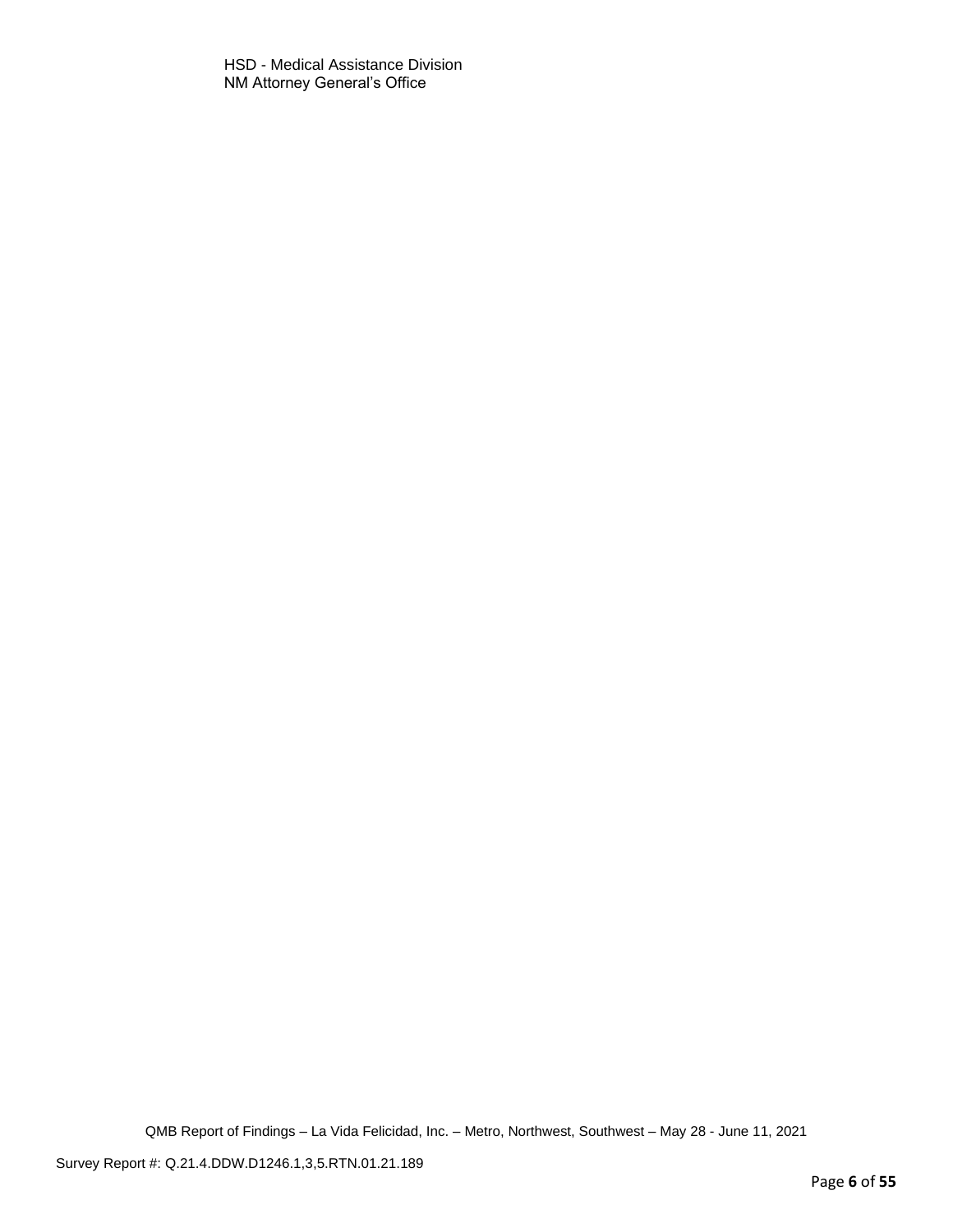HSD - Medical Assistance Division
NM Attorney General's Office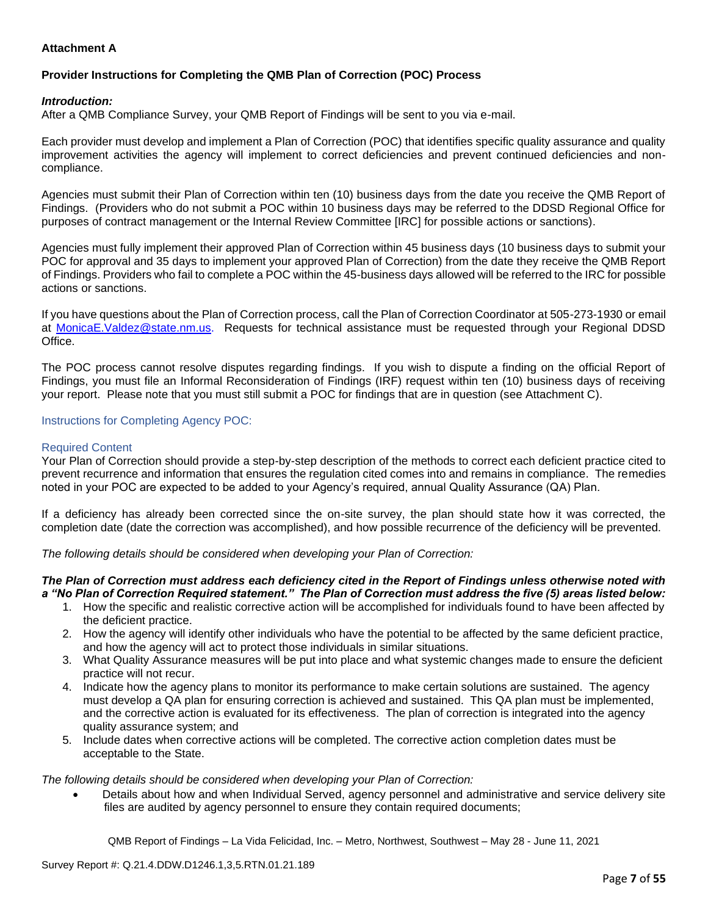**Attachment A**

**Provider Instructions for Completing the QMB Plan of Correction (POC) Process**

***Introduction:***
After a QMB Compliance Survey, your QMB Report of Findings will be sent to you via e-mail.

Each provider must develop and implement a Plan of Correction (POC) that identifies specific quality assurance and quality improvement activities the agency will implement to correct deficiencies and prevent continued deficiencies and non-compliance.

Agencies must submit their Plan of Correction within ten (10) business days from the date you receive the QMB Report of Findings. (Providers who do not submit a POC within 10 business days may be referred to the DDSD Regional Office for purposes of contract management or the Internal Review Committee [IRC] for possible actions or sanctions).

Agencies must fully implement their approved Plan of Correction within 45 business days (10 business days to submit your POC for approval and 35 days to implement your approved Plan of Correction) from the date they receive the QMB Report of Findings. Providers who fail to complete a POC within the 45-business days allowed will be referred to the IRC for possible actions or sanctions.

If you have questions about the Plan of Correction process, call the Plan of Correction Coordinator at 505-273-1930 or email at [MonicaE.Valdez@state.nm.us](mailto:MonicaE.Valdez@state.nm.us). Requests for technical assistance must be requested through your Regional DDSD Office.

The POC process cannot resolve disputes regarding findings. If you wish to dispute a finding on the official Report of Findings, you must file an Informal Reconsideration of Findings (IRF) request within ten (10) business days of receiving your report. Please note that you must still submit a POC for findings that are in question (see Attachment C).

### Instructions for Completing Agency POC:

### Required Content

Your Plan of Correction should provide a step-by-step description of the methods to correct each deficient practice cited to prevent recurrence and information that ensures the regulation cited comes into and remains in compliance. The remedies noted in your POC are expected to be added to your Agency's required, annual Quality Assurance (QA) Plan.

If a deficiency has already been corrected since the on-site survey, the plan should state how it was corrected, the completion date (date the correction was accomplished), and how possible recurrence of the deficiency will be prevented.

*The following details should be considered when developing your Plan of Correction:*

***The Plan of Correction must address each deficiency cited in the Report of Findings unless otherwise noted with a "No Plan of Correction Required statement." The Plan of Correction must address the five (5) areas listed below:***

1. How the specific and realistic corrective action will be accomplished for individuals found to have been affected by the deficient practice.
2. How the agency will identify other individuals who have the potential to be affected by the same deficient practice, and how the agency will act to protect those individuals in similar situations.
3. What Quality Assurance measures will be put into place and what systemic changes made to ensure the deficient practice will not recur.
4. Indicate how the agency plans to monitor its performance to make certain solutions are sustained. The agency must develop a QA plan for ensuring correction is achieved and sustained. This QA plan must be implemented, and the corrective action is evaluated for its effectiveness. The plan of correction is integrated into the agency quality assurance system; and
5. Include dates when corrective actions will be completed. The corrective action completion dates must be acceptable to the State.

*The following details should be considered when developing your Plan of Correction:*

- Details about how and when Individual Served, agency personnel and administrative and service delivery site files are audited by agency personnel to ensure they contain required documents;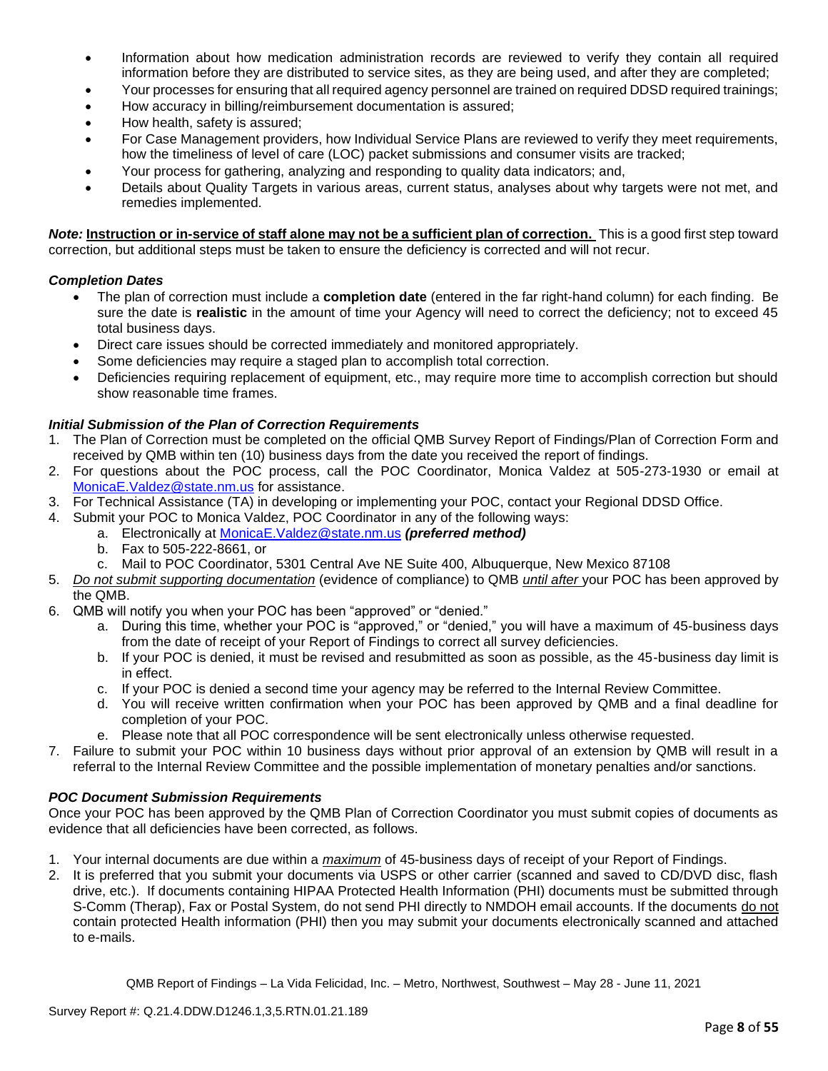- Information about how medication administration records are reviewed to verify they contain all required information before they are distributed to service sites, as they are being used, and after they are completed;
- Your processes for ensuring that all required agency personnel are trained on required DDSD required trainings;
- How accuracy in billing/reimbursement documentation is assured;
- How health, safety is assured;
- For Case Management providers, how Individual Service Plans are reviewed to verify they meet requirements, how the timeliness of level of care (LOC) packet submissions and consumer visits are tracked;
- Your process for gathering, analyzing and responding to quality data indicators; and,
- Details about Quality Targets in various areas, current status, analyses about why targets were not met, and remedies implemented.

***Note:*** **Instruction or in-service of staff alone may not be a sufficient plan of correction.** This is a good first step toward correction, but additional steps must be taken to ensure the deficiency is corrected and will not recur.

***Completion Dates***

- The plan of correction must include a **completion date** (entered in the far right-hand column) for each finding. Be sure the date is **realistic** in the amount of time your Agency will need to correct the deficiency; not to exceed 45 total business days.
- Direct care issues should be corrected immediately and monitored appropriately.
- Some deficiencies may require a staged plan to accomplish total correction.
- Deficiencies requiring replacement of equipment, etc., may require more time to accomplish correction but should show reasonable time frames.

***Initial Submission of the Plan of Correction Requirements***

1. The Plan of Correction must be completed on the official QMB Survey Report of Findings/Plan of Correction Form and received by QMB within ten (10) business days from the date you received the report of findings.
2. For questions about the POC process, call the POC Coordinator, Monica Valdez at 505-273-1930 or email at MonicaE.Valdez@state.nm.us for assistance.
3. For Technical Assistance (TA) in developing or implementing your POC, contact your Regional DDSD Office.
4. Submit your POC to Monica Valdez, POC Coordinator in any of the following ways:
   a. Electronically at MonicaE.Valdez@state.nm.us ***(preferred method)***
   b. Fax to 505-222-8661, or
   c. Mail to POC Coordinator, 5301 Central Ave NE Suite 400, Albuquerque, New Mexico 87108
5. *Do not submit supporting documentation* (evidence of compliance) to QMB *until after* your POC has been approved by the QMB.
6. QMB will notify you when your POC has been "approved" or "denied."
   a. During this time, whether your POC is "approved," or "denied," you will have a maximum of 45-business days from the date of receipt of your Report of Findings to correct all survey deficiencies.
   b. If your POC is denied, it must be revised and resubmitted as soon as possible, as the 45-business day limit is in effect.
   c. If your POC is denied a second time your agency may be referred to the Internal Review Committee.
   d. You will receive written confirmation when your POC has been approved by QMB and a final deadline for completion of your POC.
   e. Please note that all POC correspondence will be sent electronically unless otherwise requested.
7. Failure to submit your POC within 10 business days without prior approval of an extension by QMB will result in a referral to the Internal Review Committee and the possible implementation of monetary penalties and/or sanctions.

***POC Document Submission Requirements***

Once your POC has been approved by the QMB Plan of Correction Coordinator you must submit copies of documents as evidence that all deficiencies have been corrected, as follows.

1. Your internal documents are due within a *maximum* of 45-business days of receipt of your Report of Findings.
2. It is preferred that you submit your documents via USPS or other carrier (scanned and saved to CD/DVD disc, flash drive, etc.). If documents containing HIPAA Protected Health Information (PHI) documents must be submitted through S-Comm (Therap), Fax or Postal System, do not send PHI directly to NMDOH email accounts. If the documents do not contain protected Health information (PHI) then you may submit your documents electronically scanned and attached to e-mails.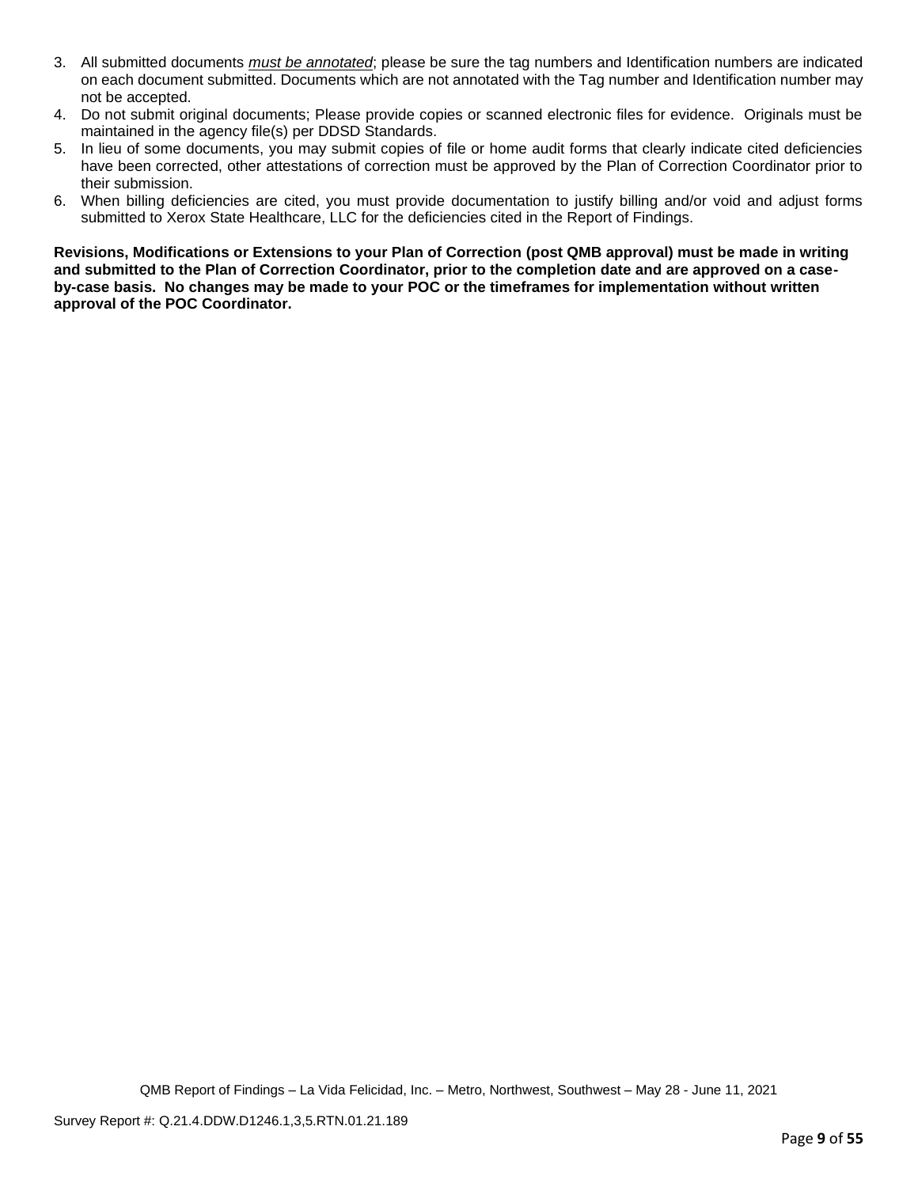3. All submitted documents *must be annotated*; please be sure the tag numbers and Identification numbers are indicated on each document submitted. Documents which are not annotated with the Tag number and Identification number may not be accepted.
4. Do not submit original documents; Please provide copies or scanned electronic files for evidence. Originals must be maintained in the agency file(s) per DDSD Standards.
5. In lieu of some documents, you may submit copies of file or home audit forms that clearly indicate cited deficiencies have been corrected, other attestations of correction must be approved by the Plan of Correction Coordinator prior to their submission.
6. When billing deficiencies are cited, you must provide documentation to justify billing and/or void and adjust forms submitted to Xerox State Healthcare, LLC for the deficiencies cited in the Report of Findings.

**Revisions, Modifications or Extensions to your Plan of Correction (post QMB approval) must be made in writing and submitted to the Plan of Correction Coordinator, prior to the completion date and are approved on a case-by-case basis. No changes may be made to your POC or the timeframes for implementation without written approval of the POC Coordinator.**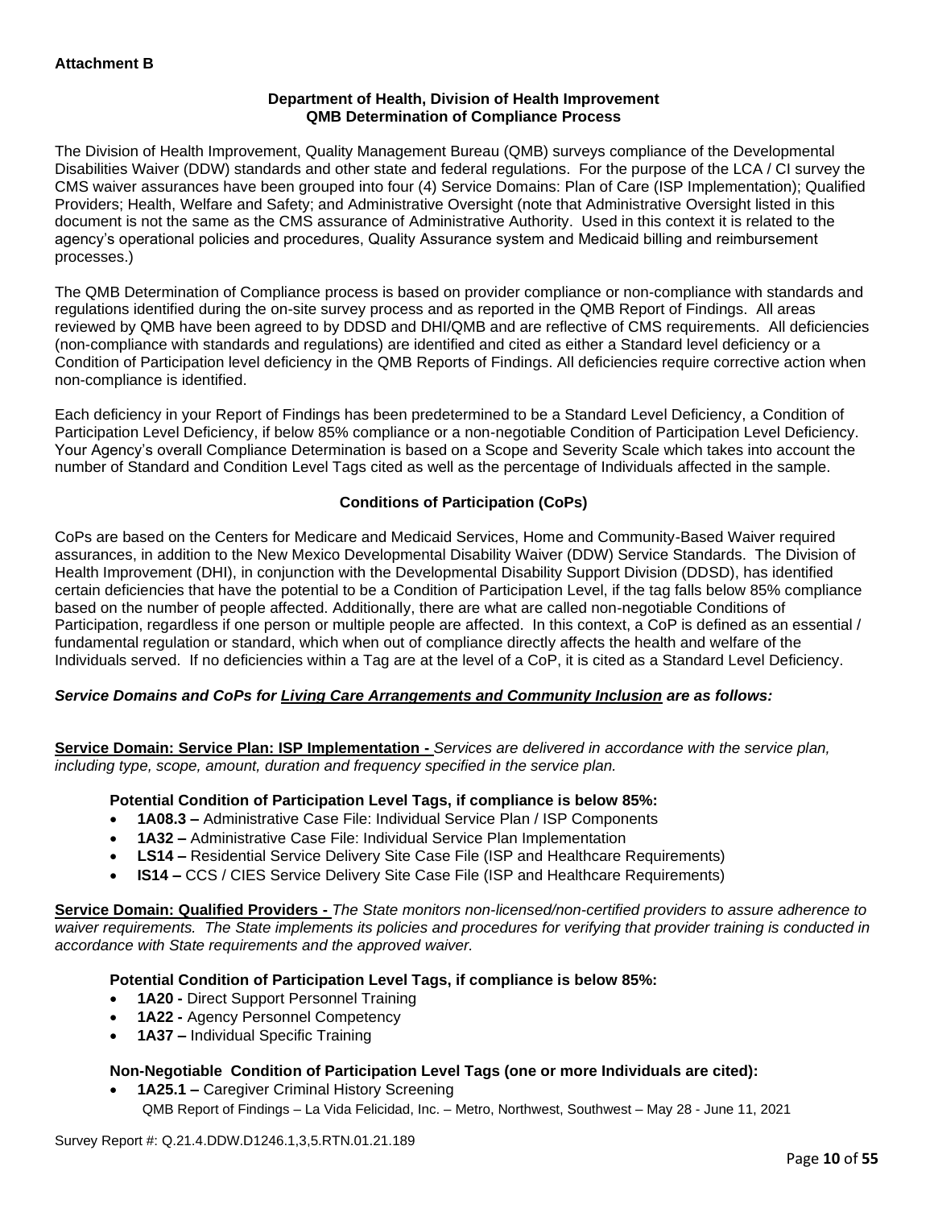**Attachment B**

**Department of Health, Division of Health Improvement**
**QMB Determination of Compliance Process**

The Division of Health Improvement, Quality Management Bureau (QMB) surveys compliance of the Developmental Disabilities Waiver (DDW) standards and other state and federal regulations. For the purpose of the LCA / CI survey the CMS waiver assurances have been grouped into four (4) Service Domains: Plan of Care (ISP Implementation); Qualified Providers; Health, Welfare and Safety; and Administrative Oversight (note that Administrative Oversight listed in this document is not the same as the CMS assurance of Administrative Authority. Used in this context it is related to the agency's operational policies and procedures, Quality Assurance system and Medicaid billing and reimbursement processes.)

The QMB Determination of Compliance process is based on provider compliance or non-compliance with standards and regulations identified during the on-site survey process and as reported in the QMB Report of Findings. All areas reviewed by QMB have been agreed to by DDSD and DHI/QMB and are reflective of CMS requirements. All deficiencies (non-compliance with standards and regulations) are identified and cited as either a Standard level deficiency or a Condition of Participation level deficiency in the QMB Reports of Findings. All deficiencies require corrective action when non-compliance is identified.

Each deficiency in your Report of Findings has been predetermined to be a Standard Level Deficiency, a Condition of Participation Level Deficiency, if below 85% compliance or a non-negotiable Condition of Participation Level Deficiency. Your Agency's overall Compliance Determination is based on a Scope and Severity Scale which takes into account the number of Standard and Condition Level Tags cited as well as the percentage of Individuals affected in the sample.

**Conditions of Participation (CoPs)**

CoPs are based on the Centers for Medicare and Medicaid Services, Home and Community-Based Waiver required assurances, in addition to the New Mexico Developmental Disability Waiver (DDW) Service Standards. The Division of Health Improvement (DHI), in conjunction with the Developmental Disability Support Division (DDSD), has identified certain deficiencies that have the potential to be a Condition of Participation Level, if the tag falls below 85% compliance based on the number of people affected. Additionally, there are what are called non-negotiable Conditions of Participation, regardless if one person or multiple people are affected. In this context, a CoP is defined as an essential / fundamental regulation or standard, which when out of compliance directly affects the health and welfare of the Individuals served. If no deficiencies within a Tag are at the level of a CoP, it is cited as a Standard Level Deficiency.

***Service Domains and CoPs for Living Care Arrangements and Community Inclusion are as follows:***

**Service Domain: Service Plan: ISP Implementation -** *Services are delivered in accordance with the service plan, including type, scope, amount, duration and frequency specified in the service plan.*

**Potential Condition of Participation Level Tags, if compliance is below 85%:**

- **1A08.3 –** Administrative Case File: Individual Service Plan / ISP Components
- **1A32 –** Administrative Case File: Individual Service Plan Implementation
- **LS14 –** Residential Service Delivery Site Case File (ISP and Healthcare Requirements)
- **IS14 –** CCS / CIES Service Delivery Site Case File (ISP and Healthcare Requirements)

**Service Domain: Qualified Providers -** *The State monitors non-licensed/non-certified providers to assure adherence to waiver requirements. The State implements its policies and procedures for verifying that provider training is conducted in accordance with State requirements and the approved waiver.*

**Potential Condition of Participation Level Tags, if compliance is below 85%:**

- **1A20 -** Direct Support Personnel Training
- **1A22 -** Agency Personnel Competency
- **1A37 –** Individual Specific Training

**Non-Negotiable Condition of Participation Level Tags (one or more Individuals are cited):**

- **1A25.1 –** Caregiver Criminal History Screening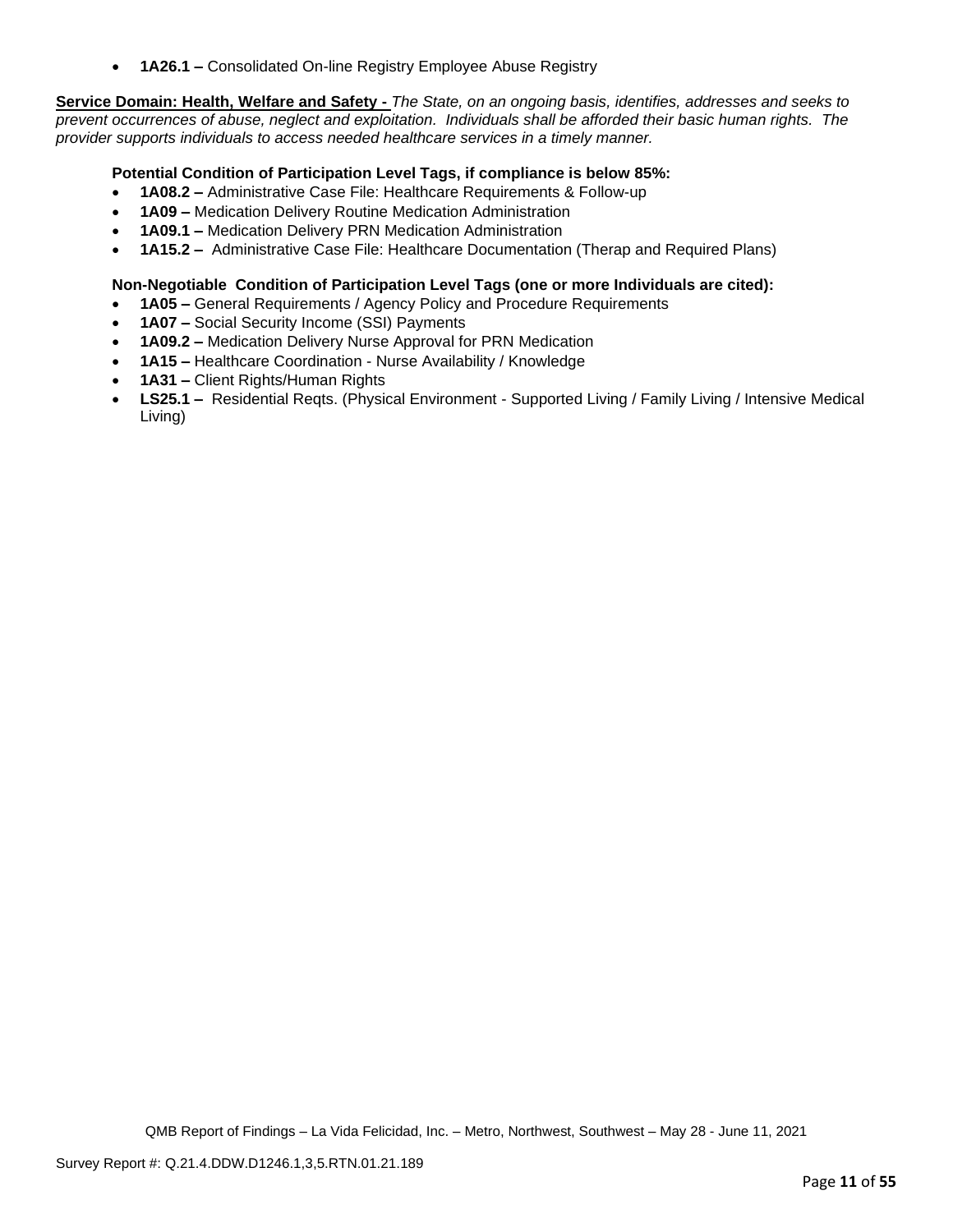- **1A26.1 –** Consolidated On-line Registry Employee Abuse Registry

**Service Domain: Health, Welfare and Safety -** *The State, on an ongoing basis, identifies, addresses and seeks to prevent occurrences of abuse, neglect and exploitation. Individuals shall be afforded their basic human rights. The provider supports individuals to access needed healthcare services in a timely manner.*

**Potential Condition of Participation Level Tags, if compliance is below 85%:**

- **1A08.2 –** Administrative Case File: Healthcare Requirements & Follow-up
- **1A09 –** Medication Delivery Routine Medication Administration
- **1A09.1 –** Medication Delivery PRN Medication Administration
- **1A15.2 –** Administrative Case File: Healthcare Documentation (Therap and Required Plans)

**Non-Negotiable Condition of Participation Level Tags (one or more Individuals are cited):**

- **1A05 –** General Requirements / Agency Policy and Procedure Requirements
- **1A07 –** Social Security Income (SSI) Payments
- **1A09.2 –** Medication Delivery Nurse Approval for PRN Medication
- **1A15 –** Healthcare Coordination - Nurse Availability / Knowledge
- **1A31 –** Client Rights/Human Rights
- **LS25.1 –** Residential Reqts. (Physical Environment - Supported Living / Family Living / Intensive Medical Living)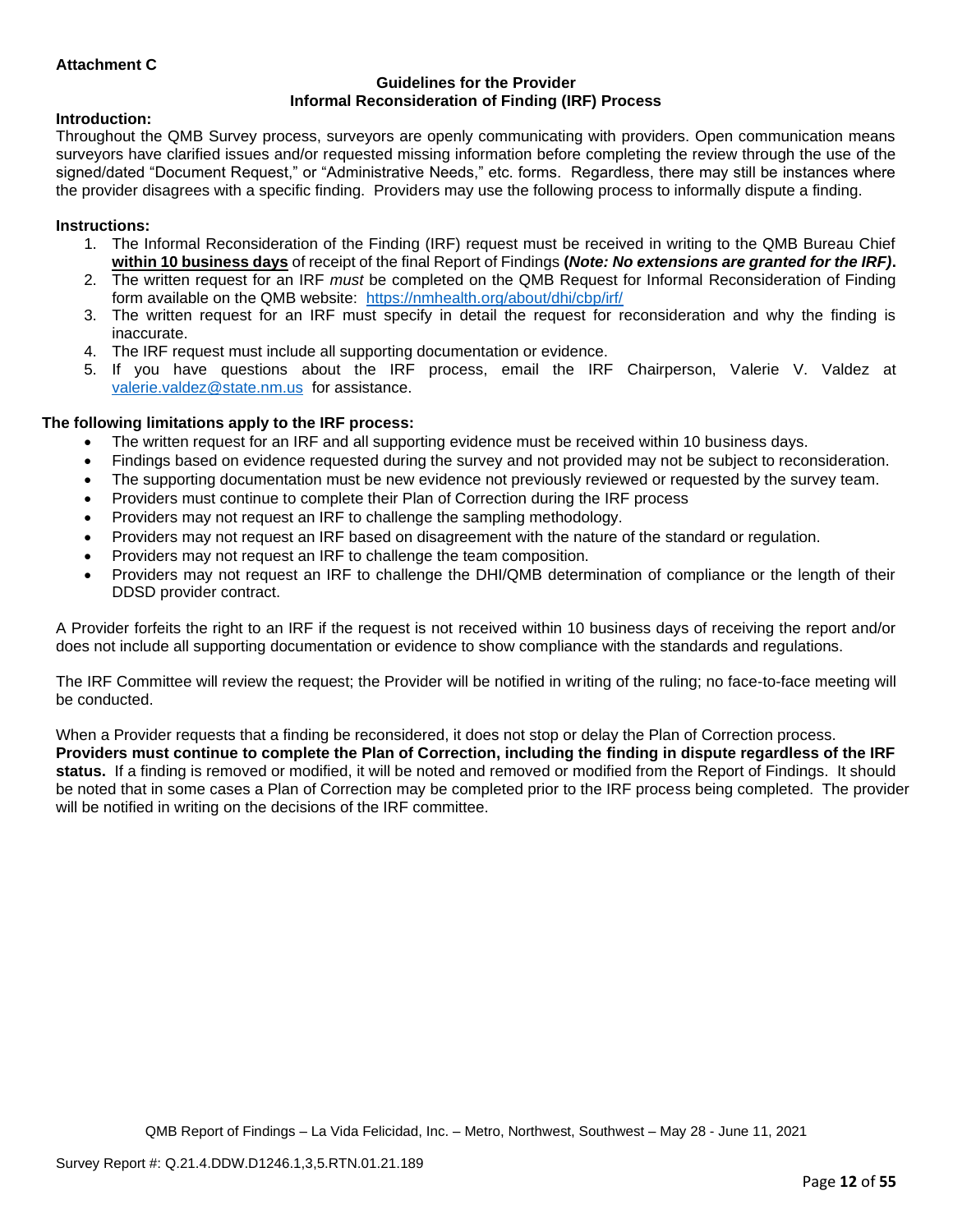**Attachment C**

**Guidelines for the Provider**
**Informal Reconsideration of Finding (IRF) Process**

**Introduction:**
Throughout the QMB Survey process, surveyors are openly communicating with providers. Open communication means surveyors have clarified issues and/or requested missing information before completing the review through the use of the signed/dated "Document Request," or "Administrative Needs," etc. forms. Regardless, there may still be instances where the provider disagrees with a specific finding. Providers may use the following process to informally dispute a finding.

**Instructions:**

1. The Informal Reconsideration of the Finding (IRF) request must be received in writing to the QMB Bureau Chief **within 10 business days** of receipt of the final Report of Findings **(*Note: No extensions are granted for the IRF)*.**
2. The written request for an IRF *must* be completed on the QMB Request for Informal Reconsideration of Finding form available on the QMB website: https://nmhealth.org/about/dhi/cbp/irf/
3. The written request for an IRF must specify in detail the request for reconsideration and why the finding is inaccurate.
4. The IRF request must include all supporting documentation or evidence.
5. If you have questions about the IRF process, email the IRF Chairperson, Valerie V. Valdez at valerie.valdez@state.nm.us for assistance.

**The following limitations apply to the IRF process:**

- The written request for an IRF and all supporting evidence must be received within 10 business days.
- Findings based on evidence requested during the survey and not provided may not be subject to reconsideration.
- The supporting documentation must be new evidence not previously reviewed or requested by the survey team.
- Providers must continue to complete their Plan of Correction during the IRF process
- Providers may not request an IRF to challenge the sampling methodology.
- Providers may not request an IRF based on disagreement with the nature of the standard or regulation.
- Providers may not request an IRF to challenge the team composition.
- Providers may not request an IRF to challenge the DHI/QMB determination of compliance or the length of their DDSD provider contract.

A Provider forfeits the right to an IRF if the request is not received within 10 business days of receiving the report and/or does not include all supporting documentation or evidence to show compliance with the standards and regulations.

The IRF Committee will review the request; the Provider will be notified in writing of the ruling; no face-to-face meeting will be conducted.

When a Provider requests that a finding be reconsidered, it does not stop or delay the Plan of Correction process. **Providers must continue to complete the Plan of Correction, including the finding in dispute regardless of the IRF status.** If a finding is removed or modified, it will be noted and removed or modified from the Report of Findings. It should be noted that in some cases a Plan of Correction may be completed prior to the IRF process being completed. The provider will be notified in writing on the decisions of the IRF committee.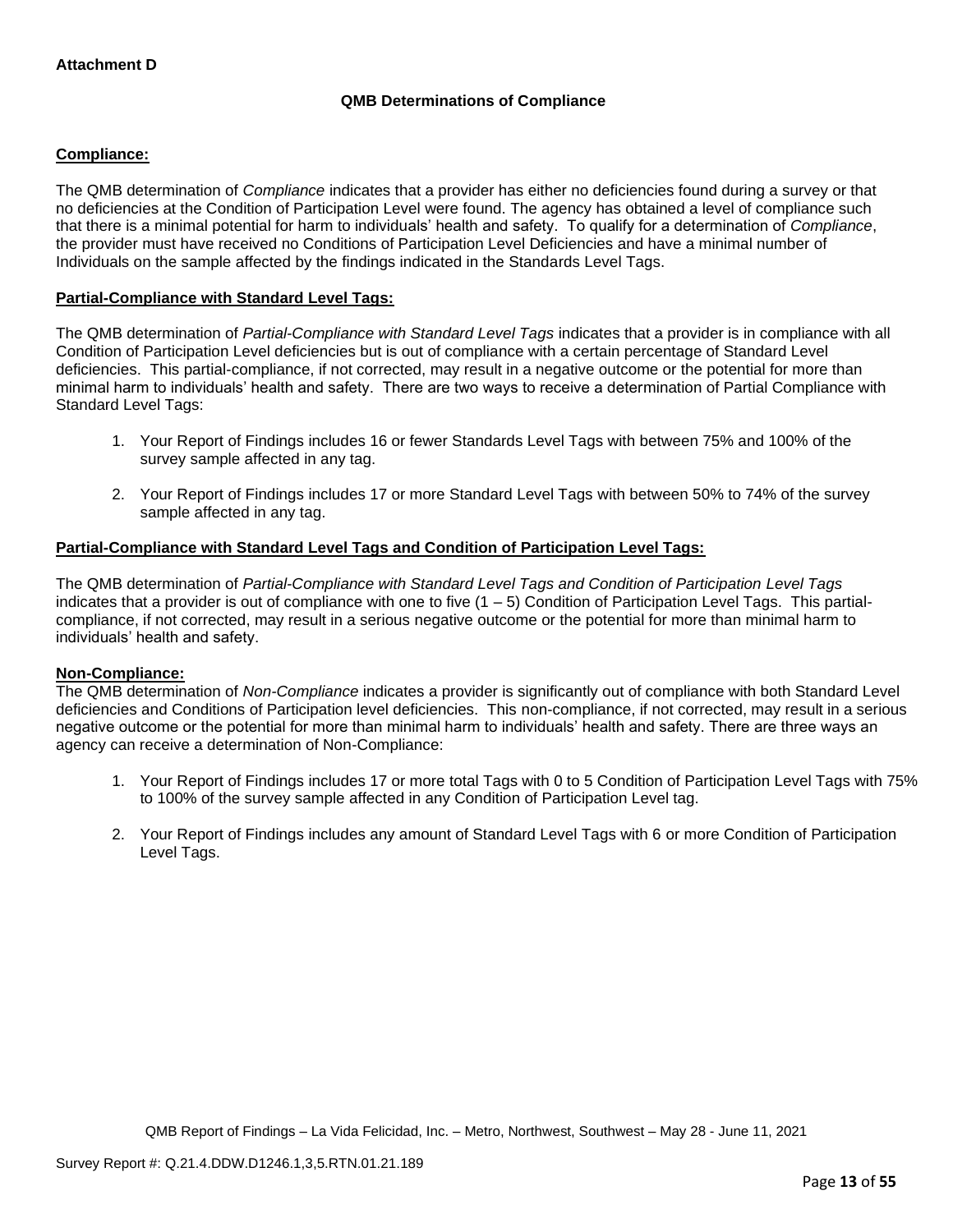**Attachment D**

**QMB Determinations of Compliance**

**Compliance:**

The QMB determination of *Compliance* indicates that a provider has either no deficiencies found during a survey or that no deficiencies at the Condition of Participation Level were found. The agency has obtained a level of compliance such that there is a minimal potential for harm to individuals' health and safety. To qualify for a determination of *Compliance*, the provider must have received no Conditions of Participation Level Deficiencies and have a minimal number of Individuals on the sample affected by the findings indicated in the Standards Level Tags.

**Partial-Compliance with Standard Level Tags:**

The QMB determination of *Partial-Compliance with Standard Level Tags* indicates that a provider is in compliance with all Condition of Participation Level deficiencies but is out of compliance with a certain percentage of Standard Level deficiencies. This partial-compliance, if not corrected, may result in a negative outcome or the potential for more than minimal harm to individuals' health and safety. There are two ways to receive a determination of Partial Compliance with Standard Level Tags:

1. Your Report of Findings includes 16 or fewer Standards Level Tags with between 75% and 100% of the survey sample affected in any tag.

2. Your Report of Findings includes 17 or more Standard Level Tags with between 50% to 74% of the survey sample affected in any tag.

**Partial-Compliance with Standard Level Tags and Condition of Participation Level Tags:**

The QMB determination of *Partial-Compliance with Standard Level Tags and Condition of Participation Level Tags* indicates that a provider is out of compliance with one to five (1 – 5) Condition of Participation Level Tags. This partial-compliance, if not corrected, may result in a serious negative outcome or the potential for more than minimal harm to individuals' health and safety.

**Non-Compliance:**

The QMB determination of *Non-Compliance* indicates a provider is significantly out of compliance with both Standard Level deficiencies and Conditions of Participation level deficiencies. This non-compliance, if not corrected, may result in a serious negative outcome or the potential for more than minimal harm to individuals' health and safety. There are three ways an agency can receive a determination of Non-Compliance:

1. Your Report of Findings includes 17 or more total Tags with 0 to 5 Condition of Participation Level Tags with 75% to 100% of the survey sample affected in any Condition of Participation Level tag.

2. Your Report of Findings includes any amount of Standard Level Tags with 6 or more Condition of Participation Level Tags.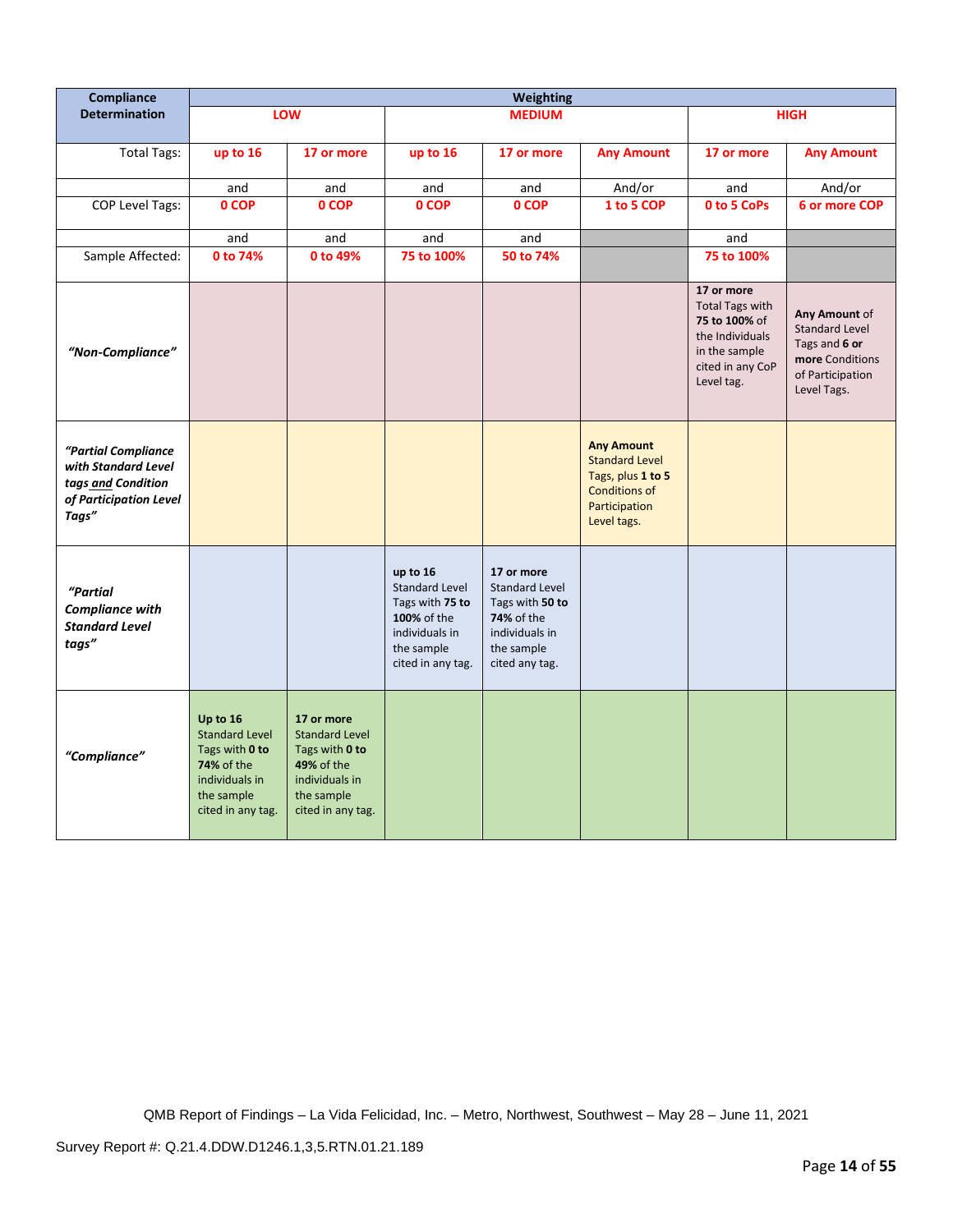| Compliance Determination | Weighting | | | | | | |
|---|---|---|---|---|---|---|---|
| | LOW | | MEDIUM | | | HIGH | |
| Total Tags: | up to 16 | 17 or more | up to 16 | 17 or more | Any Amount | 17 or more | Any Amount |
| | and | and | and | and | And/or | and | And/or |
| COP Level Tags: | 0 COP | 0 COP | 0 COP | 0 COP | 1 to 5 COP | 0 to 5 CoPs | 6 or more COP |
| | and | and | and | and | | and | |
| Sample Affected: | 0 to 74% | 0 to 49% | 75 to 100% | 50 to 74% | | 75 to 100% | |
| ***"Non-Compliance"*** | | | | | | **17 or more** Total Tags with **75 to 100%** of the Individuals in the sample cited in any CoP Level tag. | **Any Amount** of Standard Level Tags and **6 or more** Conditions of Participation Level Tags. |
| ***"Partial Compliance with Standard Level tags and Condition of Participation Level Tags"*** | | | | | **Any Amount** Standard Level Tags, plus **1 to 5** Conditions of Participation Level tags. | | |
| ***"Partial Compliance with Standard Level tags"*** | | | **up to 16** Standard Level Tags with **75 to 100%** of the individuals in the sample cited in any tag. | **17 or more** Standard Level Tags with **50 to 74%** of the individuals in the sample cited any tag. | | | |
| ***"Compliance"*** | **Up to 16** Standard Level Tags with **0 to 74%** of the individuals in the sample cited in any tag. | **17 or more** Standard Level Tags with **0 to 49%** of the individuals in the sample cited in any tag. | | | | | |

QMB Report of Findings – La Vida Felicidad, Inc. – Metro, Northwest, Southwest – May 28 – June 11, 2021

Survey Report #: Q.21.4.DDW.D1246.1,3,5.RTN.01.21.189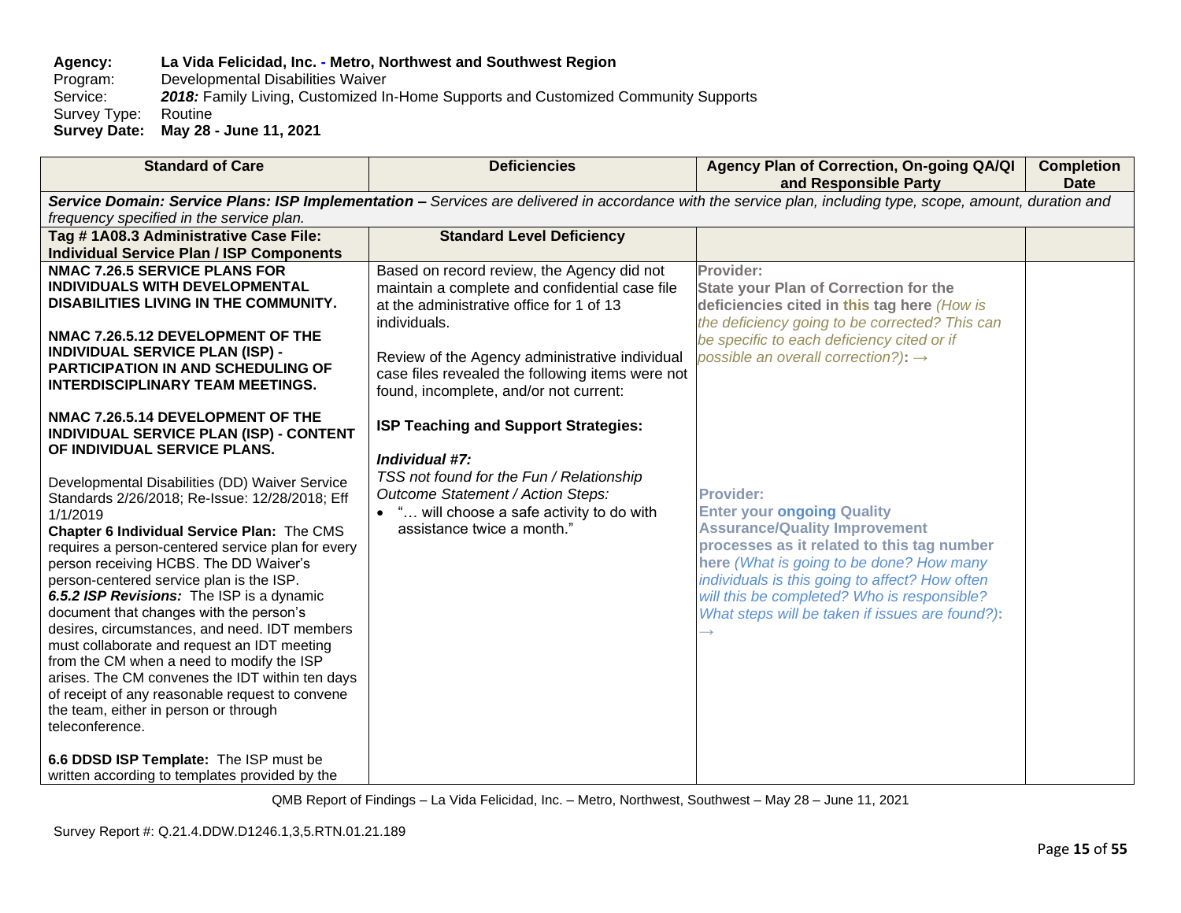**Agency:** **La Vida Felicidad, Inc. - Metro, Northwest and Southwest Region**
Program: Developmental Disabilities Waiver
Service: ***2018:*** Family Living, Customized In-Home Supports and Customized Community Supports
Survey Type: Routine
**Survey Date: May 28 - June 11, 2021**

| Standard of Care | Deficiencies | Agency Plan of Correction, On-going QA/QI and Responsible Party | Completion Date |
|---|---|---|---|
| ***Service Domain: Service Plans: ISP Implementation –*** *Services are delivered in accordance with the service plan, including type, scope, amount, duration and frequency specified in the service plan.* | | | |
| **Tag # 1A08.3 Administrative Case File: Individual Service Plan / ISP Components** | **Standard Level Deficiency** | | |
| **NMAC 7.26.5 SERVICE PLANS FOR INDIVIDUALS WITH DEVELOPMENTAL DISABILITIES LIVING IN THE COMMUNITY.**<br><br>**NMAC 7.26.5.12 DEVELOPMENT OF THE INDIVIDUAL SERVICE PLAN (ISP) - PARTICIPATION IN AND SCHEDULING OF INTERDISCIPLINARY TEAM MEETINGS.**<br><br>**NMAC 7.26.5.14 DEVELOPMENT OF THE INDIVIDUAL SERVICE PLAN (ISP) - CONTENT OF INDIVIDUAL SERVICE PLANS.**<br><br>Developmental Disabilities (DD) Waiver Service Standards 2/26/2018; Re-Issue: 12/28/2018; Eff 1/1/2019<br>**Chapter 6 Individual Service Plan:** The CMS requires a person-centered service plan for every person receiving HCBS. The DD Waiver's person-centered service plan is the ISP.<br>***6.5.2 ISP Revisions:*** The ISP is a dynamic document that changes with the person's desires, circumstances, and need. IDT members must collaborate and request an IDT meeting from the CM when a need to modify the ISP arises. The CM convenes the IDT within ten days of receipt of any reasonable request to convene the team, either in person or through teleconference.<br><br>**6.6 DDSD ISP Template:** The ISP must be written according to templates provided by the | Based on record review, the Agency did not maintain a complete and confidential case file at the administrative office for 1 of 13 individuals.<br><br>Review of the Agency administrative individual case files revealed the following items were not found, incomplete, and/or not current:<br><br>**ISP Teaching and Support Strategies:**<br><br>***Individual #7:***<br>*TSS not found for the Fun / Relationship Outcome Statement / Action Steps:*<br>• "… will choose a safe activity to do with assistance twice a month." | **Provider:**<br>**State your Plan of Correction for the deficiencies cited in this tag here** *(How is the deficiency going to be corrected? This can be specific to each deficiency cited or if possible an overall correction?)*: →<br><br>**Provider:**<br>**Enter your ongoing Quality Assurance/Quality Improvement processes as it related to this tag number here** *(What is going to be done? How many individuals is this going to affect? How often will this be completed? Who is responsible? What steps will be taken if issues are found?)*: → | |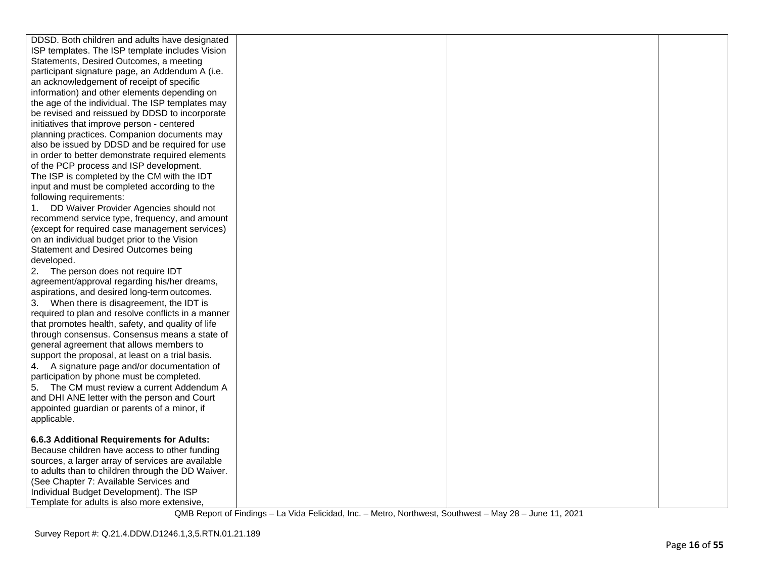| | | | |
|---|---|---|---|
| DDSD. Both children and adults have designated ISP templates. The ISP template includes Vision Statements, Desired Outcomes, a meeting participant signature page, an Addendum A (i.e. an acknowledgement of receipt of specific information) and other elements depending on the age of the individual. The ISP templates may be revised and reissued by DDSD to incorporate initiatives that improve person - centered planning practices. Companion documents may also be issued by DDSD and be required for use in order to better demonstrate required elements of the PCP process and ISP development.<br>The ISP is completed by the CM with the IDT input and must be completed according to the following requirements:<br>1. DD Waiver Provider Agencies should not recommend service type, frequency, and amount (except for required case management services) on an individual budget prior to the Vision Statement and Desired Outcomes being developed.<br>2. The person does not require IDT agreement/approval regarding his/her dreams, aspirations, and desired long-term outcomes.<br>3. When there is disagreement, the IDT is required to plan and resolve conflicts in a manner that promotes health, safety, and quality of life through consensus. Consensus means a state of general agreement that allows members to support the proposal, at least on a trial basis.<br>4. A signature page and/or documentation of participation by phone must be completed.<br>5. The CM must review a current Addendum A and DHI ANE letter with the person and Court appointed guardian or parents of a minor, if applicable.<br><br>**6.6.3 Additional Requirements for Adults:**<br>Because children have access to other funding sources, a larger array of services are available to adults than to children through the DD Waiver. (See Chapter 7: Available Services and Individual Budget Development). The ISP Template for adults is also more extensive, | | | |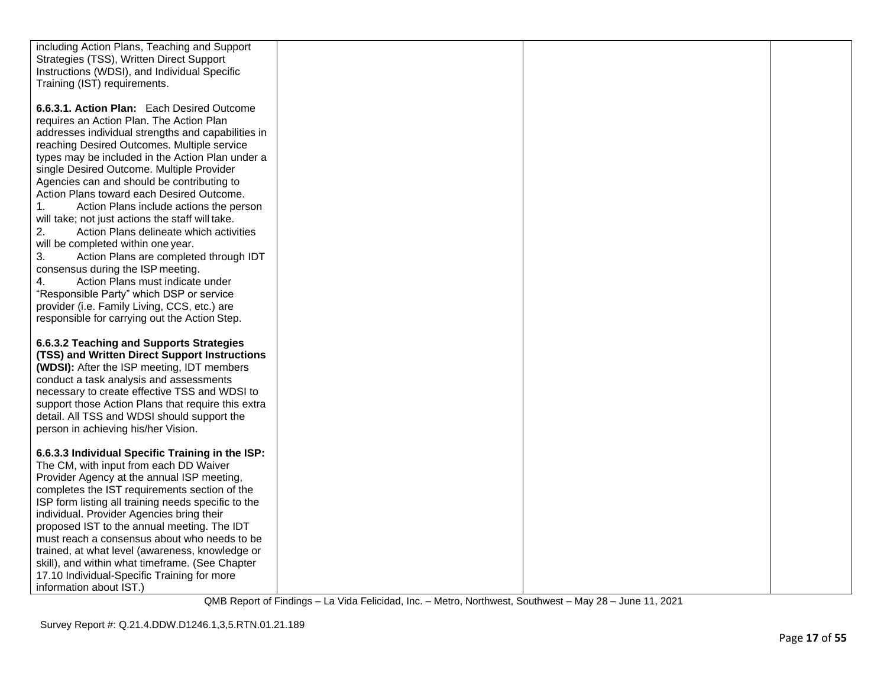| | | | |
|---|---|---|---|
| including Action Plans, Teaching and Support Strategies (TSS), Written Direct Support Instructions (WDSI), and Individual Specific Training (IST) requirements.<br><br>**6.6.3.1. Action Plan:** Each Desired Outcome requires an Action Plan. The Action Plan addresses individual strengths and capabilities in reaching Desired Outcomes. Multiple service types may be included in the Action Plan under a single Desired Outcome. Multiple Provider Agencies can and should be contributing to Action Plans toward each Desired Outcome.<br>1. Action Plans include actions the person will take; not just actions the staff will take.<br>2. Action Plans delineate which activities will be completed within one year.<br>3. Action Plans are completed through IDT consensus during the ISP meeting.<br>4. Action Plans must indicate under "Responsible Party" which DSP or service provider (i.e. Family Living, CCS, etc.) are responsible for carrying out the Action Step.<br><br>**6.6.3.2 Teaching and Supports Strategies (TSS) and Written Direct Support Instructions (WDSI):** After the ISP meeting, IDT members conduct a task analysis and assessments necessary to create effective TSS and WDSI to support those Action Plans that require this extra detail. All TSS and WDSI should support the person in achieving his/her Vision.<br><br>**6.6.3.3 Individual Specific Training in the ISP:** The CM, with input from each DD Waiver Provider Agency at the annual ISP meeting, completes the IST requirements section of the ISP form listing all training needs specific to the individual. Provider Agencies bring their proposed IST to the annual meeting. The IDT must reach a consensus about who needs to be trained, at what level (awareness, knowledge or skill), and within what timeframe. (See Chapter 17.10 Individual-Specific Training for more information about IST.) | | | |

QMB Report of Findings – La Vida Felicidad, Inc. – Metro, Northwest, Southwest – May 28 – June 11, 2021

Survey Report #: Q.21.4.DDW.D1246.1,3,5.RTN.01.21.189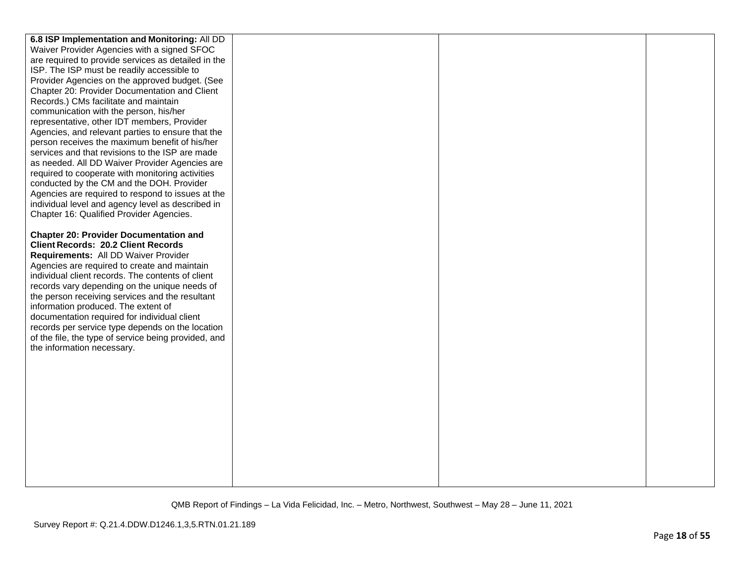| | | | |
|---|---|---|---|
| **6.8 ISP Implementation and Monitoring:** All DD Waiver Provider Agencies with a signed SFOC are required to provide services as detailed in the ISP. The ISP must be readily accessible to Provider Agencies on the approved budget. (See Chapter 20: Provider Documentation and Client Records.) CMs facilitate and maintain communication with the person, his/her representative, other IDT members, Provider Agencies, and relevant parties to ensure that the person receives the maximum benefit of his/her services and that revisions to the ISP are made as needed. All DD Waiver Provider Agencies are required to cooperate with monitoring activities conducted by the CM and the DOH. Provider Agencies are required to respond to issues at the individual level and agency level as described in Chapter 16: Qualified Provider Agencies.<br><br>**Chapter 20: Provider Documentation and Client Records: 20.2 Client Records Requirements:** All DD Waiver Provider Agencies are required to create and maintain individual client records. The contents of client records vary depending on the unique needs of the person receiving services and the resultant information produced. The extent of documentation required for individual client records per service type depends on the location of the file, the type of service being provided, and the information necessary. | | | |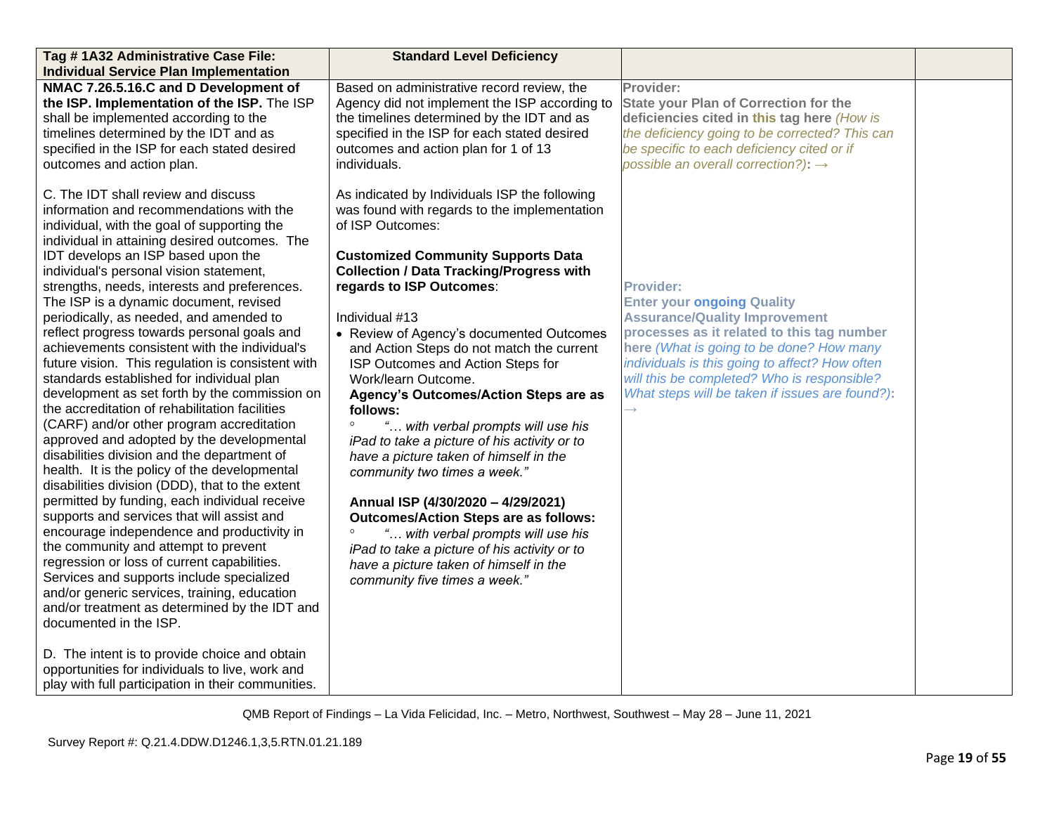| Tag # 1A32 Administrative Case File: Individual Service Plan Implementation | Standard Level Deficiency | | |
|---|---|---|---|
| **NMAC 7.26.5.16.C and D Development of the ISP. Implementation of the ISP.** The ISP shall be implemented according to the timelines determined by the IDT and as specified in the ISP for each stated desired outcomes and action plan.<br><br>C. The IDT shall review and discuss information and recommendations with the individual, with the goal of supporting the individual in attaining desired outcomes. The IDT develops an ISP based upon the individual's personal vision statement, strengths, needs, interests and preferences. The ISP is a dynamic document, revised periodically, as needed, and amended to reflect progress towards personal goals and achievements consistent with the individual's future vision. This regulation is consistent with standards established for individual plan development as set forth by the commission on the accreditation of rehabilitation facilities (CARF) and/or other program accreditation approved and adopted by the developmental disabilities division and the department of health. It is the policy of the developmental disabilities division (DDD), that to the extent permitted by funding, each individual receive supports and services that will assist and encourage independence and productivity in the community and attempt to prevent regression or loss of current capabilities. Services and supports include specialized and/or generic services, training, education and/or treatment as determined by the IDT and documented in the ISP.<br><br>D. The intent is to provide choice and obtain opportunities for individuals to live, work and play with full participation in their communities. | Based on administrative record review, the Agency did not implement the ISP according to the timelines determined by the IDT and as specified in the ISP for each stated desired outcomes and action plan for 1 of 13 individuals.<br><br>As indicated by Individuals ISP the following was found with regards to the implementation of ISP Outcomes:<br><br>**Customized Community Supports Data Collection / Data Tracking/Progress with regards to ISP Outcomes**:<br><br>Individual #13<br>• Review of Agency's documented Outcomes and Action Steps do not match the current ISP Outcomes and Action Steps for Work/learn Outcome.<br>**Agency's Outcomes/Action Steps are as follows:**<br>° *"… with verbal prompts will use his iPad to take a picture of his activity or to have a picture taken of himself in the community two times a week."*<br><br>**Annual ISP (4/30/2020 – 4/29/2021) Outcomes/Action Steps are as follows:**<br>° *"… with verbal prompts will use his iPad to take a picture of his activity or to have a picture taken of himself in the community five times a week."* | **Provider:**<br>**State your Plan of Correction for the deficiencies cited in this tag here** *(How is the deficiency going to be corrected? This can be specific to each deficiency cited or if possible an overall correction?)*: →<br><br>**Provider:**<br>**Enter your ongoing Quality Assurance/Quality Improvement processes as it related to this tag number here** *(What is going to be done? How many individuals is this going to affect? How often will this be completed? Who is responsible? What steps will be taken if issues are found?)*: → | |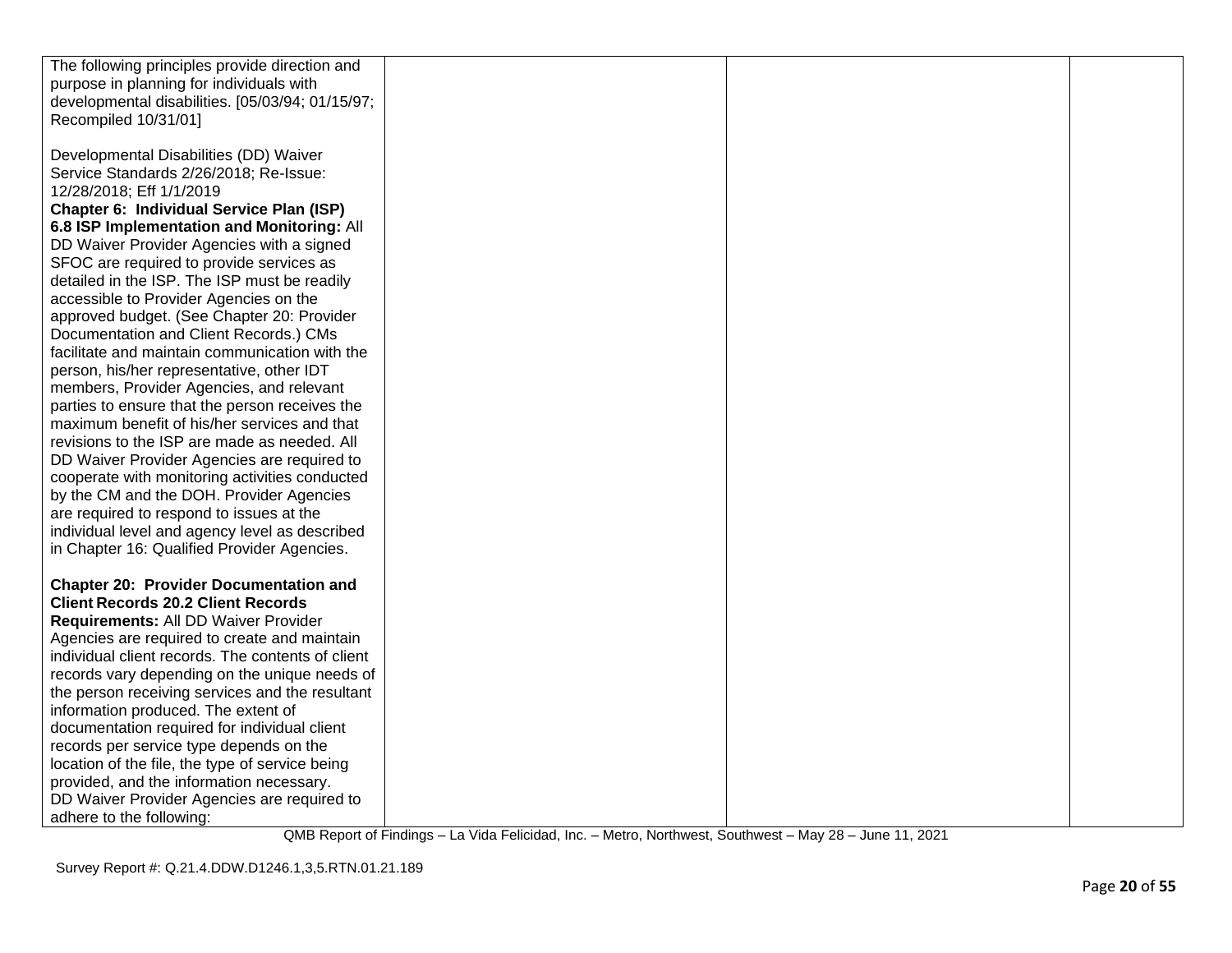| | | | |
|---|---|---|---|
| The following principles provide direction and purpose in planning for individuals with developmental disabilities. [05/03/94; 01/15/97; Recompiled 10/31/01]<br><br>Developmental Disabilities (DD) Waiver Service Standards 2/26/2018; Re-Issue: 12/28/2018; Eff 1/1/2019<br>**Chapter 6: Individual Service Plan (ISP)**<br>**6.8 ISP Implementation and Monitoring:** All DD Waiver Provider Agencies with a signed SFOC are required to provide services as detailed in the ISP. The ISP must be readily accessible to Provider Agencies on the approved budget. (See Chapter 20: Provider Documentation and Client Records.) CMs facilitate and maintain communication with the person, his/her representative, other IDT members, Provider Agencies, and relevant parties to ensure that the person receives the maximum benefit of his/her services and that revisions to the ISP are made as needed. All DD Waiver Provider Agencies are required to cooperate with monitoring activities conducted by the CM and the DOH. Provider Agencies are required to respond to issues at the individual level and agency level as described in Chapter 16: Qualified Provider Agencies.<br><br>**Chapter 20: Provider Documentation and Client Records 20.2 Client Records Requirements:** All DD Waiver Provider Agencies are required to create and maintain individual client records. The contents of client records vary depending on the unique needs of the person receiving services and the resultant information produced. The extent of documentation required for individual client records per service type depends on the location of the file, the type of service being provided, and the information necessary.<br>DD Waiver Provider Agencies are required to adhere to the following: | | | |

QMB Report of Findings – La Vida Felicidad, Inc. – Metro, Northwest, Southwest – May 28 – June 11, 2021

Survey Report #: Q.21.4.DDW.D1246.1,3,5.RTN.01.21.189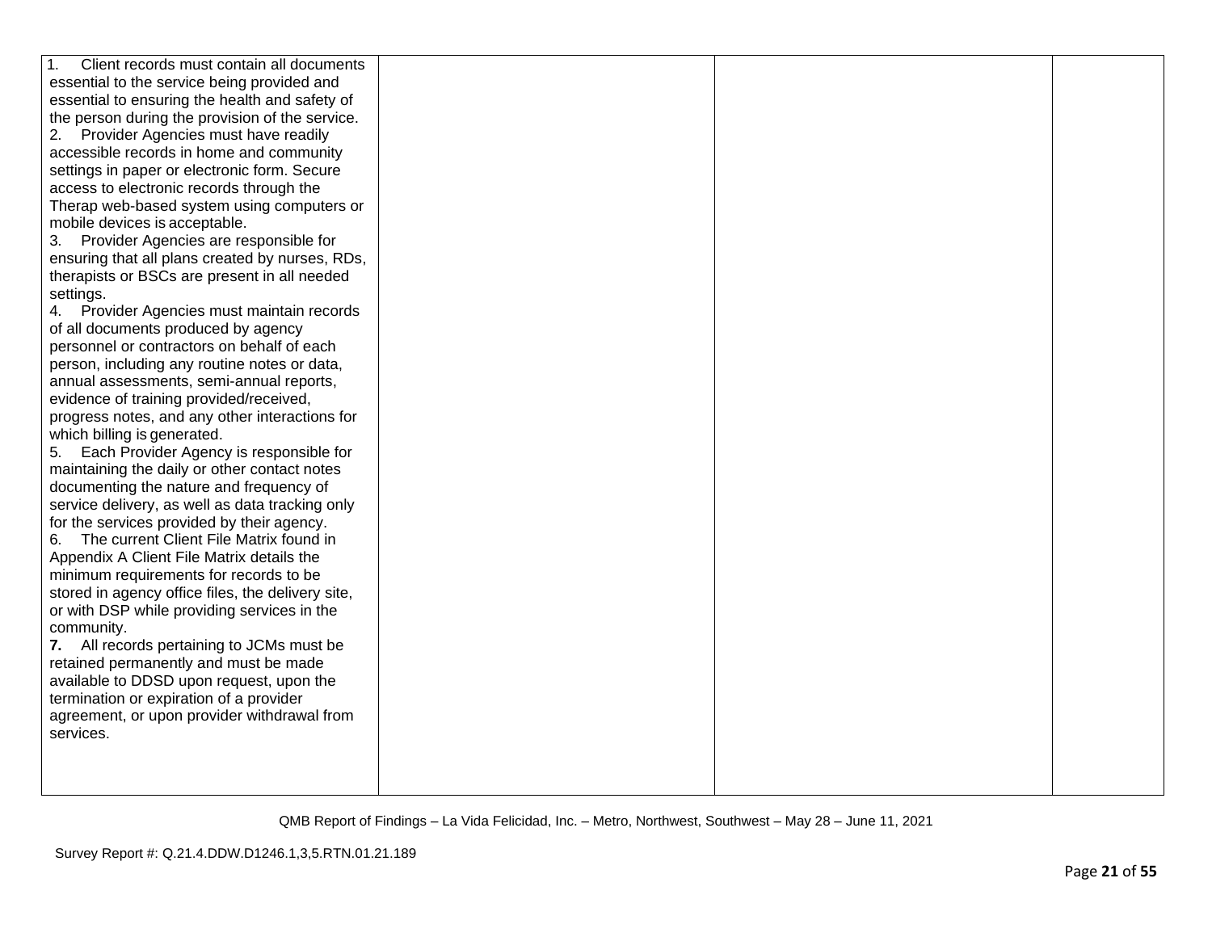| | | | |
|---|---|---|---|
| 1. Client records must contain all documents essential to the service being provided and essential to ensuring the health and safety of the person during the provision of the service.<br>2. Provider Agencies must have readily accessible records in home and community settings in paper or electronic form. Secure access to electronic records through the Therap web-based system using computers or mobile devices is acceptable.<br>3. Provider Agencies are responsible for ensuring that all plans created by nurses, RDs, therapists or BSCs are present in all needed settings.<br>4. Provider Agencies must maintain records of all documents produced by agency personnel or contractors on behalf of each person, including any routine notes or data, annual assessments, semi-annual reports, evidence of training provided/received, progress notes, and any other interactions for which billing is generated.<br>5. Each Provider Agency is responsible for maintaining the daily or other contact notes documenting the nature and frequency of service delivery, as well as data tracking only for the services provided by their agency.<br>6. The current Client File Matrix found in Appendix A Client File Matrix details the minimum requirements for records to be stored in agency office files, the delivery site, or with DSP while providing services in the community.<br>**7.** All records pertaining to JCMs must be retained permanently and must be made available to DDSD upon request, upon the termination or expiration of a provider agreement, or upon provider withdrawal from services. | | | |

QMB Report of Findings – La Vida Felicidad, Inc. – Metro, Northwest, Southwest – May 28 – June 11, 2021

Survey Report #: Q.21.4.DDW.D1246.1,3,5.RTN.01.21.189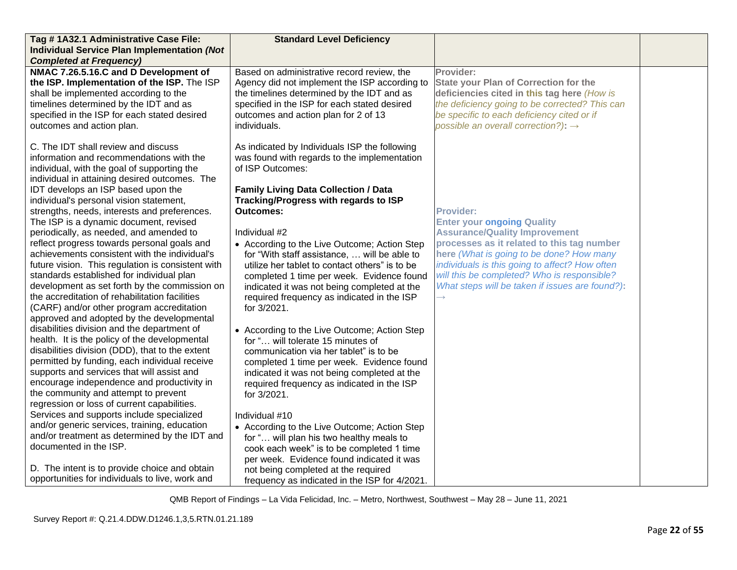| Tag # 1A32.1 Administrative Case File: Individual Service Plan Implementation *(Not Completed at Frequency)* | Standard Level Deficiency | | |
|---|---|---|---|
| **NMAC 7.26.5.16.C and D Development of the ISP. Implementation of the ISP.** The ISP shall be implemented according to the timelines determined by the IDT and as specified in the ISP for each stated desired outcomes and action plan.<br><br>C. The IDT shall review and discuss information and recommendations with the individual, with the goal of supporting the individual in attaining desired outcomes. The IDT develops an ISP based upon the individual's personal vision statement, strengths, needs, interests and preferences. The ISP is a dynamic document, revised periodically, as needed, and amended to reflect progress towards personal goals and achievements consistent with the individual's future vision. This regulation is consistent with standards established for individual plan development as set forth by the commission on the accreditation of rehabilitation facilities (CARF) and/or other program accreditation approved and adopted by the developmental disabilities division and the department of health. It is the policy of the developmental disabilities division (DDD), that to the extent permitted by funding, each individual receive supports and services that will assist and encourage independence and productivity in the community and attempt to prevent regression or loss of current capabilities. Services and supports include specialized and/or generic services, training, education and/or treatment as determined by the IDT and documented in the ISP.<br><br>D. The intent is to provide choice and obtain opportunities for individuals to live, work and | Based on administrative record review, the Agency did not implement the ISP according to the timelines determined by the IDT and as specified in the ISP for each stated desired outcomes and action plan for 2 of 13 individuals.<br><br>As indicated by Individuals ISP the following was found with regards to the implementation of ISP Outcomes:<br><br>**Family Living Data Collection / Data Tracking/Progress with regards to ISP Outcomes:**<br><br>Individual #2<br>• According to the Live Outcome; Action Step for "With staff assistance, … will be able to utilize her tablet to contact others" is to be completed 1 time per week. Evidence found indicated it was not being completed at the required frequency as indicated in the ISP for 3/2021.<br><br>• According to the Live Outcome; Action Step for "… will tolerate 15 minutes of communication via her tablet" is to be completed 1 time per week. Evidence found indicated it was not being completed at the required frequency as indicated in the ISP for 3/2021.<br><br>Individual #10<br>• According to the Live Outcome; Action Step for "… will plan his two healthy meals to cook each week" is to be completed 1 time per week. Evidence found indicated it was not being completed at the required frequency as indicated in the ISP for 4/2021. | **Provider:**<br>**State your Plan of Correction for the deficiencies cited in this tag here** *(How is the deficiency going to be corrected? This can be specific to each deficiency cited or if possible an overall correction?)*: →<br><br>**Provider:**<br>**Enter your ongoing Quality Assurance/Quality Improvement processes as it related to this tag number here** *(What is going to be done? How many individuals is this going to affect? How often will this be completed? Who is responsible? What steps will be taken if issues are found?)*: → | |

QMB Report of Findings – La Vida Felicidad, Inc. – Metro, Northwest, Southwest – May 28 – June 11, 2021

Survey Report #: Q.21.4.DDW.D1246.1,3,5.RTN.01.21.189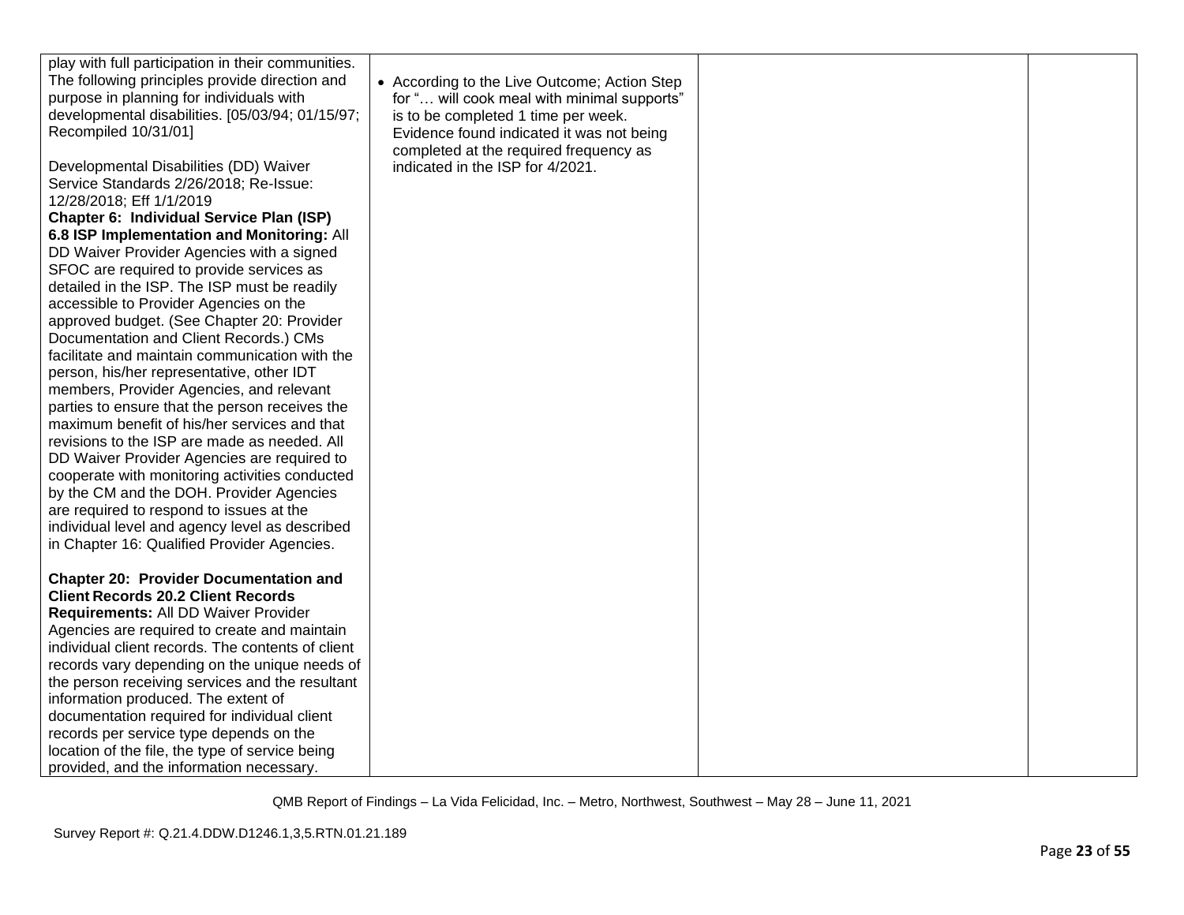| | | | |
|---|---|---|---|
| play with full participation in their communities. The following principles provide direction and purpose in planning for individuals with developmental disabilities. [05/03/94; 01/15/97; Recompiled 10/31/01]<br><br>Developmental Disabilities (DD) Waiver Service Standards 2/26/2018; Re-Issue: 12/28/2018; Eff 1/1/2019<br>**Chapter 6: Individual Service Plan (ISP) 6.8 ISP Implementation and Monitoring:** All DD Waiver Provider Agencies with a signed SFOC are required to provide services as detailed in the ISP. The ISP must be readily accessible to Provider Agencies on the approved budget. (See Chapter 20: Provider Documentation and Client Records.) CMs facilitate and maintain communication with the person, his/her representative, other IDT members, Provider Agencies, and relevant parties to ensure that the person receives the maximum benefit of his/her services and that revisions to the ISP are made as needed. All DD Waiver Provider Agencies are required to cooperate with monitoring activities conducted by the CM and the DOH. Provider Agencies are required to respond to issues at the individual level and agency level as described in Chapter 16: Qualified Provider Agencies.<br><br>**Chapter 20: Provider Documentation and Client Records 20.2 Client Records Requirements:** All DD Waiver Provider Agencies are required to create and maintain individual client records. The contents of client records vary depending on the unique needs of the person receiving services and the resultant information produced. The extent of documentation required for individual client records per service type depends on the location of the file, the type of service being provided, and the information necessary. | • According to the Live Outcome; Action Step for "… will cook meal with minimal supports" is to be completed 1 time per week. Evidence found indicated it was not being completed at the required frequency as indicated in the ISP for 4/2021. | | |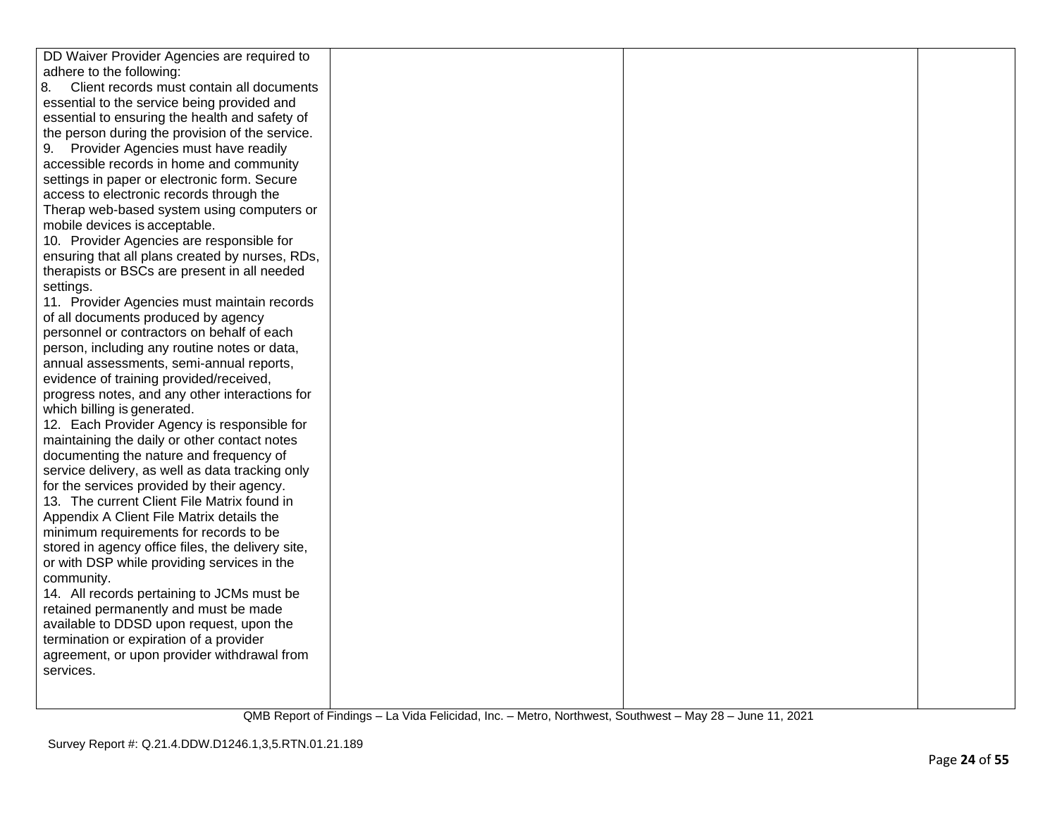| | | | |
|---|---|---|---|
| DD Waiver Provider Agencies are required to adhere to the following:<br>8. Client records must contain all documents essential to the service being provided and essential to ensuring the health and safety of the person during the provision of the service.<br>9. Provider Agencies must have readily accessible records in home and community settings in paper or electronic form. Secure access to electronic records through the Therap web-based system using computers or mobile devices is acceptable.<br>10. Provider Agencies are responsible for ensuring that all plans created by nurses, RDs, therapists or BSCs are present in all needed settings.<br>11. Provider Agencies must maintain records of all documents produced by agency personnel or contractors on behalf of each person, including any routine notes or data, annual assessments, semi-annual reports, evidence of training provided/received, progress notes, and any other interactions for which billing is generated.<br>12. Each Provider Agency is responsible for maintaining the daily or other contact notes documenting the nature and frequency of service delivery, as well as data tracking only for the services provided by their agency.<br>13. The current Client File Matrix found in Appendix A Client File Matrix details the minimum requirements for records to be stored in agency office files, the delivery site, or with DSP while providing services in the community.<br>14. All records pertaining to JCMs must be retained permanently and must be made available to DDSD upon request, upon the termination or expiration of a provider agreement, or upon provider withdrawal from services. | | | |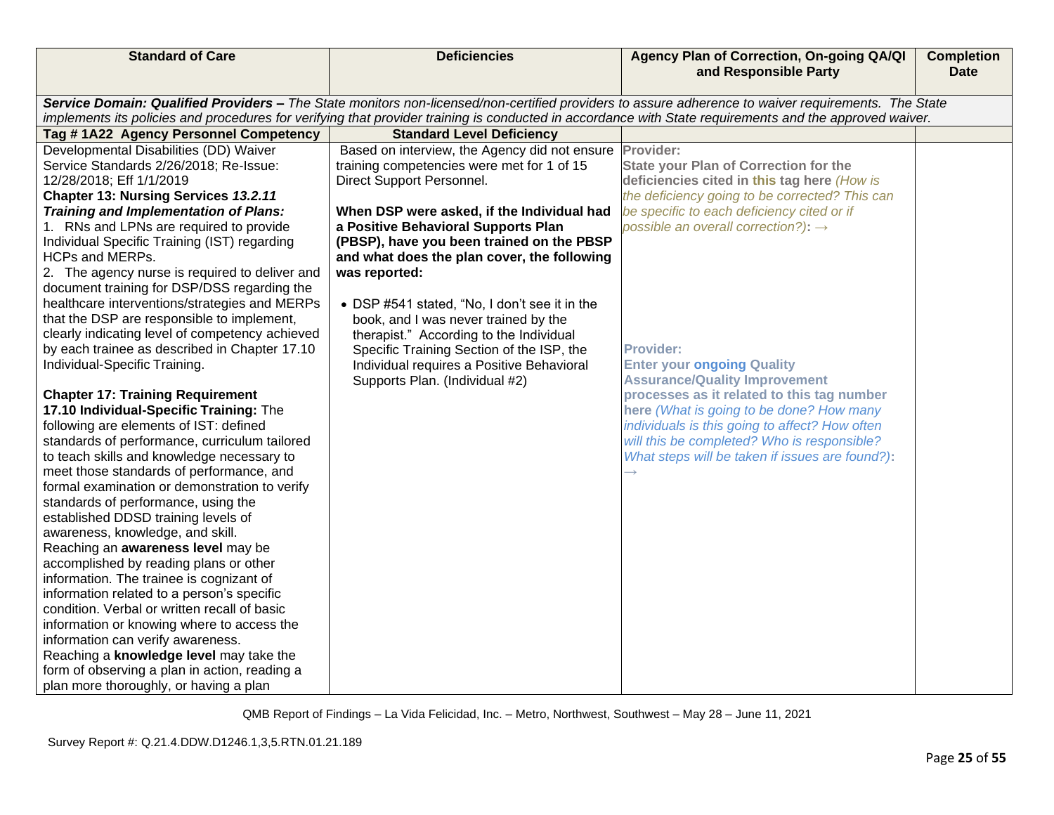| Standard of Care | Deficiencies | Agency Plan of Correction, On-going QA/QI and Responsible Party | Completion Date |
|---|---|---|---|
| ***Service Domain: Qualified Providers –*** *The State monitors non-licensed/non-certified providers to assure adherence to waiver requirements. The State implements its policies and procedures for verifying that provider training is conducted in accordance with State requirements and the approved waiver.* | | | |
| **Tag # 1A22 Agency Personnel Competency** | **Standard Level Deficiency** | | |
| Developmental Disabilities (DD) Waiver Service Standards 2/26/2018; Re-Issue: 12/28/2018; Eff 1/1/2019<br>**Chapter 13: Nursing Services *13.2.11 Training and Implementation of Plans:***<br>1. RNs and LPNs are required to provide Individual Specific Training (IST) regarding HCPs and MERPs.<br>2. The agency nurse is required to deliver and document training for DSP/DSS regarding the healthcare interventions/strategies and MERPs that the DSP are responsible to implement, clearly indicating level of competency achieved by each trainee as described in Chapter 17.10 Individual-Specific Training.<br><br>**Chapter 17: Training Requirement**<br>**17.10 Individual-Specific Training:** The following are elements of IST: defined standards of performance, curriculum tailored to teach skills and knowledge necessary to meet those standards of performance, and formal examination or demonstration to verify standards of performance, using the established DDSD training levels of awareness, knowledge, and skill.<br>Reaching an **awareness level** may be accomplished by reading plans or other information. The trainee is cognizant of information related to a person's specific condition. Verbal or written recall of basic information or knowing where to access the information can verify awareness.<br>Reaching a **knowledge level** may take the form of observing a plan in action, reading a plan more thoroughly, or having a plan | Based on interview, the Agency did not ensure training competencies were met for 1 of 15 Direct Support Personnel.<br><br>**When DSP were asked, if the Individual had a Positive Behavioral Supports Plan (PBSP), have you been trained on the PBSP and what does the plan cover, the following was reported:**<br><br>• DSP #541 stated, "No, I don't see it in the book, and I was never trained by the therapist." According to the Individual Specific Training Section of the ISP, the Individual requires a Positive Behavioral Supports Plan. (Individual #2) | **Provider:**<br>**State your Plan of Correction for the deficiencies cited in this tag here** *(How is the deficiency going to be corrected? This can be specific to each deficiency cited or if possible an overall correction?)*: →<br><br><br><br>**Provider:**<br>**Enter your ongoing Quality Assurance/Quality Improvement processes as it related to this tag number here** *(What is going to be done? How many individuals is this going to affect? How often will this be completed? Who is responsible? What steps will be taken if issues are found?)*: → | |

QMB Report of Findings – La Vida Felicidad, Inc. – Metro, Northwest, Southwest – May 28 – June 11, 2021

Survey Report #: Q.21.4.DDW.D1246.1,3,5.RTN.01.21.189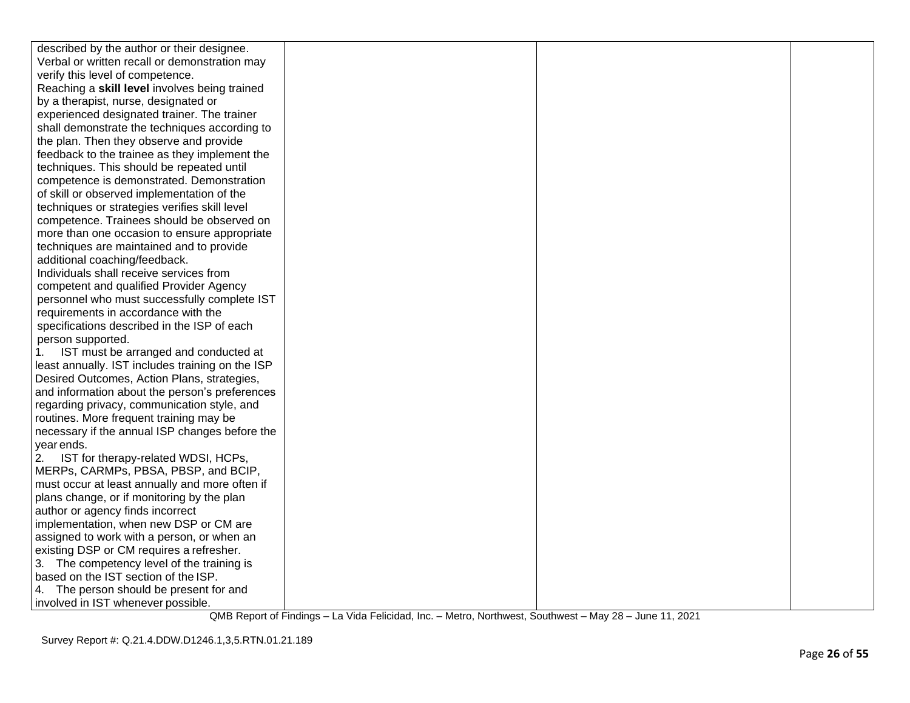| | | | |
|---|---|---|---|
| described by the author or their designee. Verbal or written recall or demonstration may verify this level of competence.<br>Reaching a **skill level** involves being trained by a therapist, nurse, designated or experienced designated trainer. The trainer shall demonstrate the techniques according to the plan. Then they observe and provide feedback to the trainee as they implement the techniques. This should be repeated until competence is demonstrated. Demonstration of skill or observed implementation of the techniques or strategies verifies skill level competence. Trainees should be observed on more than one occasion to ensure appropriate techniques are maintained and to provide additional coaching/feedback.<br>Individuals shall receive services from competent and qualified Provider Agency personnel who must successfully complete IST requirements in accordance with the specifications described in the ISP of each person supported.<br>1. IST must be arranged and conducted at least annually. IST includes training on the ISP Desired Outcomes, Action Plans, strategies, and information about the person's preferences regarding privacy, communication style, and routines. More frequent training may be necessary if the annual ISP changes before the year ends.<br>2. IST for therapy-related WDSI, HCPs, MERPs, CARMPs, PBSA, PBSP, and BCIP, must occur at least annually and more often if plans change, or if monitoring by the plan author or agency finds incorrect implementation, when new DSP or CM are assigned to work with a person, or when an existing DSP or CM requires a refresher.<br>3. The competency level of the training is based on the IST section of the ISP.<br>4. The person should be present for and involved in IST whenever possible. | | | |

QMB Report of Findings – La Vida Felicidad, Inc. – Metro, Northwest, Southwest – May 28 – June 11, 2021

Survey Report #: Q.21.4.DDW.D1246.1,3,5.RTN.01.21.189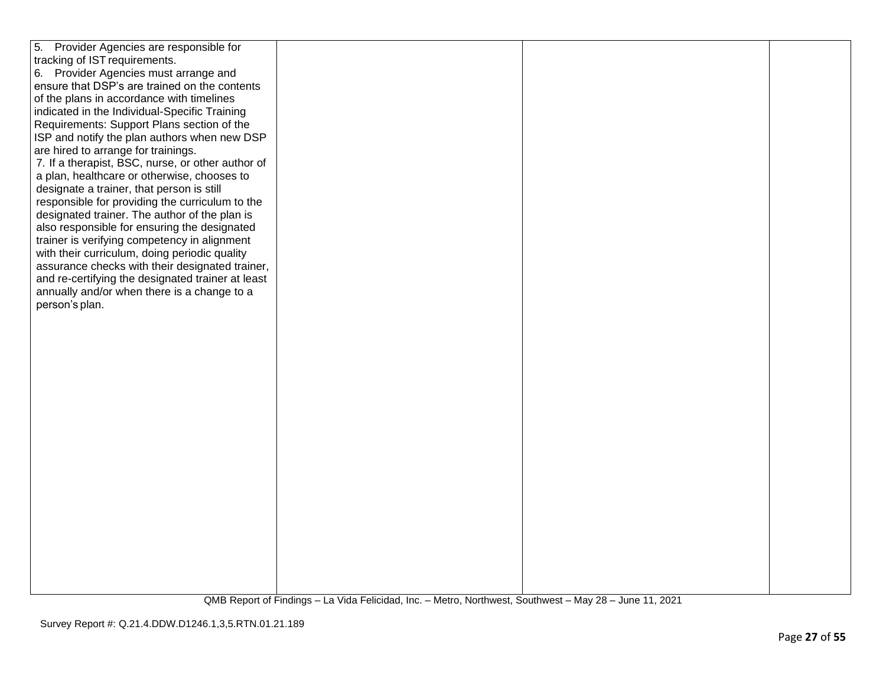| | | | |
|---|---|---|---|
| 5. Provider Agencies are responsible for tracking of IST requirements.<br>6. Provider Agencies must arrange and ensure that DSP's are trained on the contents of the plans in accordance with timelines indicated in the Individual-Specific Training Requirements: Support Plans section of the ISP and notify the plan authors when new DSP are hired to arrange for trainings.<br>7. If a therapist, BSC, nurse, or other author of a plan, healthcare or otherwise, chooses to designate a trainer, that person is still responsible for providing the curriculum to the designated trainer. The author of the plan is also responsible for ensuring the designated trainer is verifying competency in alignment with their curriculum, doing periodic quality assurance checks with their designated trainer, and re-certifying the designated trainer at least annually and/or when there is a change to a person's plan. | | | |

QMB Report of Findings – La Vida Felicidad, Inc. – Metro, Northwest, Southwest – May 28 – June 11, 2021

Survey Report #: Q.21.4.DDW.D1246.1,3,5.RTN.01.21.189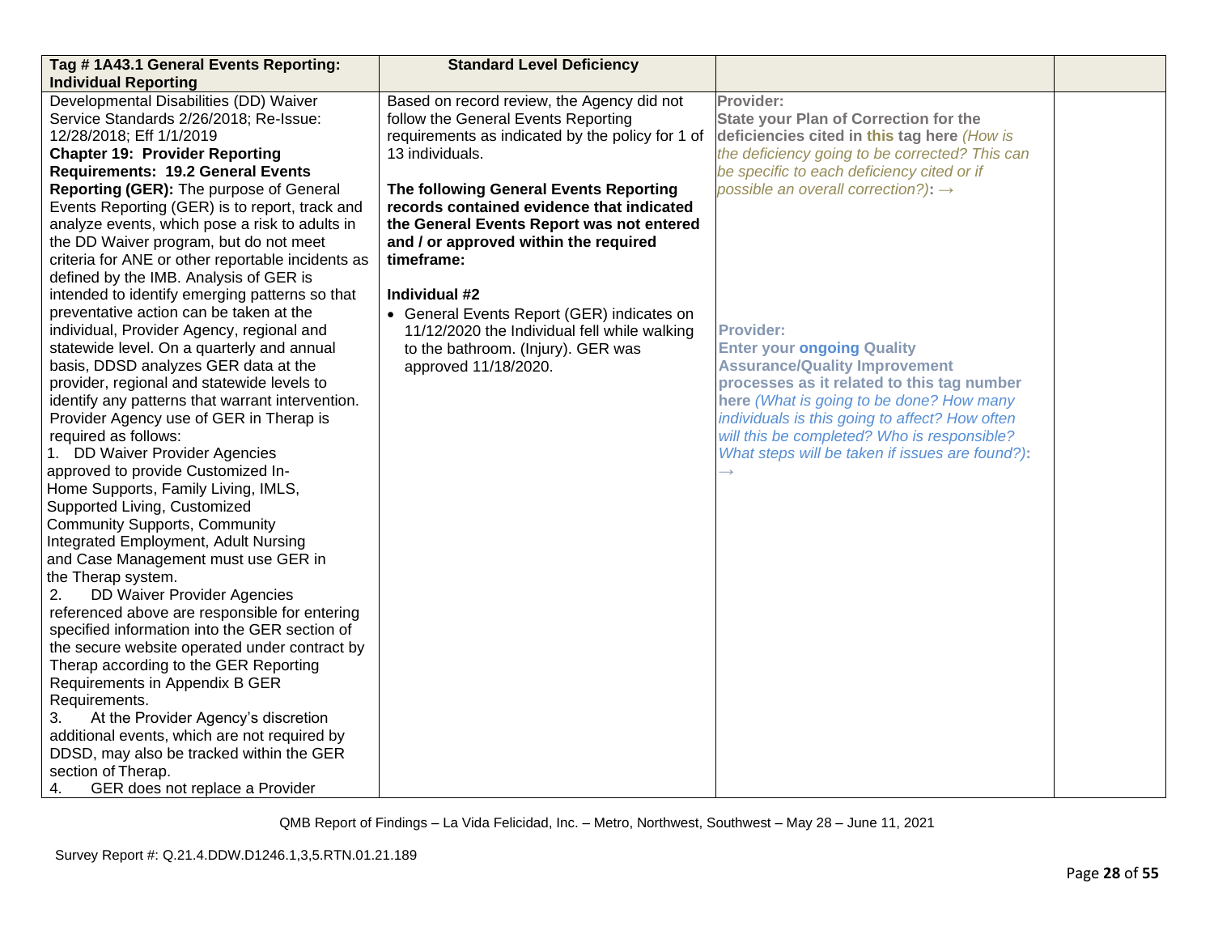| Tag # 1A43.1 General Events Reporting: Individual Reporting | Standard Level Deficiency | | |
|---|---|---|---|
| Developmental Disabilities (DD) Waiver Service Standards 2/26/2018; Re-Issue: 12/28/2018; Eff 1/1/2019<br>**Chapter 19: Provider Reporting Requirements: 19.2 General Events Reporting (GER):** The purpose of General Events Reporting (GER) is to report, track and analyze events, which pose a risk to adults in the DD Waiver program, but do not meet criteria for ANE or other reportable incidents as defined by the IMB. Analysis of GER is intended to identify emerging patterns so that preventative action can be taken at the individual, Provider Agency, regional and statewide level. On a quarterly and annual basis, DDSD analyzes GER data at the provider, regional and statewide levels to identify any patterns that warrant intervention. Provider Agency use of GER in Therap is required as follows:<br>1. DD Waiver Provider Agencies approved to provide Customized In-Home Supports, Family Living, IMLS, Supported Living, Customized Community Supports, Community Integrated Employment, Adult Nursing and Case Management must use GER in the Therap system.<br>2. DD Waiver Provider Agencies referenced above are responsible for entering specified information into the GER section of the secure website operated under contract by Therap according to the GER Reporting Requirements in Appendix B GER Requirements.<br>3. At the Provider Agency's discretion additional events, which are not required by DDSD, may also be tracked within the GER section of Therap.<br>4. GER does not replace a Provider | Based on record review, the Agency did not follow the General Events Reporting requirements as indicated by the policy for 1 of 13 individuals.<br><br>**The following General Events Reporting records contained evidence that indicated the General Events Report was not entered and / or approved within the required timeframe:**<br><br>**Individual #2**<br>• General Events Report (GER) indicates on 11/12/2020 the Individual fell while walking to the bathroom. (Injury). GER was approved 11/18/2020. | **Provider:**<br>**State your Plan of Correction for the deficiencies cited in this tag here** *(How is the deficiency going to be corrected? This can be specific to each deficiency cited or if possible an overall correction?)*: →<br><br><br><br>**Provider:**<br>**Enter your ongoing Quality Assurance/Quality Improvement processes as it related to this tag number here** *(What is going to be done? How many individuals is this going to affect? How often will this be completed? Who is responsible? What steps will be taken if issues are found?)*: → | |

QMB Report of Findings – La Vida Felicidad, Inc. – Metro, Northwest, Southwest – May 28 – June 11, 2021

Survey Report #: Q.21.4.DDW.D1246.1,3,5.RTN.01.21.189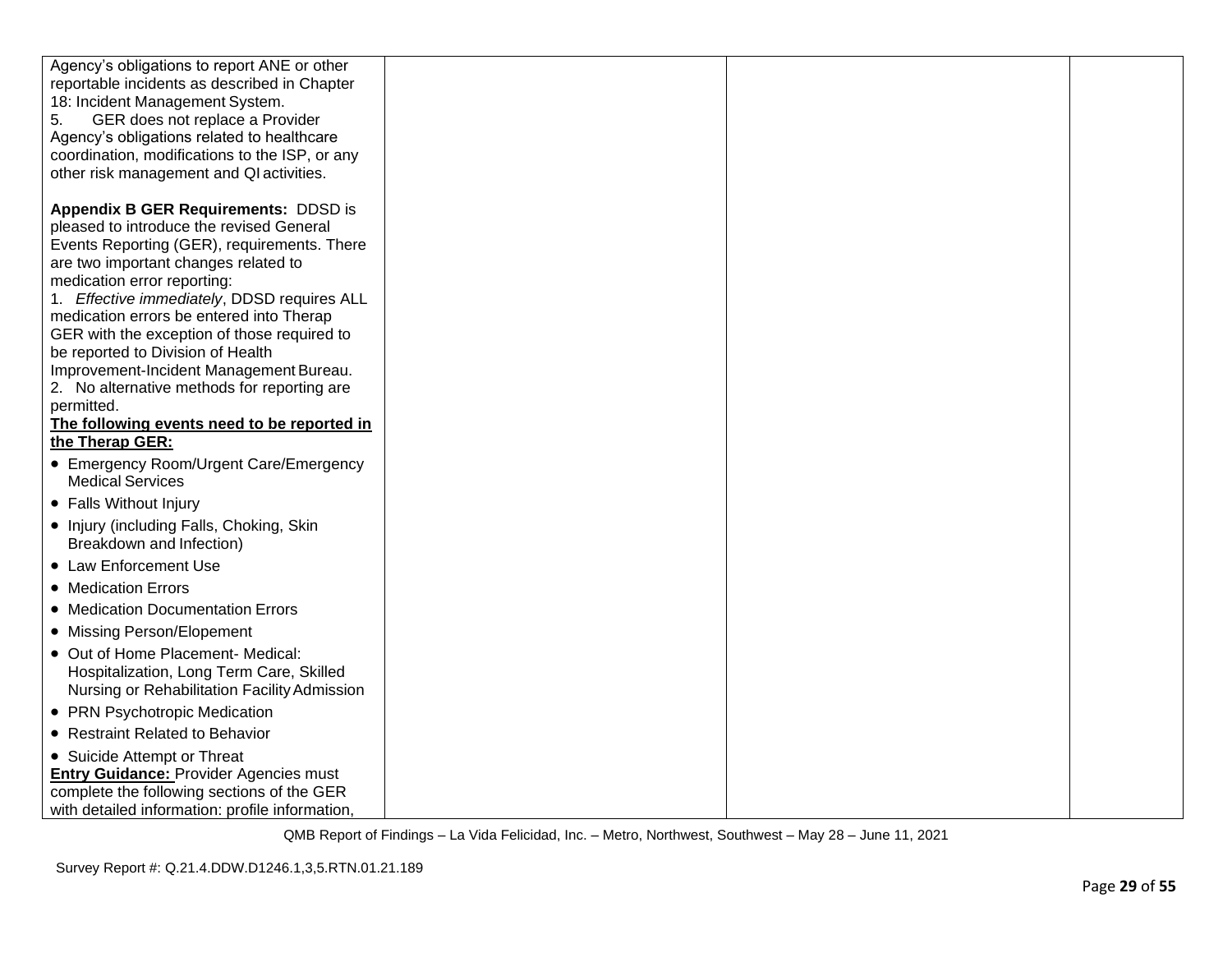| | | | |
|---|---|---|---|
| Agency's obligations to report ANE or other reportable incidents as described in Chapter 18: Incident Management System.<br>5. GER does not replace a Provider Agency's obligations related to healthcare coordination, modifications to the ISP, or any other risk management and QI activities.<br><br>**Appendix B GER Requirements:** DDSD is pleased to introduce the revised General Events Reporting (GER), requirements. There are two important changes related to medication error reporting:<br>1. *Effective immediately*, DDSD requires ALL medication errors be entered into Therap GER with the exception of those required to be reported to Division of Health Improvement-Incident Management Bureau.<br>2. No alternative methods for reporting are permitted.<br>**<u>The following events need to be reported in the Therap GER:</u>**<br>• Emergency Room/Urgent Care/Emergency Medical Services<br>• Falls Without Injury<br>• Injury (including Falls, Choking, Skin Breakdown and Infection)<br>• Law Enforcement Use<br>• Medication Errors<br>• Medication Documentation Errors<br>• Missing Person/Elopement<br>• Out of Home Placement- Medical: Hospitalization, Long Term Care, Skilled Nursing or Rehabilitation Facility Admission<br>• PRN Psychotropic Medication<br>• Restraint Related to Behavior<br>• Suicide Attempt or Threat<br>**<u>Entry Guidance:</u>** Provider Agencies must complete the following sections of the GER with detailed information: profile information, | | | |

QMB Report of Findings – La Vida Felicidad, Inc. – Metro, Northwest, Southwest – May 28 – June 11, 2021

Survey Report #: Q.21.4.DDW.D1246.1,3,5.RTN.01.21.189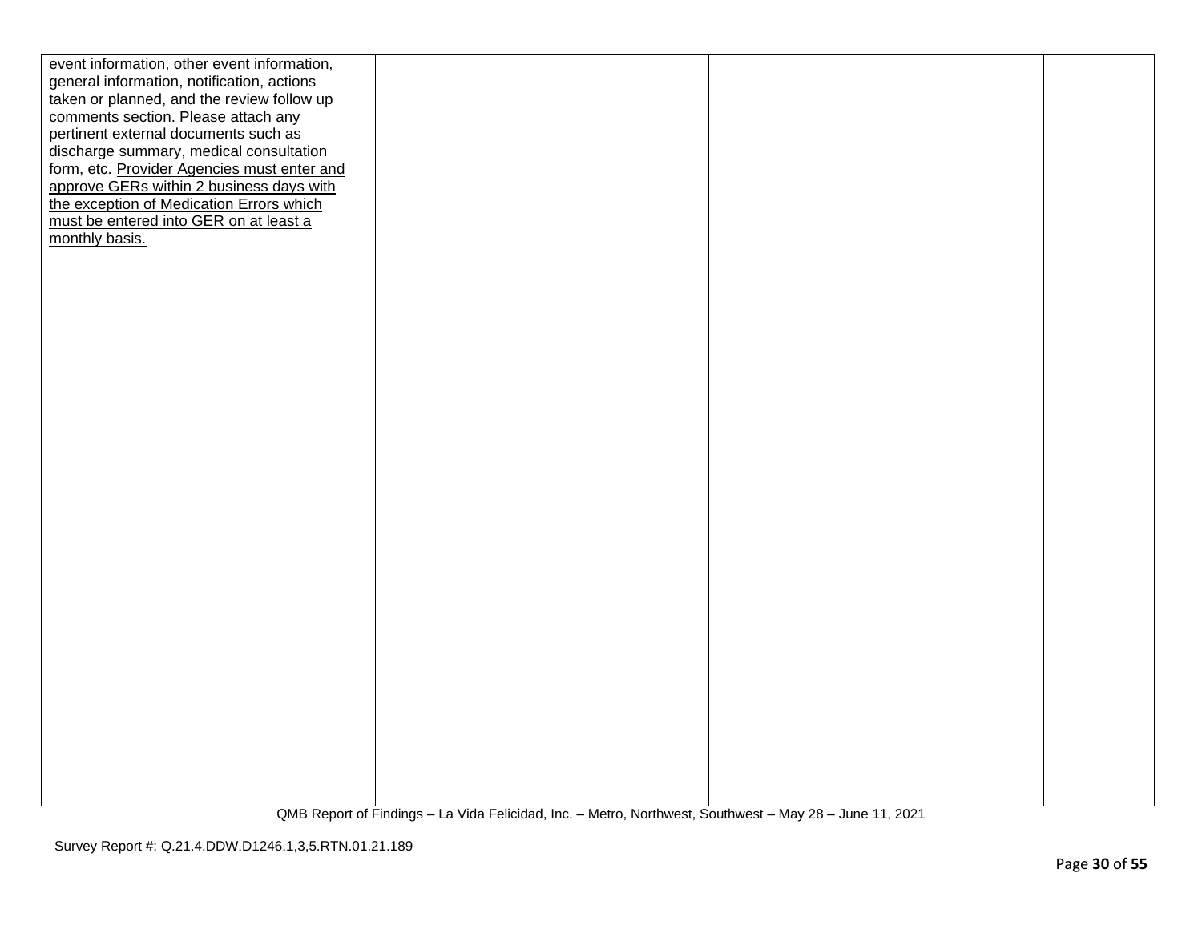| | | | |
|---|---|---|---|
| event information, other event information, general information, notification, actions taken or planned, and the review follow up comments section. Please attach any pertinent external documents such as discharge summary, medical consultation form, etc. Provider Agencies must enter and approve GERs within 2 business days with the exception of Medication Errors which must be entered into GER on at least a monthly basis. | | | |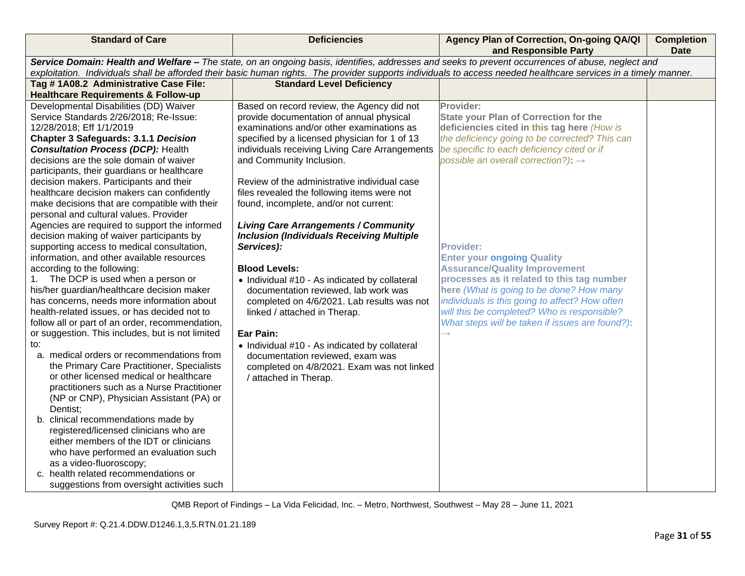| Standard of Care | Deficiencies | Agency Plan of Correction, On-going QA/QI and Responsible Party | Completion Date |
|---|---|---|---|
| ***Service Domain: Health and Welfare** – The state, on an ongoing basis, identifies, addresses and seeks to prevent occurrences of abuse, neglect and exploitation. Individuals shall be afforded their basic human rights. The provider supports individuals to access needed healthcare services in a timely manner.* | | | |
| **Tag # 1A08.2 Administrative Case File: Healthcare Requirements & Follow-up** | **Standard Level Deficiency** | | |
| Developmental Disabilities (DD) Waiver Service Standards 2/26/2018; Re-Issue: 12/28/2018; Eff 1/1/2019<br>**Chapter 3 Safeguards: 3.1.1 *Decision Consultation Process (DCP):*** Health decisions are the sole domain of waiver participants, their guardians or healthcare decision makers. Participants and their healthcare decision makers can confidently make decisions that are compatible with their personal and cultural values. Provider Agencies are required to support the informed decision making of waiver participants by supporting access to medical consultation, information, and other available resources according to the following:<br>1. The DCP is used when a person or his/her guardian/healthcare decision maker has concerns, needs more information about health-related issues, or has decided not to follow all or part of an order, recommendation, or suggestion. This includes, but is not limited to:<br>a. medical orders or recommendations from the Primary Care Practitioner, Specialists or other licensed medical or healthcare practitioners such as a Nurse Practitioner (NP or CNP), Physician Assistant (PA) or Dentist;<br>b. clinical recommendations made by registered/licensed clinicians who are either members of the IDT or clinicians who have performed an evaluation such as a video-fluoroscopy;<br>c. health related recommendations or suggestions from oversight activities such | Based on record review, the Agency did not provide documentation of annual physical examinations and/or other examinations as specified by a licensed physician for 1 of 13 individuals receiving Living Care Arrangements and Community Inclusion.<br><br>Review of the administrative individual case files revealed the following items were not found, incomplete, and/or not current:<br><br>***Living Care Arrangements / Community Inclusion (Individuals Receiving Multiple Services):***<br><br>**Blood Levels:**<br>• Individual #10 - As indicated by collateral documentation reviewed, lab work was completed on 4/6/2021. Lab results was not linked / attached in Therap.<br><br>**Ear Pain:**<br>• Individual #10 - As indicated by collateral documentation reviewed, exam was completed on 4/8/2021. Exam was not linked / attached in Therap. | **Provider:**<br>**State your Plan of Correction for the deficiencies cited in this tag here** *(How is the deficiency going to be corrected? This can be specific to each deficiency cited or if possible an overall correction?)*: →<br><br>**Provider:**<br>**Enter your ongoing Quality Assurance/Quality Improvement processes as it related to this tag number here** *(What is going to be done? How many individuals is this going to affect? How often will this be completed? Who is responsible? What steps will be taken if issues are found?)*: → | |

QMB Report of Findings – La Vida Felicidad, Inc. – Metro, Northwest, Southwest – May 28 – June 11, 2021

Survey Report #: Q.21.4.DDW.D1246.1,3,5.RTN.01.21.189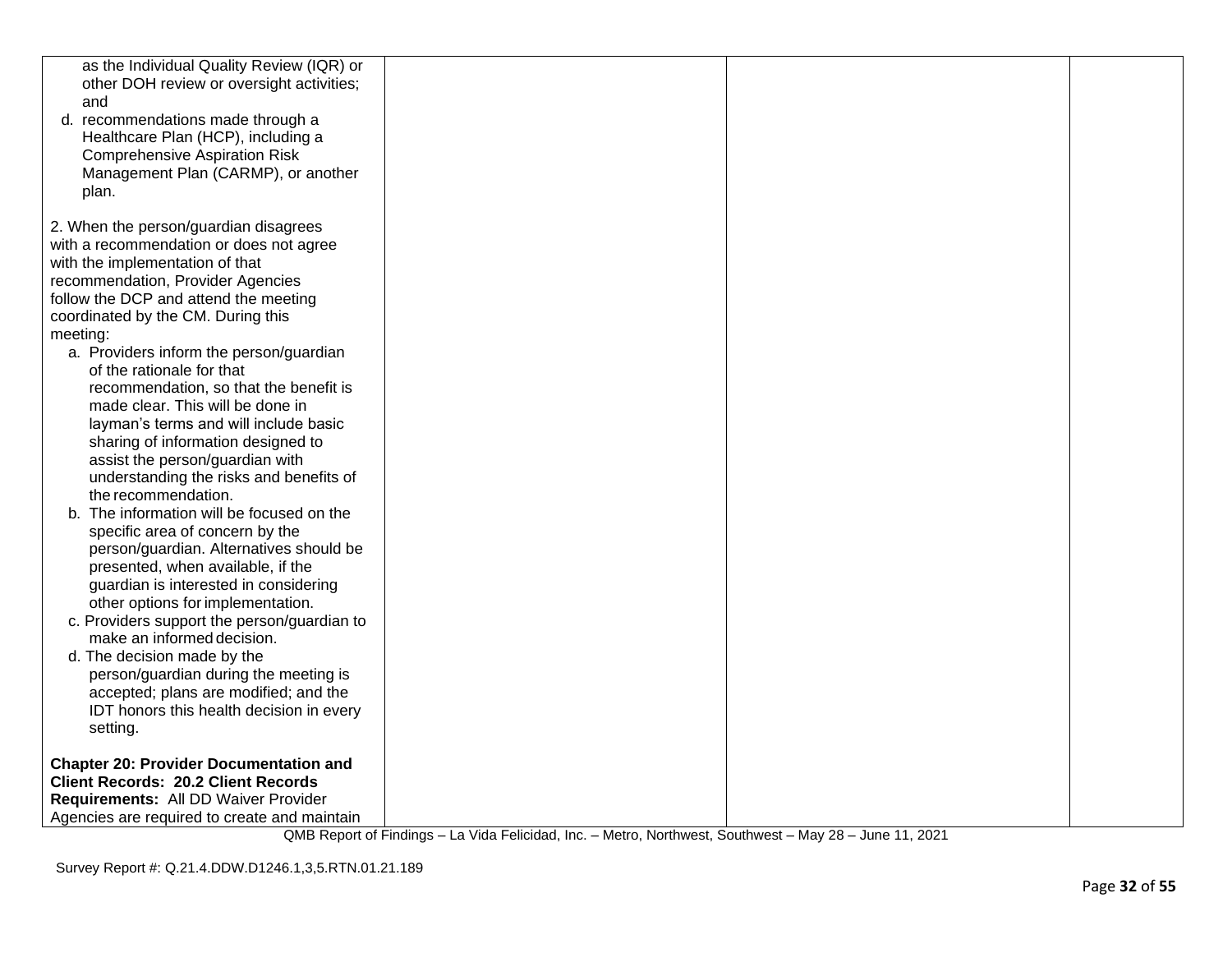| | | | |
|---|---|---|---|
| as the Individual Quality Review (IQR) or other DOH review or oversight activities; and<br>d. recommendations made through a Healthcare Plan (HCP), including a Comprehensive Aspiration Risk Management Plan (CARMP), or another plan.<br><br>2. When the person/guardian disagrees with a recommendation or does not agree with the implementation of that recommendation, Provider Agencies follow the DCP and attend the meeting coordinated by the CM. During this meeting:<br>a. Providers inform the person/guardian of the rationale for that recommendation, so that the benefit is made clear. This will be done in layman's terms and will include basic sharing of information designed to assist the person/guardian with understanding the risks and benefits of the recommendation.<br>b. The information will be focused on the specific area of concern by the person/guardian. Alternatives should be presented, when available, if the guardian is interested in considering other options for implementation.<br>c. Providers support the person/guardian to make an informed decision.<br>d. The decision made by the person/guardian during the meeting is accepted; plans are modified; and the IDT honors this health decision in every setting.<br><br>**Chapter 20: Provider Documentation and Client Records: 20.2 Client Records Requirements:** All DD Waiver Provider Agencies are required to create and maintain | | | |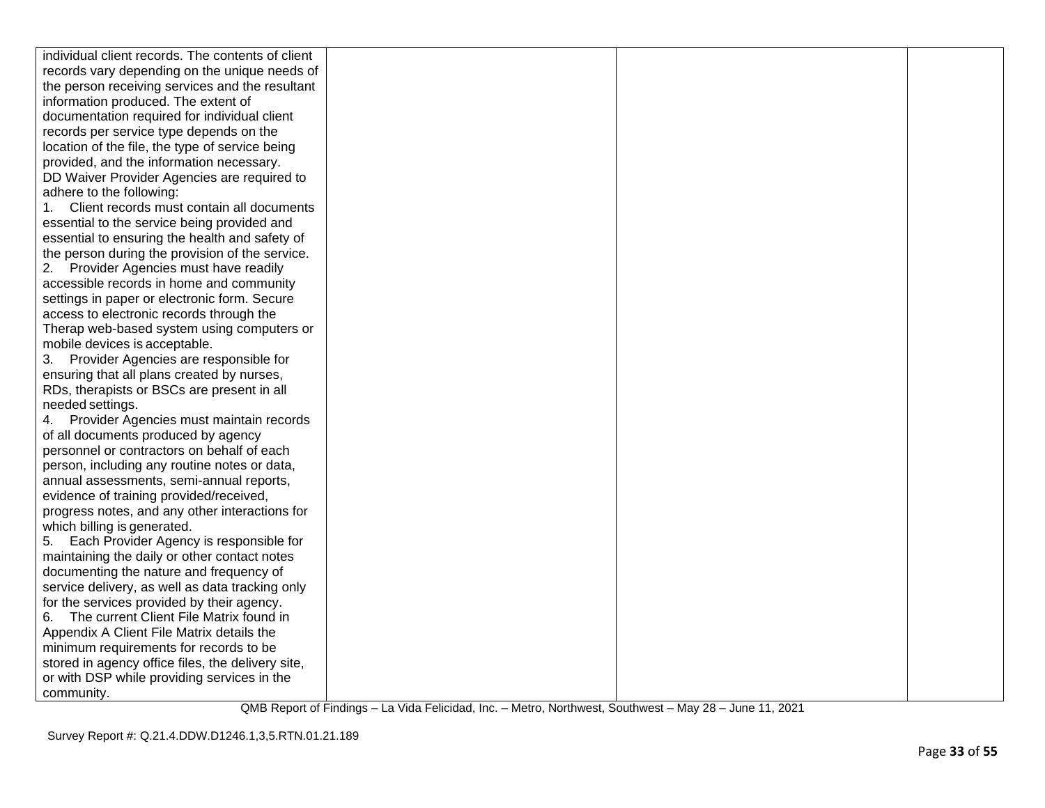| | | | |
|---|---|---|---|
| individual client records. The contents of client records vary depending on the unique needs of the person receiving services and the resultant information produced. The extent of documentation required for individual client records per service type depends on the location of the file, the type of service being provided, and the information necessary.<br>DD Waiver Provider Agencies are required to adhere to the following:<br>1. Client records must contain all documents essential to the service being provided and essential to ensuring the health and safety of the person during the provision of the service.<br>2. Provider Agencies must have readily accessible records in home and community settings in paper or electronic form. Secure access to electronic records through the Therap web-based system using computers or mobile devices is acceptable.<br>3. Provider Agencies are responsible for ensuring that all plans created by nurses, RDs, therapists or BSCs are present in all needed settings.<br>4. Provider Agencies must maintain records of all documents produced by agency personnel or contractors on behalf of each person, including any routine notes or data, annual assessments, semi-annual reports, evidence of training provided/received, progress notes, and any other interactions for which billing is generated.<br>5. Each Provider Agency is responsible for maintaining the daily or other contact notes documenting the nature and frequency of service delivery, as well as data tracking only for the services provided by their agency.<br>6. The current Client File Matrix found in Appendix A Client File Matrix details the minimum requirements for records to be stored in agency office files, the delivery site, or with DSP while providing services in the community. | | | |

QMB Report of Findings – La Vida Felicidad, Inc. – Metro, Northwest, Southwest – May 28 – June 11, 2021

Survey Report #: Q.21.4.DDW.D1246.1,3,5.RTN.01.21.189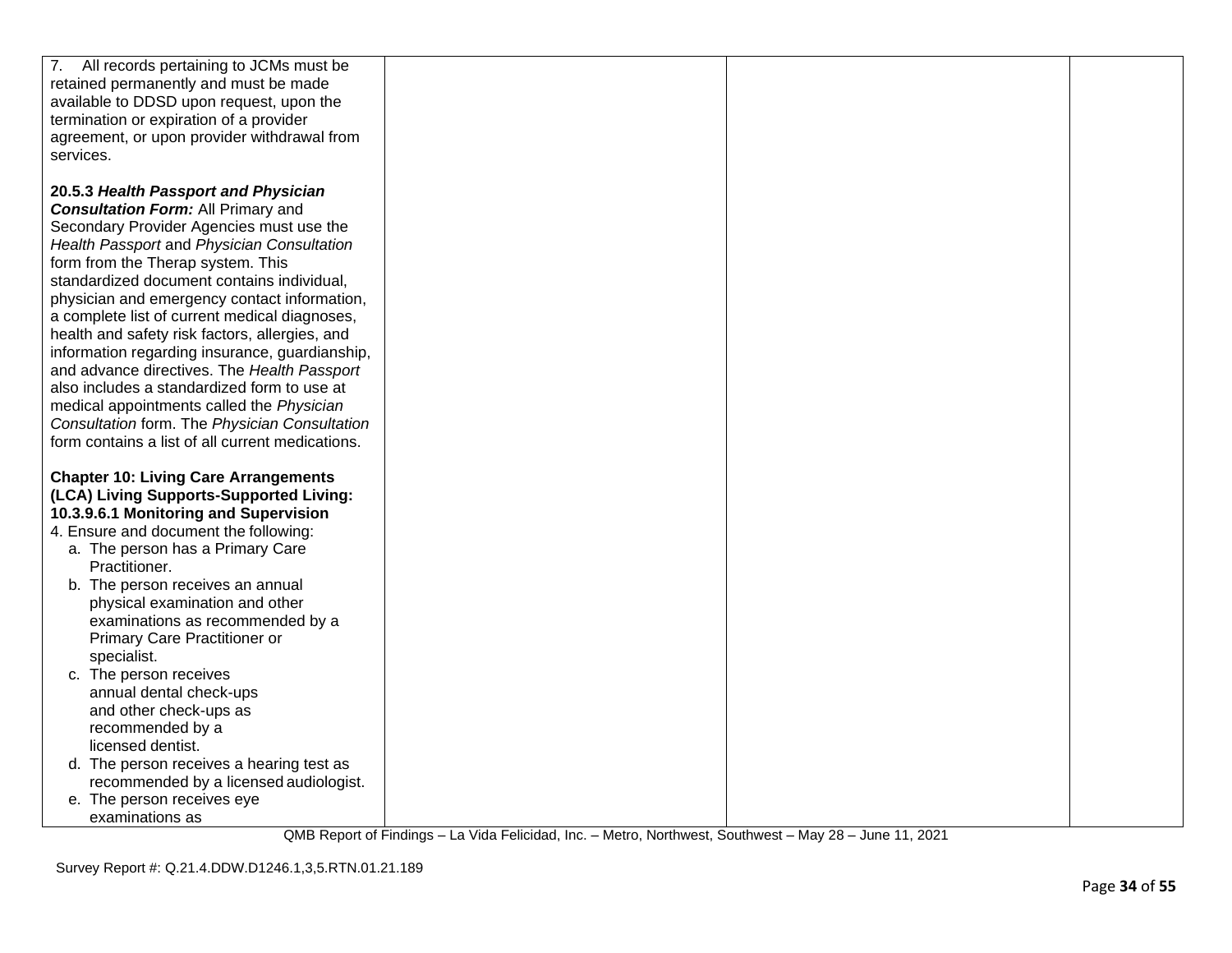| | | | |
|---|---|---|---|
| 7. All records pertaining to JCMs must be retained permanently and must be made available to DDSD upon request, upon the termination or expiration of a provider agreement, or upon provider withdrawal from services.<br><br>**20.5.3 *Health Passport and Physician Consultation Form:*** All Primary and Secondary Provider Agencies must use the *Health Passport* and *Physician Consultation* form from the Therap system. This standardized document contains individual, physician and emergency contact information, a complete list of current medical diagnoses, health and safety risk factors, allergies, and information regarding insurance, guardianship, and advance directives. The *Health Passport* also includes a standardized form to use at medical appointments called the *Physician Consultation* form. The *Physician Consultation* form contains a list of all current medications.<br><br>**Chapter 10: Living Care Arrangements (LCA) Living Supports-Supported Living: 10.3.9.6.1 Monitoring and Supervision**<br>4. Ensure and document the following:<br>a. The person has a Primary Care Practitioner.<br>b. The person receives an annual physical examination and other examinations as recommended by a Primary Care Practitioner or specialist.<br>c. The person receives annual dental check-ups and other check-ups as recommended by a licensed dentist.<br>d. The person receives a hearing test as recommended by a licensed audiologist.<br>e. The person receives eye examinations as | | | |

QMB Report of Findings – La Vida Felicidad, Inc. – Metro, Northwest, Southwest – May 28 – June 11, 2021

Survey Report #: Q.21.4.DDW.D1246.1,3,5.RTN.01.21.189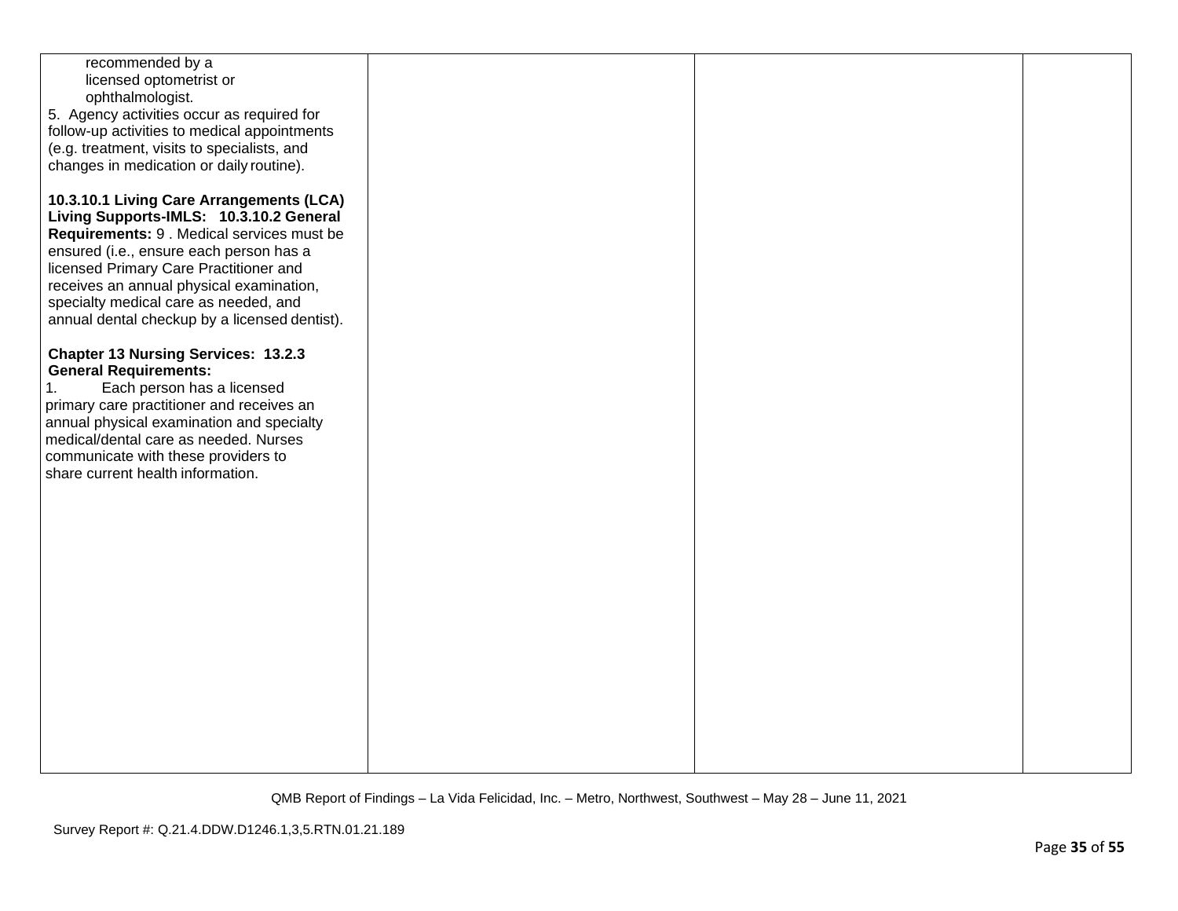| | | | |
|---|---|---|---|
| recommended by a licensed optometrist or ophthalmologist.<br>5. Agency activities occur as required for follow-up activities to medical appointments (e.g. treatment, visits to specialists, and changes in medication or daily routine).<br><br>**10.3.10.1 Living Care Arrangements (LCA) Living Supports-IMLS: 10.3.10.2 General Requirements:** 9 . Medical services must be ensured (i.e., ensure each person has a licensed Primary Care Practitioner and receives an annual physical examination, specialty medical care as needed, and annual dental checkup by a licensed dentist).<br><br>**Chapter 13 Nursing Services: 13.2.3 General Requirements:**<br>1. Each person has a licensed primary care practitioner and receives an annual physical examination and specialty medical/dental care as needed. Nurses communicate with these providers to share current health information. | | | |

QMB Report of Findings – La Vida Felicidad, Inc. – Metro, Northwest, Southwest – May 28 – June 11, 2021

Survey Report #: Q.21.4.DDW.D1246.1,3,5.RTN.01.21.189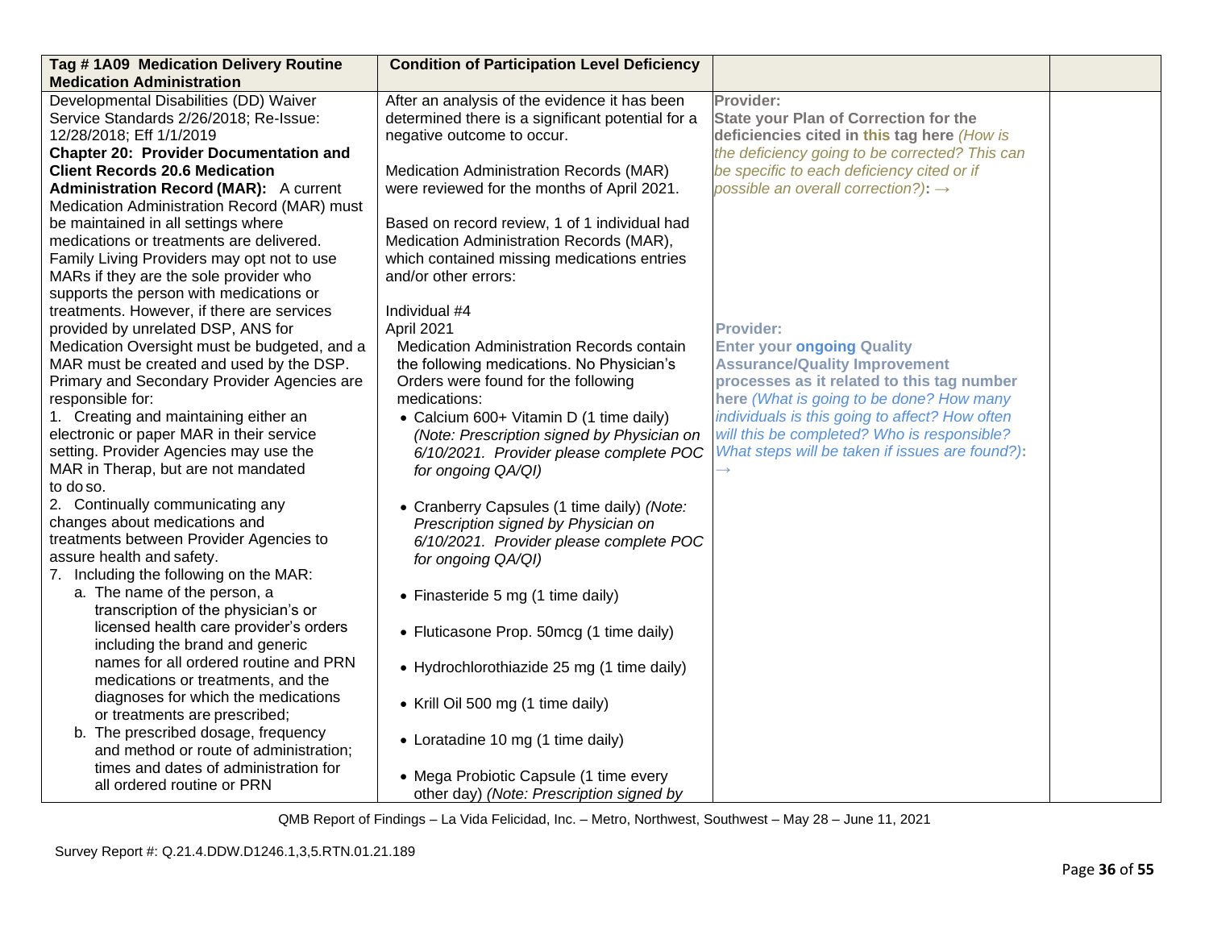| Tag # 1A09 Medication Delivery Routine Medication Administration | Condition of Participation Level Deficiency | | |
| --- | --- | --- | --- |
| Developmental Disabilities (DD) Waiver Service Standards 2/26/2018; Re-Issue: 12/28/2018; Eff 1/1/2019<br>**Chapter 20: Provider Documentation and Client Records 20.6 Medication Administration Record (MAR):** A current Medication Administration Record (MAR) must be maintained in all settings where medications or treatments are delivered. Family Living Providers may opt not to use MARs if they are the sole provider who supports the person with medications or treatments. However, if there are services provided by unrelated DSP, ANS for Medication Oversight must be budgeted, and a MAR must be created and used by the DSP. Primary and Secondary Provider Agencies are responsible for:<br>1. Creating and maintaining either an electronic or paper MAR in their service setting. Provider Agencies may use the MAR in Therap, but are not mandated to do so.<br>2. Continually communicating any changes about medications and treatments between Provider Agencies to assure health and safety.<br>7. Including the following on the MAR:<br>a. The name of the person, a transcription of the physician's or licensed health care provider's orders including the brand and generic names for all ordered routine and PRN medications or treatments, and the diagnoses for which the medications or treatments are prescribed;<br>b. The prescribed dosage, frequency and method or route of administration; times and dates of administration for all ordered routine or PRN | After an analysis of the evidence it has been determined there is a significant potential for a negative outcome to occur.<br><br>Medication Administration Records (MAR) were reviewed for the months of April 2021.<br><br>Based on record review, 1 of 1 individual had Medication Administration Records (MAR), which contained missing medications entries and/or other errors:<br><br>Individual #4<br>April 2021<br>Medication Administration Records contain the following medications. No Physician's Orders were found for the following medications:<br>• Calcium 600+ Vitamin D (1 time daily) *(Note: Prescription signed by Physician on 6/10/2021. Provider please complete POC for ongoing QA/QI)*<br><br>• Cranberry Capsules (1 time daily) *(Note: Prescription signed by Physician on 6/10/2021. Provider please complete POC for ongoing QA/QI)*<br><br>• Finasteride 5 mg (1 time daily)<br><br>• Fluticasone Prop. 50mcg (1 time daily)<br><br>• Hydrochlorothiazide 25 mg (1 time daily)<br><br>• Krill Oil 500 mg (1 time daily)<br><br>• Loratadine 10 mg (1 time daily)<br><br>• Mega Probiotic Capsule (1 time every other day) *(Note: Prescription signed by* | **Provider:**<br>**State your Plan of Correction for the deficiencies cited in this tag here** *(How is the deficiency going to be corrected? This can be specific to each deficiency cited or if possible an overall correction?)*: →<br><br><br><br><br>**Provider:**<br>**Enter your ongoing Quality Assurance/Quality Improvement processes as it related to this tag number here** *(What is going to be done? How many individuals is this going to affect? How often will this be completed? Who is responsible? What steps will be taken if issues are found?)*: → | |

QMB Report of Findings – La Vida Felicidad, Inc. – Metro, Northwest, Southwest – May 28 – June 11, 2021

Survey Report #: Q.21.4.DDW.D1246.1,3,5.RTN.01.21.189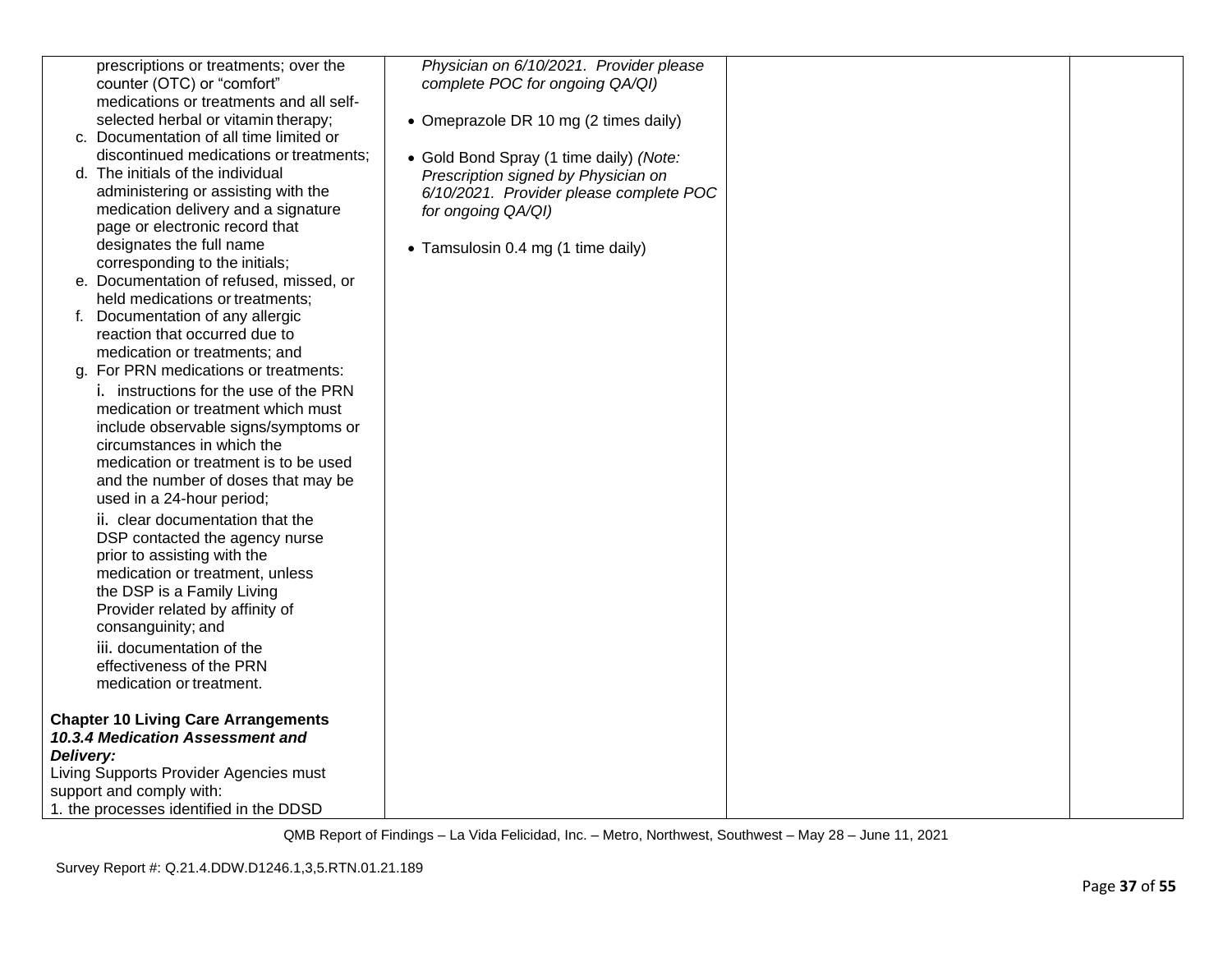| | | | |
|---|---|---|---|
| prescriptions or treatments; over the counter (OTC) or "comfort" medications or treatments and all self-selected herbal or vitamin therapy;<br>c. Documentation of all time limited or discontinued medications or treatments;<br>d. The initials of the individual administering or assisting with the medication delivery and a signature page or electronic record that designates the full name corresponding to the initials;<br>e. Documentation of refused, missed, or held medications or treatments;<br>f. Documentation of any allergic reaction that occurred due to medication or treatments; and<br>g. For PRN medications or treatments:<br>i. instructions for the use of the PRN medication or treatment which must include observable signs/symptoms or circumstances in which the medication or treatment is to be used and the number of doses that may be used in a 24-hour period;<br>ii. clear documentation that the DSP contacted the agency nurse prior to assisting with the medication or treatment, unless the DSP is a Family Living Provider related by affinity of consanguinity; and<br>iii. documentation of the effectiveness of the PRN medication or treatment.<br><br>**Chapter 10 Living Care Arrangements**<br>***10.3.4 Medication Assessment and Delivery:***<br>Living Supports Provider Agencies must support and comply with:<br>1. the processes identified in the DDSD | *Physician on 6/10/2021. Provider please complete POC for ongoing QA/QI)*<br><br>• Omeprazole DR 10 mg (2 times daily)<br><br>• Gold Bond Spray (1 time daily) *(Note: Prescription signed by Physician on 6/10/2021. Provider please complete POC for ongoing QA/QI)*<br><br>• Tamsulosin 0.4 mg (1 time daily) | | |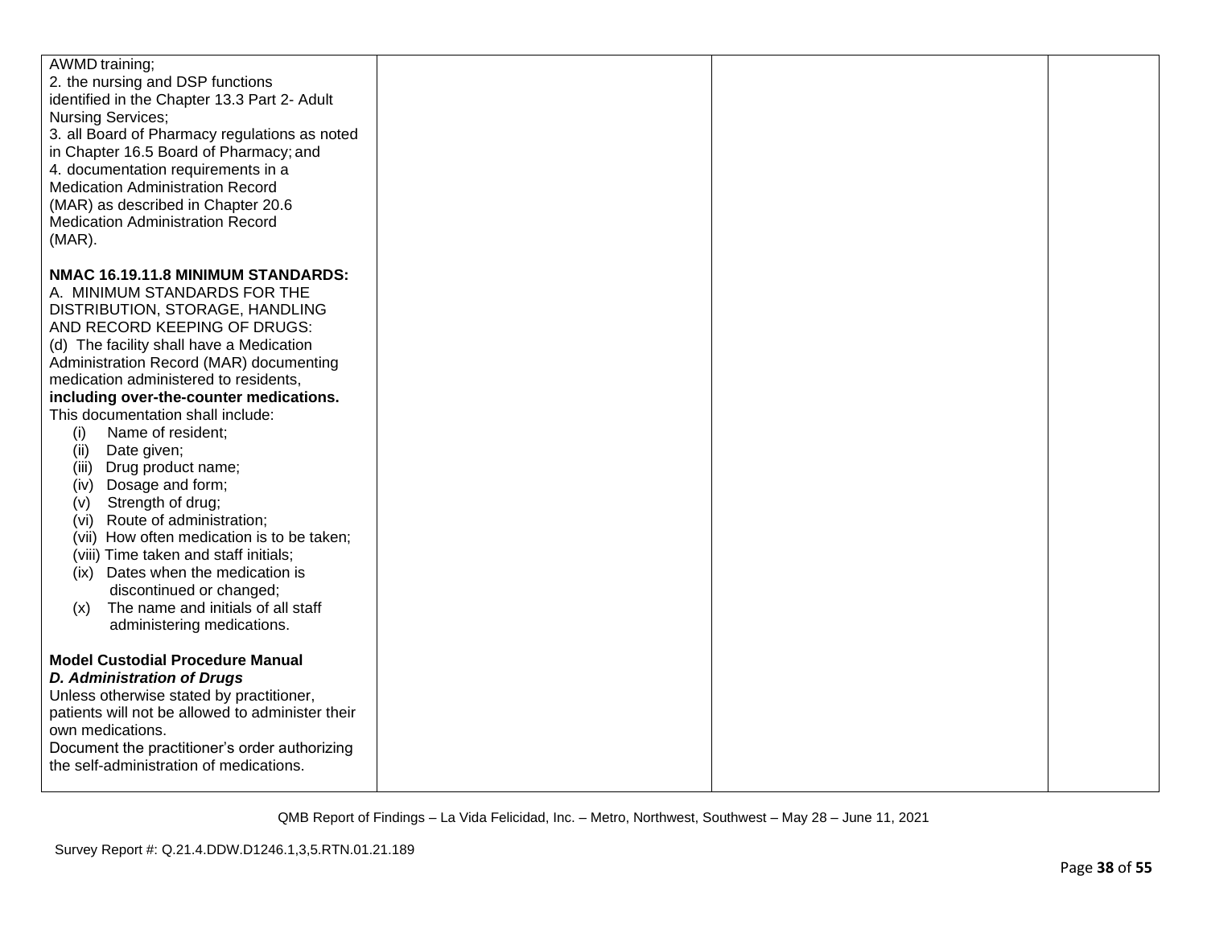| | | | |
|---|---|---|---|
| AWMD training;<br>2. the nursing and DSP functions identified in the Chapter 13.3 Part 2- Adult Nursing Services;<br>3. all Board of Pharmacy regulations as noted in Chapter 16.5 Board of Pharmacy; and<br>4. documentation requirements in a Medication Administration Record (MAR) as described in Chapter 20.6 Medication Administration Record (MAR).<br><br>**NMAC 16.19.11.8 MINIMUM STANDARDS:**<br>A. MINIMUM STANDARDS FOR THE DISTRIBUTION, STORAGE, HANDLING AND RECORD KEEPING OF DRUGS:<br>(d) The facility shall have a Medication Administration Record (MAR) documenting medication administered to residents, **including over-the-counter medications.** This documentation shall include:<br>(i) Name of resident;<br>(ii) Date given;<br>(iii) Drug product name;<br>(iv) Dosage and form;<br>(v) Strength of drug;<br>(vi) Route of administration;<br>(vii) How often medication is to be taken;<br>(viii) Time taken and staff initials;<br>(ix) Dates when the medication is discontinued or changed;<br>(x) The name and initials of all staff administering medications.<br><br>**Model Custodial Procedure Manual**<br>***D. Administration of Drugs***<br>Unless otherwise stated by practitioner, patients will not be allowed to administer their own medications.<br>Document the practitioner's order authorizing the self-administration of medications. | | | |

QMB Report of Findings – La Vida Felicidad, Inc. – Metro, Northwest, Southwest – May 28 – June 11, 2021

Survey Report #: Q.21.4.DDW.D1246.1,3,5.RTN.01.21.189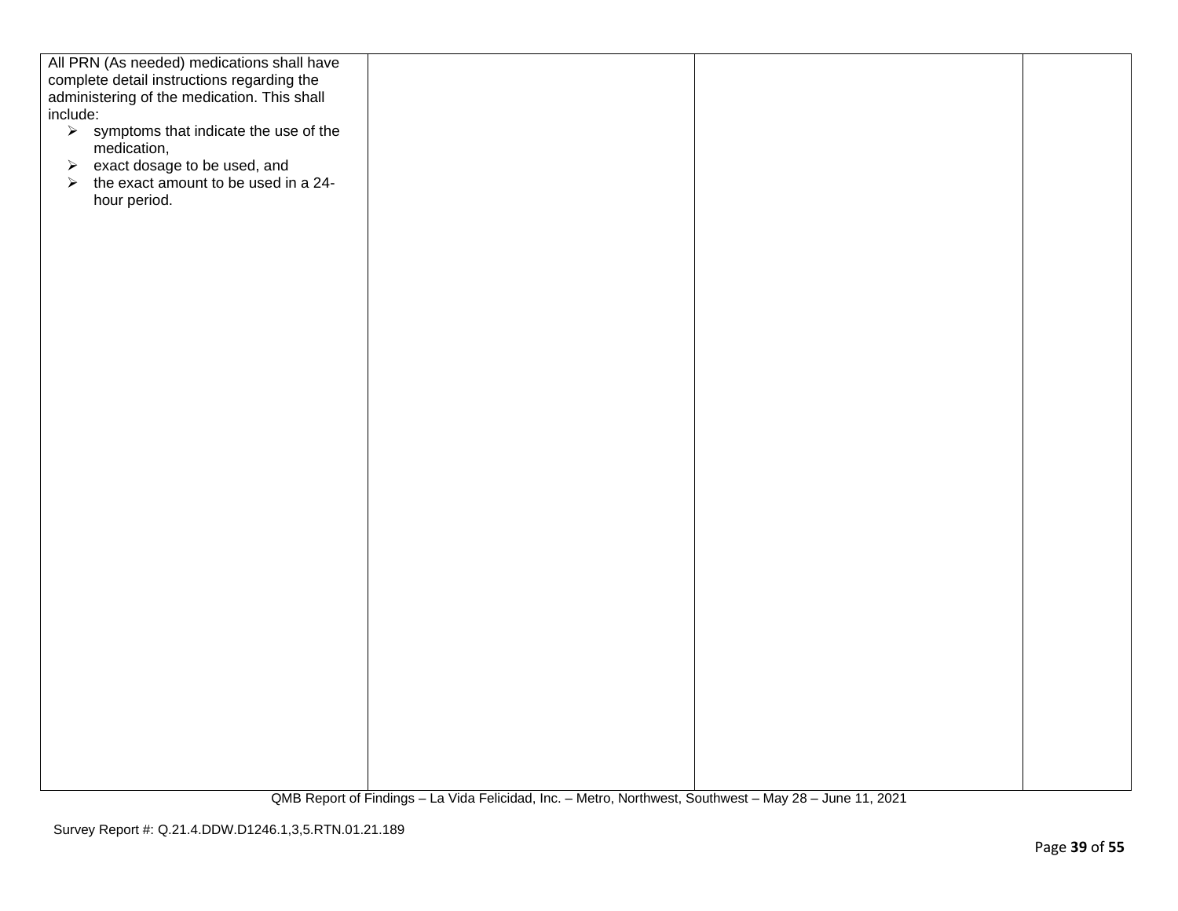| | | | |
|---|---|---|---|
| All PRN (As needed) medications shall have complete detail instructions regarding the administering of the medication. This shall include:<br>➢ symptoms that indicate the use of the medication,<br>➢ exact dosage to be used, and<br>➢ the exact amount to be used in a 24-hour period. | | | |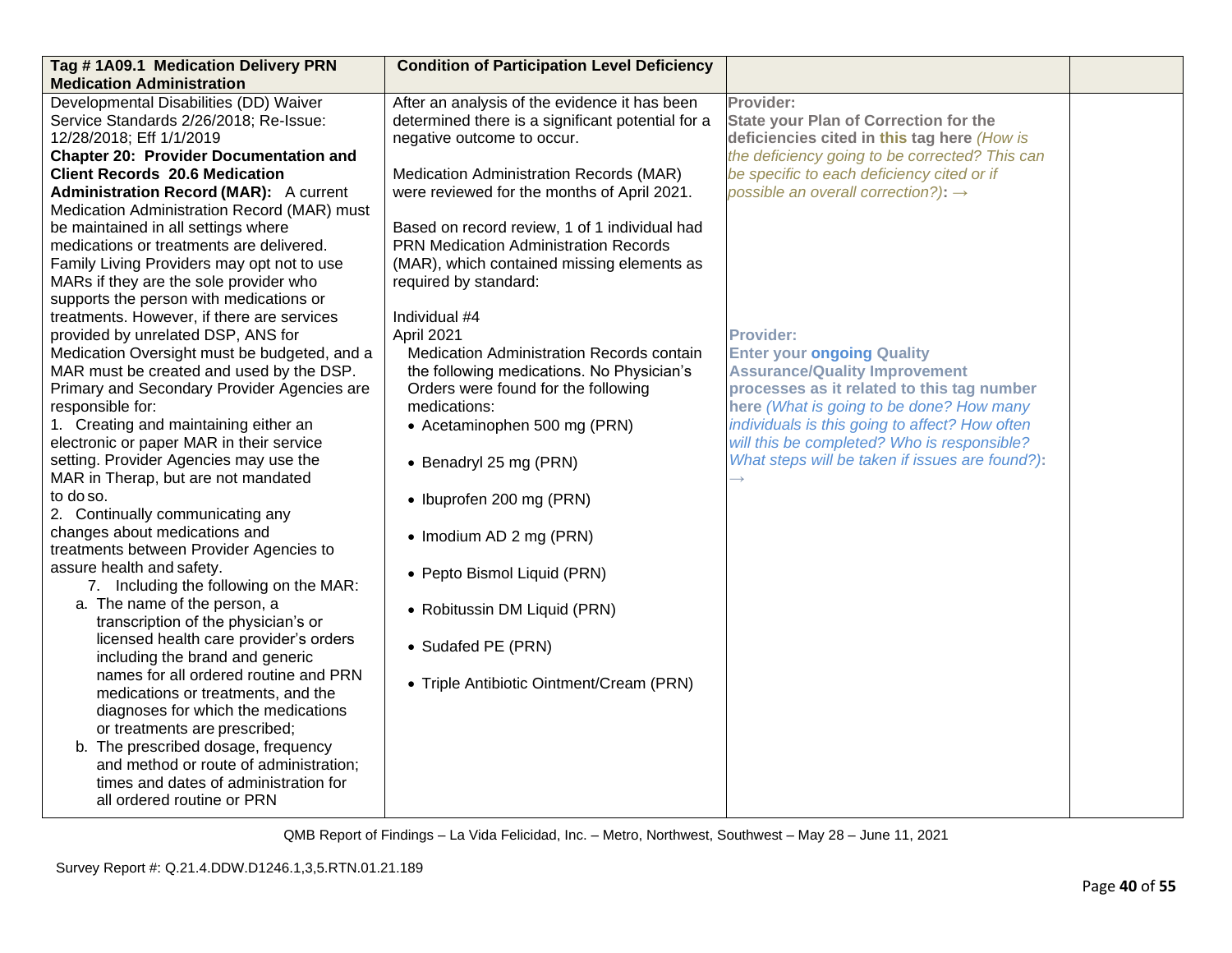| **Tag # 1A09.1 Medication Delivery PRN Medication Administration** | **Condition of Participation Level Deficiency** | | |
|---|---|---|---|
| Developmental Disabilities (DD) Waiver Service Standards 2/26/2018; Re-Issue: 12/28/2018; Eff 1/1/2019<br>**Chapter 20: Provider Documentation and Client Records 20.6 Medication Administration Record (MAR):** A current Medication Administration Record (MAR) must be maintained in all settings where medications or treatments are delivered. Family Living Providers may opt not to use MARs if they are the sole provider who supports the person with medications or treatments. However, if there are services provided by unrelated DSP, ANS for Medication Oversight must be budgeted, and a MAR must be created and used by the DSP. Primary and Secondary Provider Agencies are responsible for:<br>1. Creating and maintaining either an electronic or paper MAR in their service setting. Provider Agencies may use the MAR in Therap, but are not mandated to do so.<br>2. Continually communicating any changes about medications and treatments between Provider Agencies to assure health and safety.<br>7. Including the following on the MAR:<br>a. The name of the person, a transcription of the physician's or licensed health care provider's orders including the brand and generic names for all ordered routine and PRN medications or treatments, and the diagnoses for which the medications or treatments are prescribed;<br>b. The prescribed dosage, frequency and method or route of administration; times and dates of administration for all ordered routine or PRN | After an analysis of the evidence it has been determined there is a significant potential for a negative outcome to occur.<br><br>Medication Administration Records (MAR) were reviewed for the months of April 2021.<br><br>Based on record review, 1 of 1 individual had PRN Medication Administration Records (MAR), which contained missing elements as required by standard:<br><br>Individual #4<br>April 2021<br>Medication Administration Records contain the following medications. No Physician's Orders were found for the following medications:<br>• Acetaminophen 500 mg (PRN)<br>• Benadryl 25 mg (PRN)<br>• Ibuprofen 200 mg (PRN)<br>• Imodium AD 2 mg (PRN)<br>• Pepto Bismol Liquid (PRN)<br>• Robitussin DM Liquid (PRN)<br>• Sudafed PE (PRN)<br>• Triple Antibiotic Ointment/Cream (PRN) | **Provider:**<br>**State your Plan of Correction for the deficiencies cited in this tag here** *(How is the deficiency going to be corrected? This can be specific to each deficiency cited or if possible an overall correction?)*: →<br><br>**Provider:**<br>**Enter your ongoing Quality Assurance/Quality Improvement processes as it related to this tag number here** *(What is going to be done? How many individuals is this going to affect? How often will this be completed? Who is responsible? What steps will be taken if issues are found?)*: → | |

QMB Report of Findings – La Vida Felicidad, Inc. – Metro, Northwest, Southwest – May 28 – June 11, 2021

Survey Report #: Q.21.4.DDW.D1246.1,3,5.RTN.01.21.189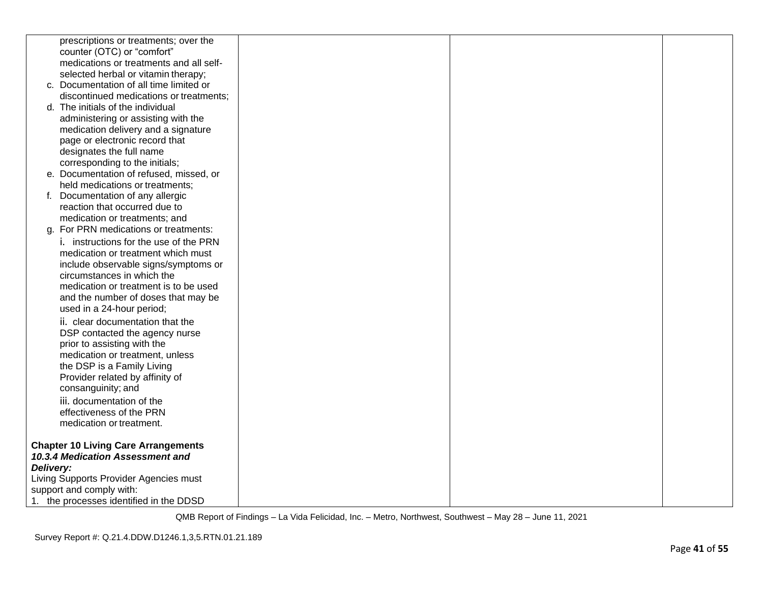| | | | |
|---|---|---|---|
| prescriptions or treatments; over the counter (OTC) or "comfort" medications or treatments and all self-selected herbal or vitamin therapy;<br>c. Documentation of all time limited or discontinued medications or treatments;<br>d. The initials of the individual administering or assisting with the medication delivery and a signature page or electronic record that designates the full name corresponding to the initials;<br>e. Documentation of refused, missed, or held medications or treatments;<br>f. Documentation of any allergic reaction that occurred due to medication or treatments; and<br>g. For PRN medications or treatments:<br>i. instructions for the use of the PRN medication or treatment which must include observable signs/symptoms or circumstances in which the medication or treatment is to be used and the number of doses that may be used in a 24-hour period;<br>ii. clear documentation that the DSP contacted the agency nurse prior to assisting with the medication or treatment, unless the DSP is a Family Living Provider related by affinity of consanguinity; and<br>iii. documentation of the effectiveness of the PRN medication or treatment.<br><br>**Chapter 10 Living Care Arrangements**<br>***10.3.4 Medication Assessment and Delivery:***<br>Living Supports Provider Agencies must support and comply with:<br>1. the processes identified in the DDSD | | | |

QMB Report of Findings – La Vida Felicidad, Inc. – Metro, Northwest, Southwest – May 28 – June 11, 2021

Survey Report #: Q.21.4.DDW.D1246.1,3,5.RTN.01.21.189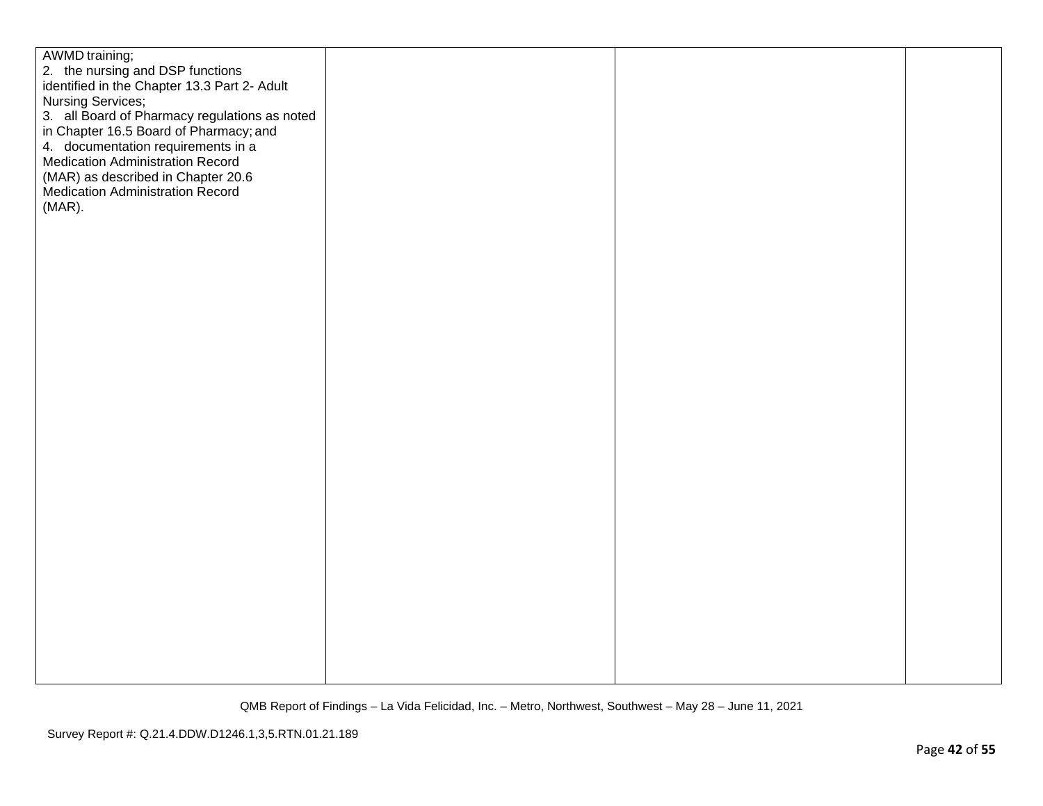| | | | |
|---|---|---|---|
| AWMD training;<br>2. the nursing and DSP functions identified in the Chapter 13.3 Part 2- Adult Nursing Services;<br>3. all Board of Pharmacy regulations as noted in Chapter 16.5 Board of Pharmacy; and<br>4. documentation requirements in a Medication Administration Record (MAR) as described in Chapter 20.6 Medication Administration Record (MAR). | | | |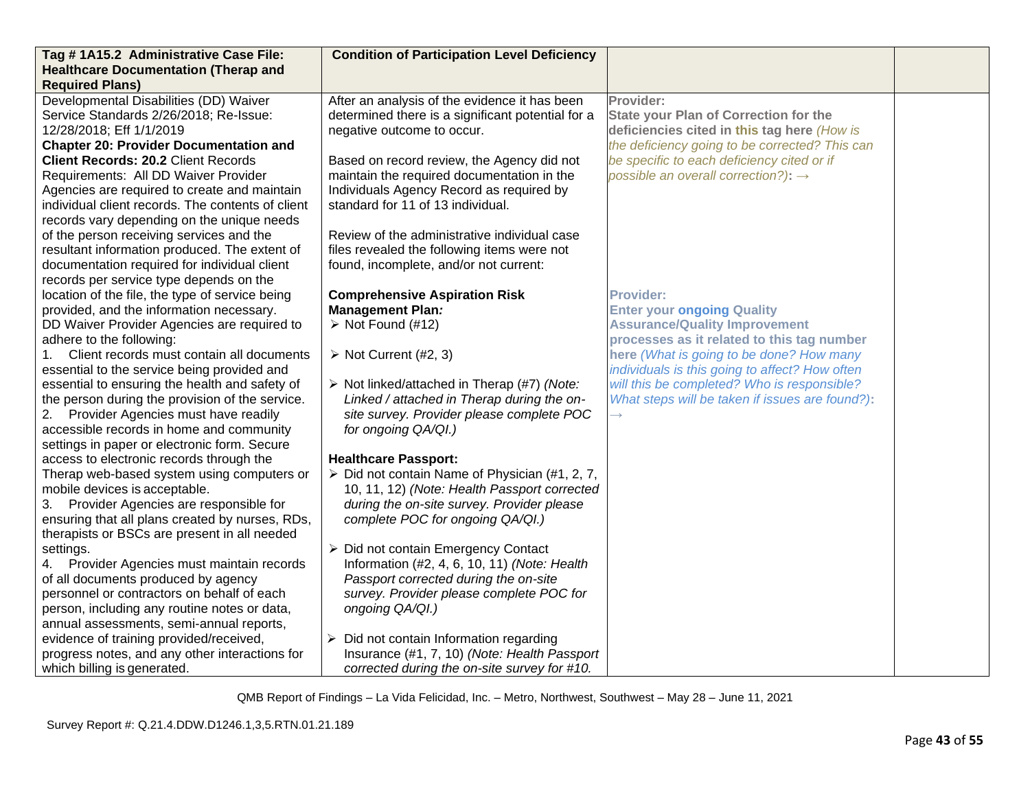| Tag # 1A15.2 Administrative Case File: Healthcare Documentation (Therap and Required Plans) | Condition of Participation Level Deficiency | | |
|---|---|---|---|
| Developmental Disabilities (DD) Waiver Service Standards 2/26/2018; Re-Issue: 12/28/2018; Eff 1/1/2019<br>**Chapter 20: Provider Documentation and Client Records: 20.2** Client Records Requirements: All DD Waiver Provider Agencies are required to create and maintain individual client records. The contents of client records vary depending on the unique needs of the person receiving services and the resultant information produced. The extent of documentation required for individual client records per service type depends on the location of the file, the type of service being provided, and the information necessary.<br>DD Waiver Provider Agencies are required to adhere to the following:<br>1. Client records must contain all documents essential to the service being provided and essential to ensuring the health and safety of the person during the provision of the service.<br>2. Provider Agencies must have readily accessible records in home and community settings in paper or electronic form. Secure access to electronic records through the Therap web-based system using computers or mobile devices is acceptable.<br>3. Provider Agencies are responsible for ensuring that all plans created by nurses, RDs, therapists or BSCs are present in all needed settings.<br>4. Provider Agencies must maintain records of all documents produced by agency personnel or contractors on behalf of each person, including any routine notes or data, annual assessments, semi-annual reports, evidence of training provided/received, progress notes, and any other interactions for which billing is generated. | After an analysis of the evidence it has been determined there is a significant potential for a negative outcome to occur.<br><br>Based on record review, the Agency did not maintain the required documentation in the Individuals Agency Record as required by standard for 11 of 13 individual.<br><br>Review of the administrative individual case files revealed the following items were not found, incomplete, and/or not current:<br><br>**Comprehensive Aspiration Risk Management Plan*:***<br>➢ Not Found (#12)<br><br>➢ Not Current (#2, 3)<br><br>➢ Not linked/attached in Therap (#7) *(Note: Linked / attached in Therap during the on-site survey. Provider please complete POC for ongoing QA/QI.)*<br><br>**Healthcare Passport:**<br>➢ Did not contain Name of Physician (#1, 2, 7, 10, 11, 12) *(Note: Health Passport corrected during the on-site survey. Provider please complete POC for ongoing QA/QI.)*<br><br>➢ Did not contain Emergency Contact Information (#2, 4, 6, 10, 11) *(Note: Health Passport corrected during the on-site survey. Provider please complete POC for ongoing QA/QI.)*<br><br>➢ Did not contain Information regarding Insurance (#1, 7, 10) *(Note: Health Passport corrected during the on-site survey for #10.* | **Provider:**<br>**State your Plan of Correction for the deficiencies cited in this tag here** *(How is the deficiency going to be corrected? This can be specific to each deficiency cited or if possible an overall correction?)*: →<br><br>**Provider:**<br>**Enter your ongoing Quality Assurance/Quality Improvement processes as it related to this tag number here** *(What is going to be done? How many individuals is this going to affect? How often will this be completed? Who is responsible? What steps will be taken if issues are found?)*: → | |

QMB Report of Findings – La Vida Felicidad, Inc. – Metro, Northwest, Southwest – May 28 – June 11, 2021

Survey Report #: Q.21.4.DDW.D1246.1,3,5.RTN.01.21.189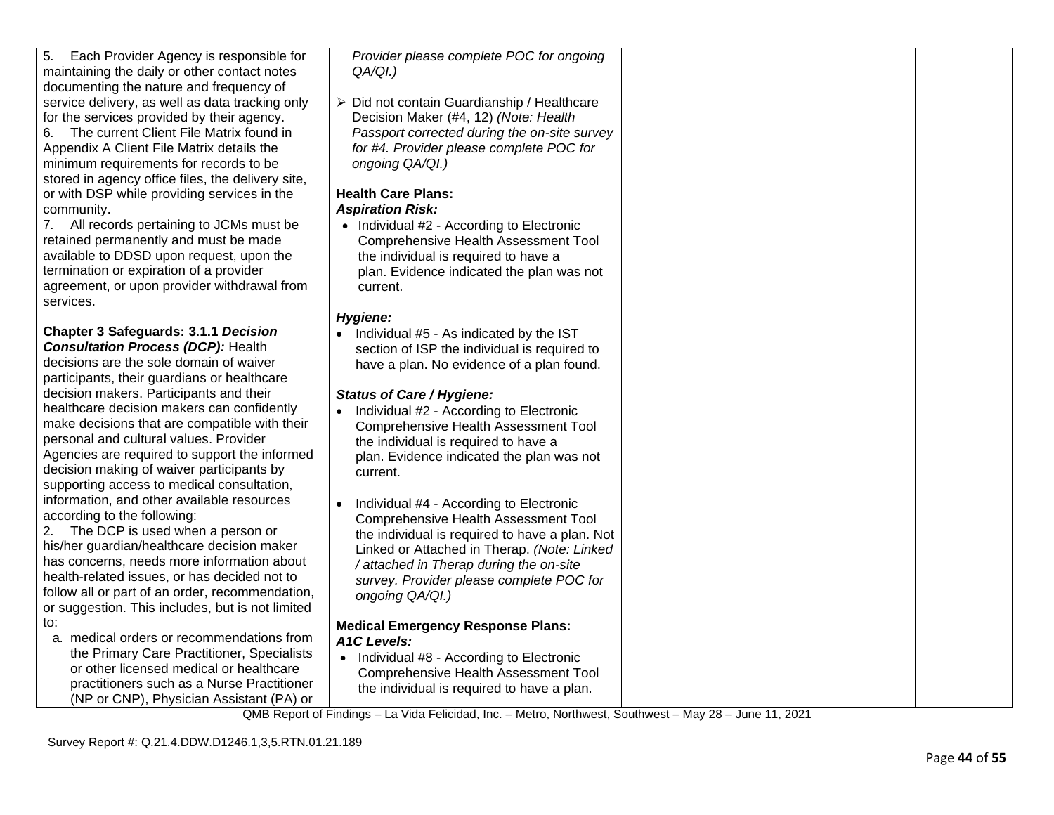| | | | |
|---|---|---|---|
| 5. Each Provider Agency is responsible for maintaining the daily or other contact notes documenting the nature and frequency of service delivery, as well as data tracking only for the services provided by their agency.<br>6. The current Client File Matrix found in Appendix A Client File Matrix details the minimum requirements for records to be stored in agency office files, the delivery site, or with DSP while providing services in the community.<br>7. All records pertaining to JCMs must be retained permanently and must be made available to DDSD upon request, upon the termination or expiration of a provider agreement, or upon provider withdrawal from services.<br><br>**Chapter 3 Safeguards: 3.1.1 *Decision Consultation Process (DCP):*** Health decisions are the sole domain of waiver participants, their guardians or healthcare decision makers. Participants and their healthcare decision makers can confidently make decisions that are compatible with their personal and cultural values. Provider Agencies are required to support the informed decision making of waiver participants by supporting access to medical consultation, information, and other available resources according to the following:<br>2. The DCP is used when a person or his/her guardian/healthcare decision maker has concerns, needs more information about health-related issues, or has decided not to follow all or part of an order, recommendation, or suggestion. This includes, but is not limited to:<br>a. medical orders or recommendations from the Primary Care Practitioner, Specialists or other licensed medical or healthcare practitioners such as a Nurse Practitioner (NP or CNP), Physician Assistant (PA) or | *Provider please complete POC for ongoing QA/QI.)*<br><br>➢ Did not contain Guardianship / Healthcare Decision Maker (#4, 12) *(Note: Health Passport corrected during the on-site survey for #4. Provider please complete POC for ongoing QA/QI.)*<br><br>**Health Care Plans:**<br>***Aspiration Risk:***<br>• Individual #2 - According to Electronic Comprehensive Health Assessment Tool the individual is required to have a plan. Evidence indicated the plan was not current.<br><br>***Hygiene:***<br>• Individual #5 - As indicated by the IST section of ISP the individual is required to have a plan. No evidence of a plan found.<br><br>***Status of Care / Hygiene:***<br>• Individual #2 - According to Electronic Comprehensive Health Assessment Tool the individual is required to have a plan. Evidence indicated the plan was not current.<br><br>• Individual #4 - According to Electronic Comprehensive Health Assessment Tool the individual is required to have a plan. Not Linked or Attached in Therap. *(Note: Linked / attached in Therap during the on-site survey. Provider please complete POC for ongoing QA/QI.)*<br><br>**Medical Emergency Response Plans:**<br>***A1C Levels:***<br>• Individual #8 - According to Electronic Comprehensive Health Assessment Tool the individual is required to have a plan. | | |

QMB Report of Findings – La Vida Felicidad, Inc. – Metro, Northwest, Southwest – May 28 – June 11, 2021

Survey Report #: Q.21.4.DDW.D1246.1,3,5.RTN.01.21.189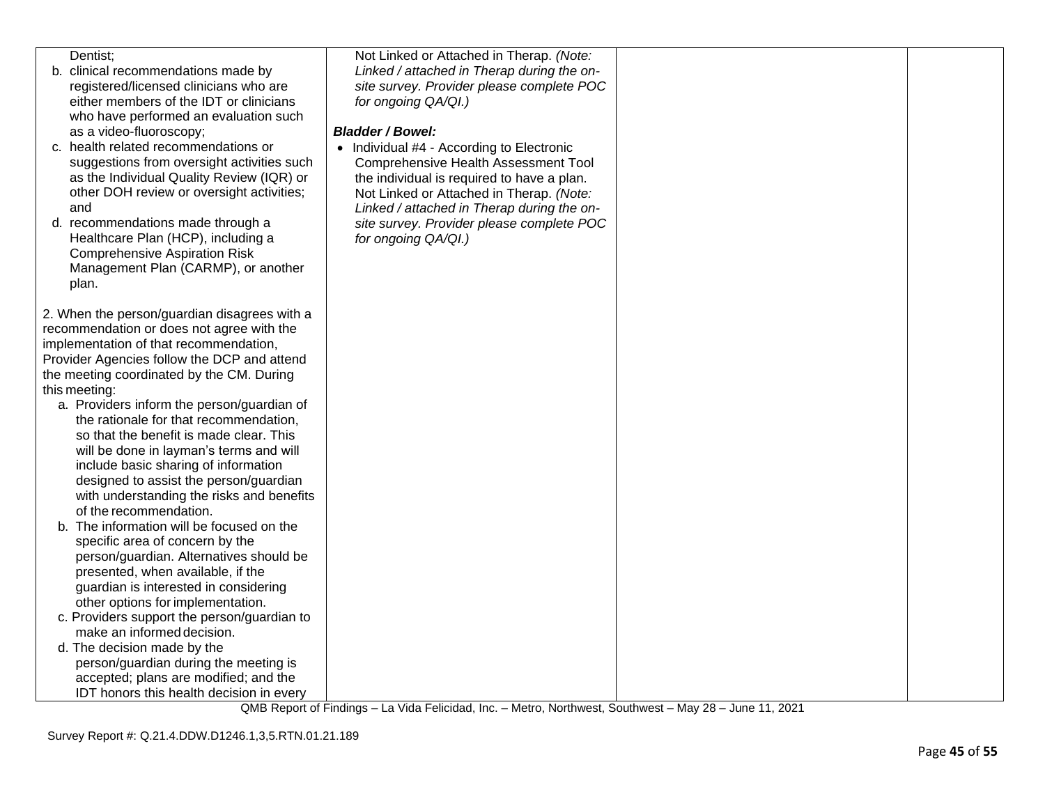| | | | |
|---|---|---|---|
| Dentist;<br>b. clinical recommendations made by registered/licensed clinicians who are either members of the IDT or clinicians who have performed an evaluation such as a video-fluoroscopy;<br>c. health related recommendations or suggestions from oversight activities such as the Individual Quality Review (IQR) or other DOH review or oversight activities; and<br>d. recommendations made through a Healthcare Plan (HCP), including a Comprehensive Aspiration Risk Management Plan (CARMP), or another plan.<br><br>2. When the person/guardian disagrees with a recommendation or does not agree with the implementation of that recommendation, Provider Agencies follow the DCP and attend the meeting coordinated by the CM. During this meeting:<br>a. Providers inform the person/guardian of the rationale for that recommendation, so that the benefit is made clear. This will be done in layman's terms and will include basic sharing of information designed to assist the person/guardian with understanding the risks and benefits of the recommendation.<br>b. The information will be focused on the specific area of concern by the person/guardian. Alternatives should be presented, when available, if the guardian is interested in considering other options for implementation.<br>c. Providers support the person/guardian to make an informed decision.<br>d. The decision made by the person/guardian during the meeting is accepted; plans are modified; and the IDT honors this health decision in every | Not Linked or Attached in Therap. *(Note: Linked / attached in Therap during the on-site survey. Provider please complete POC for ongoing QA/QI.)*<br><br>***Bladder / Bowel:***<br>• Individual #4 - According to Electronic Comprehensive Health Assessment Tool the individual is required to have a plan. Not Linked or Attached in Therap. *(Note: Linked / attached in Therap during the on-site survey. Provider please complete POC for ongoing QA/QI.)* | | |

QMB Report of Findings – La Vida Felicidad, Inc. – Metro, Northwest, Southwest – May 28 – June 11, 2021

Survey Report #: Q.21.4.DDW.D1246.1,3,5.RTN.01.21.189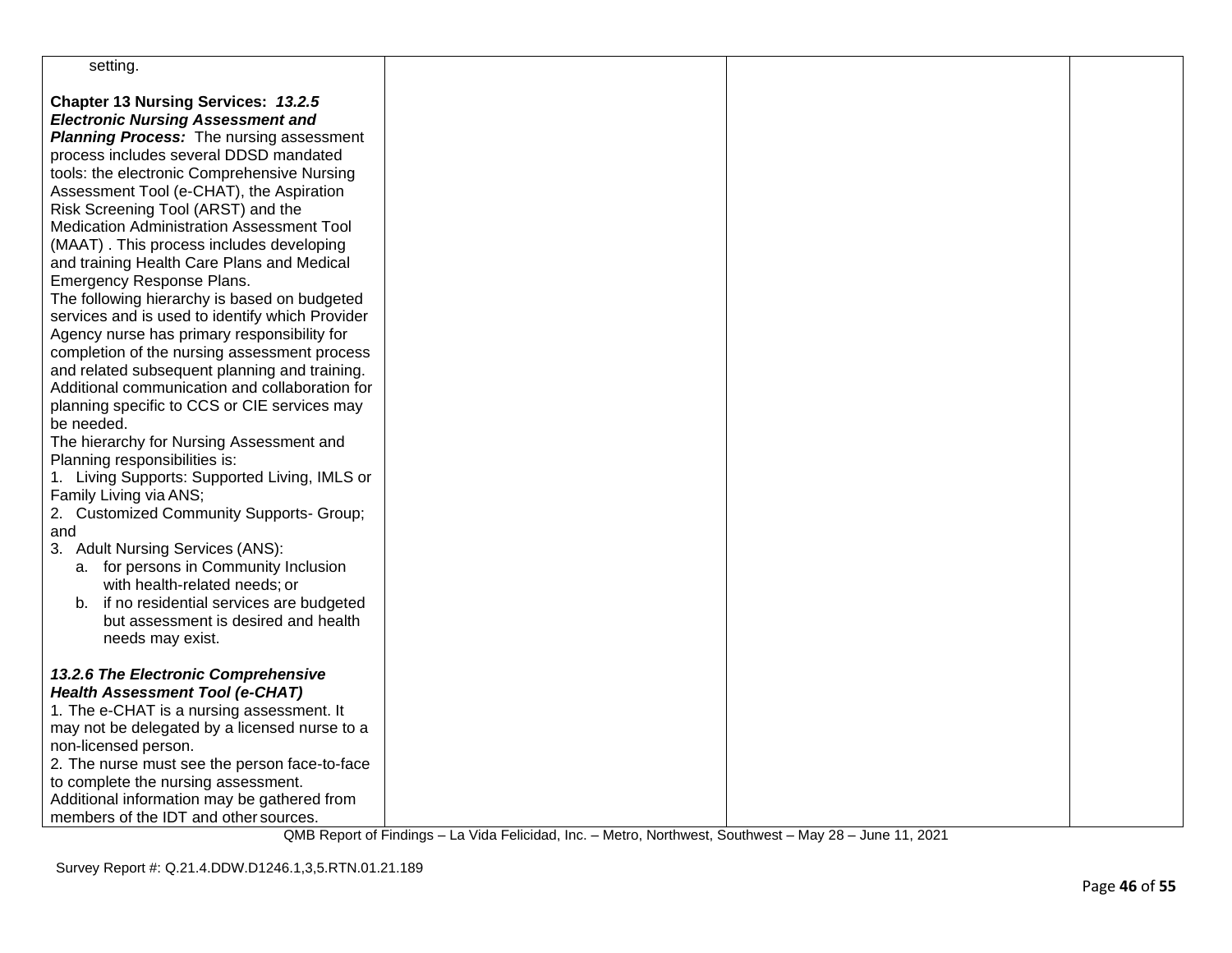| | | | |
|---|---|---|---|
| setting.<br><br>**Chapter 13 Nursing Services: *13.2.5 Electronic Nursing Assessment and Planning Process:*** The nursing assessment process includes several DDSD mandated tools: the electronic Comprehensive Nursing Assessment Tool (e-CHAT), the Aspiration Risk Screening Tool (ARST) and the Medication Administration Assessment Tool (MAAT) . This process includes developing and training Health Care Plans and Medical Emergency Response Plans.<br>The following hierarchy is based on budgeted services and is used to identify which Provider Agency nurse has primary responsibility for completion of the nursing assessment process and related subsequent planning and training. Additional communication and collaboration for planning specific to CCS or CIE services may be needed.<br>The hierarchy for Nursing Assessment and Planning responsibilities is:<br>1. Living Supports: Supported Living, IMLS or Family Living via ANS;<br>2. Customized Community Supports- Group; and<br>3. Adult Nursing Services (ANS):<br>a. for persons in Community Inclusion with health-related needs; or<br>b. if no residential services are budgeted but assessment is desired and health needs may exist.<br><br>***13.2.6 The Electronic Comprehensive Health Assessment Tool (e-CHAT)***<br>1. The e-CHAT is a nursing assessment. It may not be delegated by a licensed nurse to a non-licensed person.<br>2. The nurse must see the person face-to-face to complete the nursing assessment. Additional information may be gathered from members of the IDT and other sources. | | | |

QMB Report of Findings – La Vida Felicidad, Inc. – Metro, Northwest, Southwest – May 28 – June 11, 2021

Survey Report #: Q.21.4.DDW.D1246.1,3,5.RTN.01.21.189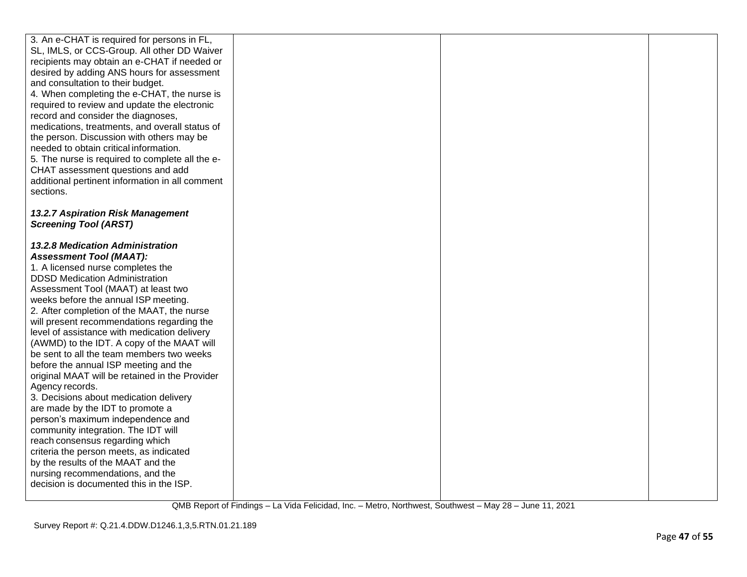| | | | |
|---|---|---|---|
| 3. An e-CHAT is required for persons in FL, SL, IMLS, or CCS-Group. All other DD Waiver recipients may obtain an e-CHAT if needed or desired by adding ANS hours for assessment and consultation to their budget.<br>4. When completing the e-CHAT, the nurse is required to review and update the electronic record and consider the diagnoses, medications, treatments, and overall status of the person. Discussion with others may be needed to obtain critical information.<br>5. The nurse is required to complete all the e-CHAT assessment questions and add additional pertinent information in all comment sections.<br><br>***13.2.7 Aspiration Risk Management Screening Tool (ARST)***<br><br>***13.2.8 Medication Administration Assessment Tool (MAAT):***<br>1. A licensed nurse completes the DDSD Medication Administration Assessment Tool (MAAT) at least two weeks before the annual ISP meeting.<br>2. After completion of the MAAT, the nurse will present recommendations regarding the level of assistance with medication delivery (AWMD) to the IDT. A copy of the MAAT will be sent to all the team members two weeks before the annual ISP meeting and the original MAAT will be retained in the Provider Agency records.<br>3. Decisions about medication delivery are made by the IDT to promote a person's maximum independence and community integration. The IDT will reach consensus regarding which criteria the person meets, as indicated by the results of the MAAT and the nursing recommendations, and the decision is documented this in the ISP. | | | |

QMB Report of Findings – La Vida Felicidad, Inc. – Metro, Northwest, Southwest – May 28 – June 11, 2021

Survey Report #: Q.21.4.DDW.D1246.1,3,5.RTN.01.21.189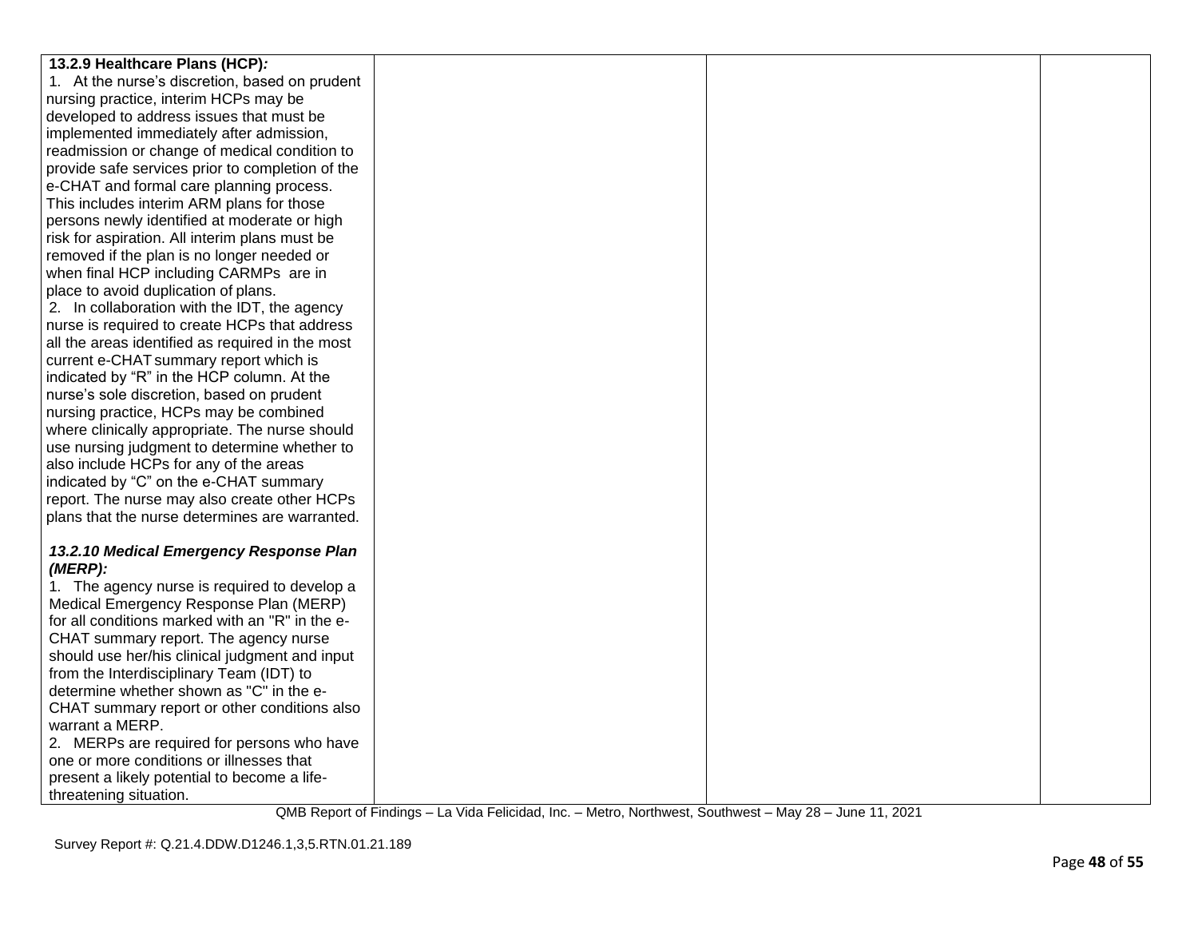| | | | |
|---|---|---|---|
| **13.2.9 Healthcare Plans (HCP)*:*<br>1. At the nurse's discretion, based on prudent nursing practice, interim HCPs may be developed to address issues that must be implemented immediately after admission, readmission or change of medical condition to provide safe services prior to completion of the e-CHAT and formal care planning process. This includes interim ARM plans for those persons newly identified at moderate or high risk for aspiration. All interim plans must be removed if the plan is no longer needed or when final HCP including CARMPs are in place to avoid duplication of plans.<br>2. In collaboration with the IDT, the agency nurse is required to create HCPs that address all the areas identified as required in the most current e-CHAT summary report which is indicated by "R" in the HCP column. At the nurse's sole discretion, based on prudent nursing practice, HCPs may be combined where clinically appropriate. The nurse should use nursing judgment to determine whether to also include HCPs for any of the areas indicated by "C" on the e-CHAT summary report. The nurse may also create other HCPs plans that the nurse determines are warranted.<br><br>***13.2.10 Medical Emergency Response Plan (MERP):***<br>1. The agency nurse is required to develop a Medical Emergency Response Plan (MERP) for all conditions marked with an "R" in the e-CHAT summary report. The agency nurse should use her/his clinical judgment and input from the Interdisciplinary Team (IDT) to determine whether shown as "C" in the e-CHAT summary report or other conditions also warrant a MERP.<br>2. MERPs are required for persons who have one or more conditions or illnesses that present a likely potential to become a life-threatening situation. | | | |

QMB Report of Findings – La Vida Felicidad, Inc. – Metro, Northwest, Southwest – May 28 – June 11, 2021

Survey Report #: Q.21.4.DDW.D1246.1,3,5.RTN.01.21.189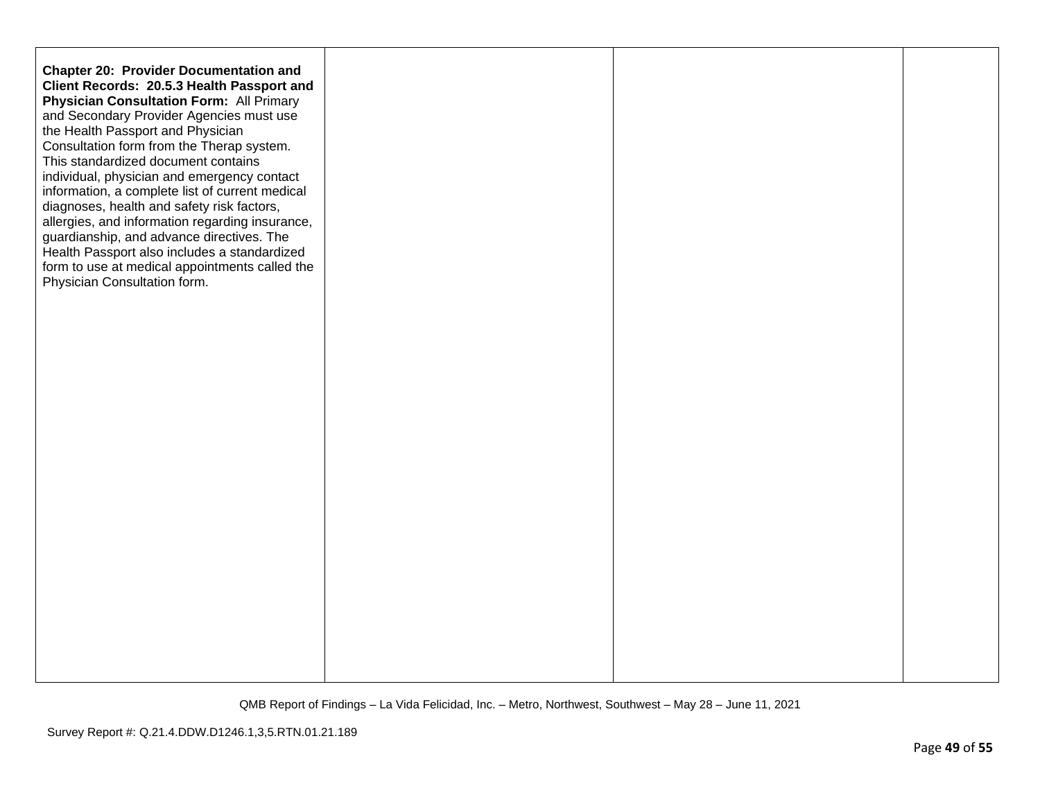| | | | |
|---|---|---|---|
| **Chapter 20: Provider Documentation and Client Records: 20.5.3 Health Passport and Physician Consultation Form:** All Primary and Secondary Provider Agencies must use the Health Passport and Physician Consultation form from the Therap system. This standardized document contains individual, physician and emergency contact information, a complete list of current medical diagnoses, health and safety risk factors, allergies, and information regarding insurance, guardianship, and advance directives. The Health Passport also includes a standardized form to use at medical appointments called the Physician Consultation form. | | | |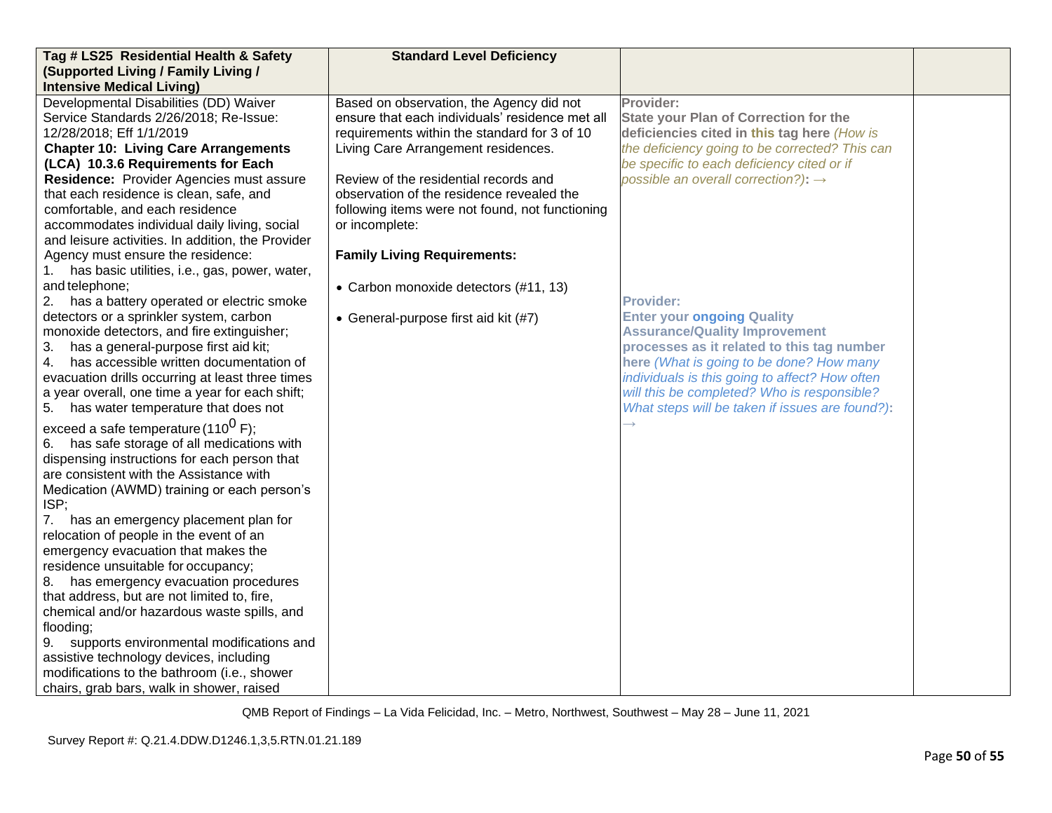| **Tag # LS25 Residential Health & Safety (Supported Living / Family Living / Intensive Medical Living)** | **Standard Level Deficiency** | | |
|---|---|---|---|
| Developmental Disabilities (DD) Waiver Service Standards 2/26/2018; Re-Issue: 12/28/2018; Eff 1/1/2019<br>**Chapter 10: Living Care Arrangements (LCA) 10.3.6 Requirements for Each Residence:** Provider Agencies must assure that each residence is clean, safe, and comfortable, and each residence accommodates individual daily living, social and leisure activities. In addition, the Provider Agency must ensure the residence:<br>1. has basic utilities, i.e., gas, power, water, and telephone;<br>2. has a battery operated or electric smoke detectors or a sprinkler system, carbon monoxide detectors, and fire extinguisher;<br>3. has a general-purpose first aid kit;<br>4. has accessible written documentation of evacuation drills occurring at least three times a year overall, one time a year for each shift;<br>5. has water temperature that does not exceed a safe temperature (110$^{0}$ F);<br>6. has safe storage of all medications with dispensing instructions for each person that are consistent with the Assistance with Medication (AWMD) training or each person's ISP;<br>7. has an emergency placement plan for relocation of people in the event of an emergency evacuation that makes the residence unsuitable for occupancy;<br>8. has emergency evacuation procedures that address, but are not limited to, fire, chemical and/or hazardous waste spills, and flooding;<br>9. supports environmental modifications and assistive technology devices, including modifications to the bathroom (i.e., shower chairs, grab bars, walk in shower, raised | Based on observation, the Agency did not ensure that each individuals' residence met all requirements within the standard for 3 of 10 Living Care Arrangement residences.<br><br>Review of the residential records and observation of the residence revealed the following items were not found, not functioning or incomplete:<br><br>**Family Living Requirements:**<br><br>• Carbon monoxide detectors (#11, 13)<br><br>• General-purpose first aid kit (#7) | **Provider:**<br>**State your Plan of Correction for the deficiencies cited in this tag here** *(How is the deficiency going to be corrected? This can be specific to each deficiency cited or if possible an overall correction?)*: →<br><br>**Provider:**<br>**Enter your ongoing Quality Assurance/Quality Improvement processes as it related to this tag number here** *(What is going to be done? How many individuals is this going to affect? How often will this be completed? Who is responsible? What steps will be taken if issues are found?)*: → | |

QMB Report of Findings – La Vida Felicidad, Inc. – Metro, Northwest, Southwest – May 28 – June 11, 2021

Survey Report #: Q.21.4.DDW.D1246.1,3,5.RTN.01.21.189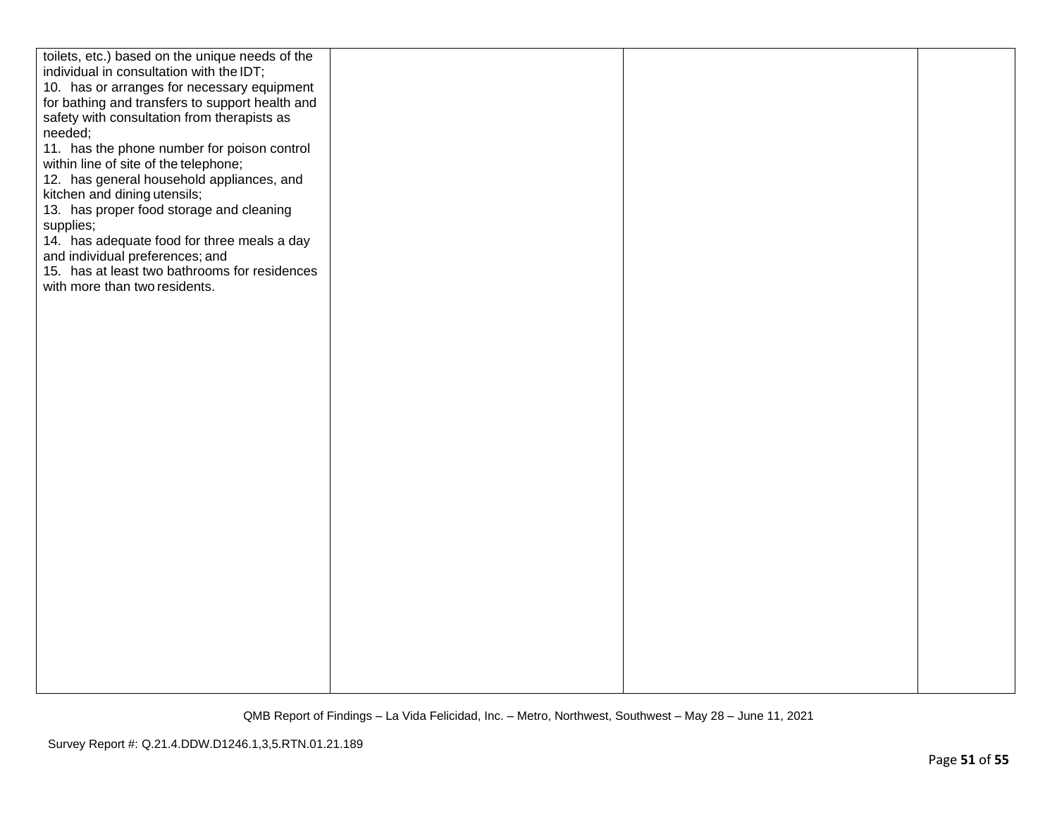| | | | |
|---|---|---|---|
| toilets, etc.) based on the unique needs of the individual in consultation with the IDT;<br>10. has or arranges for necessary equipment for bathing and transfers to support health and safety with consultation from therapists as needed;<br>11. has the phone number for poison control within line of site of the telephone;<br>12. has general household appliances, and kitchen and dining utensils;<br>13. has proper food storage and cleaning supplies;<br>14. has adequate food for three meals a day and individual preferences; and<br>15. has at least two bathrooms for residences with more than two residents. | | | |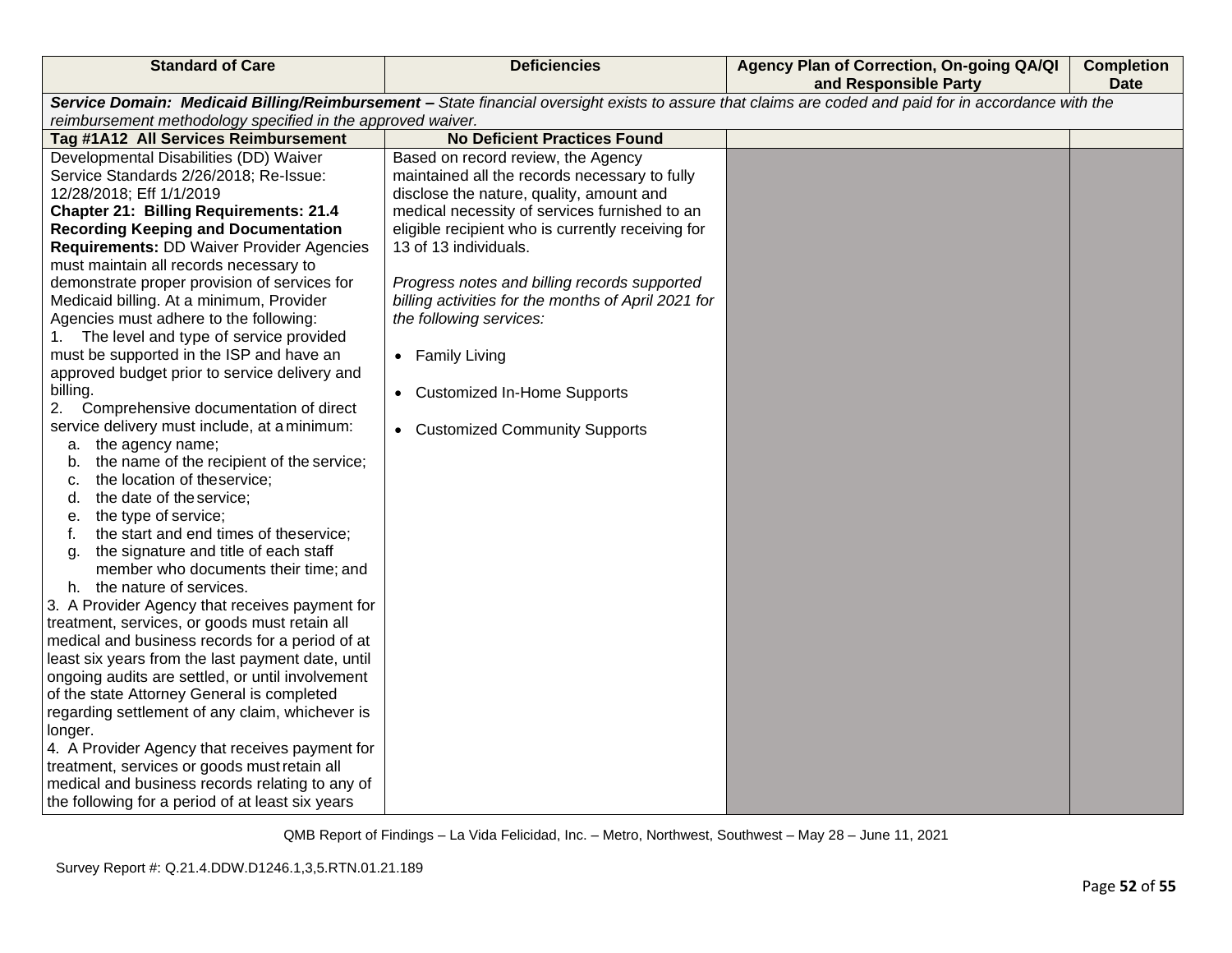| Standard of Care | Deficiencies | Agency Plan of Correction, On-going QA/QI and Responsible Party | Completion Date |
|---|---|---|---|
| ***Service Domain: Medicaid Billing/Reimbursement –*** *State financial oversight exists to assure that claims are coded and paid for in accordance with the reimbursement methodology specified in the approved waiver.* | | | |
| **Tag #1A12 All Services Reimbursement** | **No Deficient Practices Found** | | |
| Developmental Disabilities (DD) Waiver Service Standards 2/26/2018; Re-Issue: 12/28/2018; Eff 1/1/2019<br>**Chapter 21: Billing Requirements: 21.4 Recording Keeping and Documentation Requirements:** DD Waiver Provider Agencies must maintain all records necessary to demonstrate proper provision of services for Medicaid billing. At a minimum, Provider Agencies must adhere to the following:<br>1. The level and type of service provided must be supported in the ISP and have an approved budget prior to service delivery and billing.<br>2. Comprehensive documentation of direct service delivery must include, at a minimum:<br>a. the agency name;<br>b. the name of the recipient of the service;<br>c. the location of the service;<br>d. the date of the service;<br>e. the type of service;<br>f. the start and end times of the service;<br>g. the signature and title of each staff member who documents their time; and<br>h. the nature of services.<br>3. A Provider Agency that receives payment for treatment, services, or goods must retain all medical and business records for a period of at least six years from the last payment date, until ongoing audits are settled, or until involvement of the state Attorney General is completed regarding settlement of any claim, whichever is longer.<br>4. A Provider Agency that receives payment for treatment, services or goods must retain all medical and business records relating to any of the following for a period of at least six years | Based on record review, the Agency maintained all the records necessary to fully disclose the nature, quality, amount and medical necessity of services furnished to an eligible recipient who is currently receiving for 13 of 13 individuals.<br><br>*Progress notes and billing records supported billing activities for the months of April 2021 for the following services:*<br><br>• Family Living<br><br>• Customized In-Home Supports<br><br>• Customized Community Supports | | |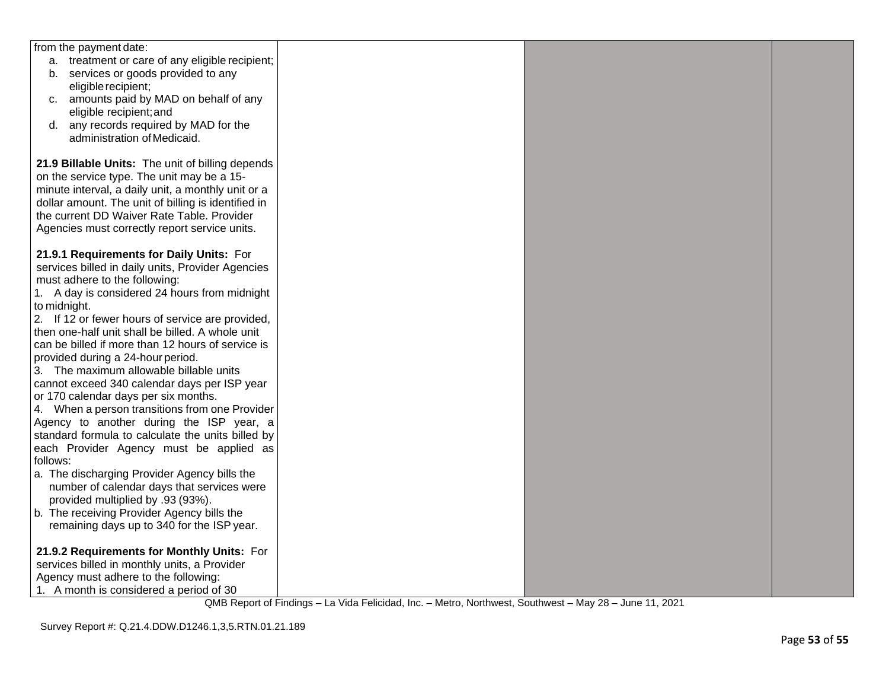| | | | |
|---|---|---|---|
| from the payment date:<br>a. treatment or care of any eligible recipient;<br>b. services or goods provided to any eligible recipient;<br>c. amounts paid by MAD on behalf of any eligible recipient; and<br>d. any records required by MAD for the administration of Medicaid.<br><br>**21.9 Billable Units:** The unit of billing depends on the service type. The unit may be a 15-minute interval, a daily unit, a monthly unit or a dollar amount. The unit of billing is identified in the current DD Waiver Rate Table. Provider Agencies must correctly report service units.<br><br>**21.9.1 Requirements for Daily Units:** For services billed in daily units, Provider Agencies must adhere to the following:<br>1. A day is considered 24 hours from midnight to midnight.<br>2. If 12 or fewer hours of service are provided, then one-half unit shall be billed. A whole unit can be billed if more than 12 hours of service is provided during a 24-hour period.<br>3. The maximum allowable billable units cannot exceed 340 calendar days per ISP year or 170 calendar days per six months.<br>4. When a person transitions from one Provider Agency to another during the ISP year, a standard formula to calculate the units billed by each Provider Agency must be applied as follows:<br>a. The discharging Provider Agency bills the number of calendar days that services were provided multiplied by .93 (93%).<br>b. The receiving Provider Agency bills the remaining days up to 340 for the ISP year.<br><br>**21.9.2 Requirements for Monthly Units:** For services billed in monthly units, a Provider Agency must adhere to the following:<br>1. A month is considered a period of 30 | | | |

QMB Report of Findings – La Vida Felicidad, Inc. – Metro, Northwest, Southwest – May 28 – June 11, 2021

Survey Report #: Q.21.4.DDW.D1246.1,3,5.RTN.01.21.189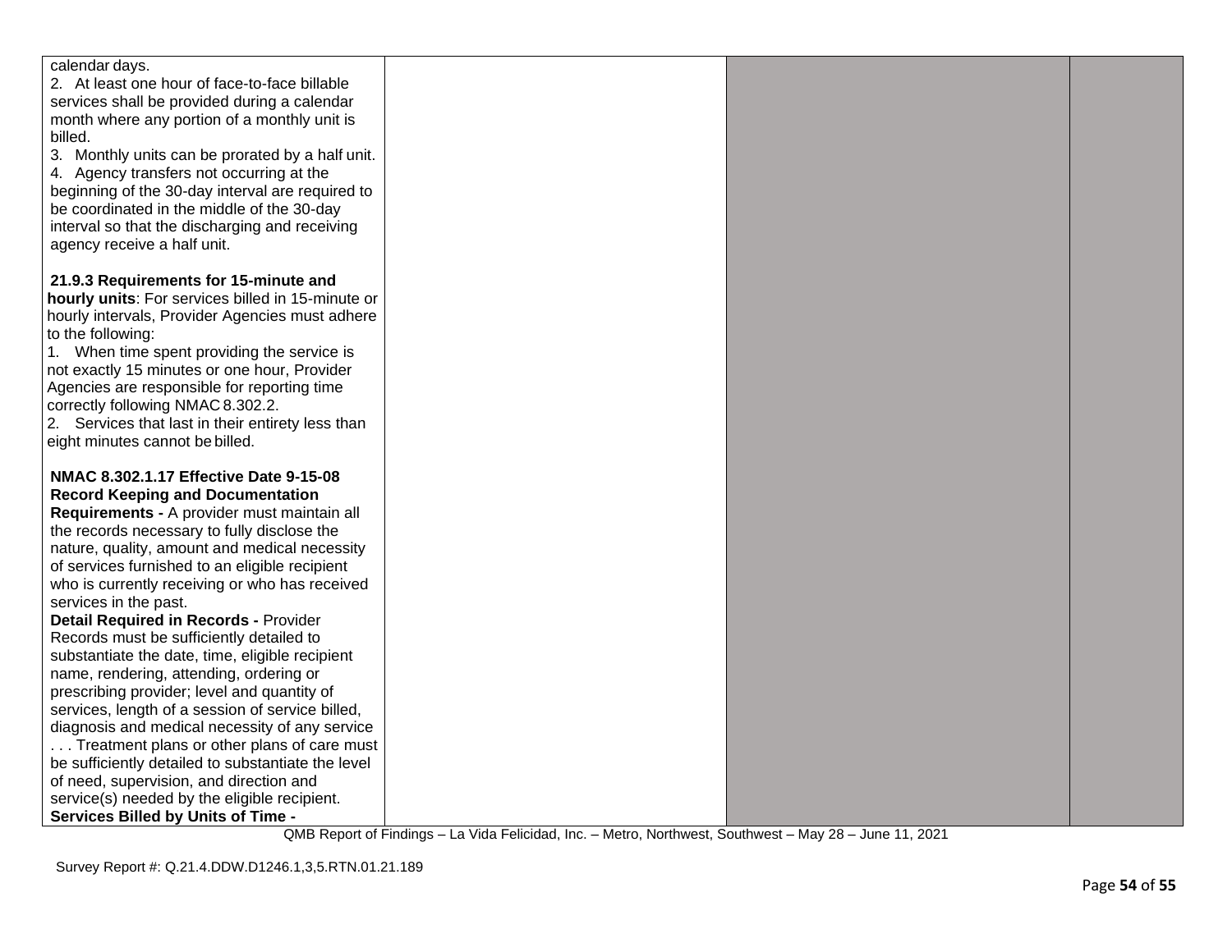| | | | |
|---|---|---|---|
| calendar days.<br>2. At least one hour of face-to-face billable services shall be provided during a calendar month where any portion of a monthly unit is billed.<br>3. Monthly units can be prorated by a half unit.<br>4. Agency transfers not occurring at the beginning of the 30-day interval are required to be coordinated in the middle of the 30-day interval so that the discharging and receiving agency receive a half unit.<br><br>**21.9.3 Requirements for 15-minute and hourly units**: For services billed in 15-minute or hourly intervals, Provider Agencies must adhere to the following:<br>1. When time spent providing the service is not exactly 15 minutes or one hour, Provider Agencies are responsible for reporting time correctly following NMAC 8.302.2.<br>2. Services that last in their entirety less than eight minutes cannot be billed.<br><br>**NMAC 8.302.1.17 Effective Date 9-15-08 Record Keeping and Documentation Requirements -** A provider must maintain all the records necessary to fully disclose the nature, quality, amount and medical necessity of services furnished to an eligible recipient who is currently receiving or who has received services in the past.<br>**Detail Required in Records -** Provider Records must be sufficiently detailed to substantiate the date, time, eligible recipient name, rendering, attending, ordering or prescribing provider; level and quantity of services, length of a session of service billed, diagnosis and medical necessity of any service . . . Treatment plans or other plans of care must be sufficiently detailed to substantiate the level of need, supervision, and direction and service(s) needed by the eligible recipient.<br>**Services Billed by Units of Time -** | | | |

QMB Report of Findings – La Vida Felicidad, Inc. – Metro, Northwest, Southwest – May 28 – June 11, 2021

Survey Report #: Q.21.4.DDW.D1246.1,3,5.RTN.01.21.189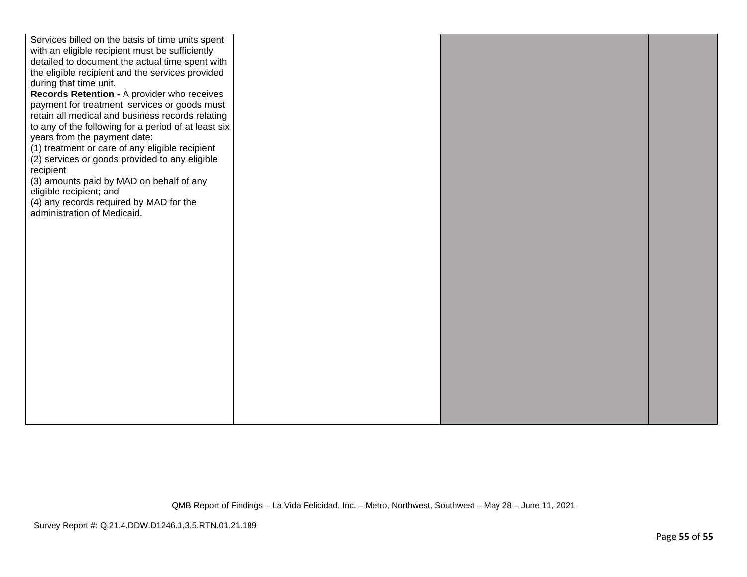| | | | |
|---|---|---|---|
| Services billed on the basis of time units spent with an eligible recipient must be sufficiently detailed to document the actual time spent with the eligible recipient and the services provided during that time unit.<br>**Records Retention -** A provider who receives payment for treatment, services or goods must retain all medical and business records relating to any of the following for a period of at least six years from the payment date:<br>(1) treatment or care of any eligible recipient<br>(2) services or goods provided to any eligible recipient<br>(3) amounts paid by MAD on behalf of any eligible recipient; and<br>(4) any records required by MAD for the administration of Medicaid. | | | |

QMB Report of Findings – La Vida Felicidad, Inc. – Metro, Northwest, Southwest – May 28 – June 11, 2021

Survey Report #: Q.21.4.DDW.D1246.1,3,5.RTN.01.21.189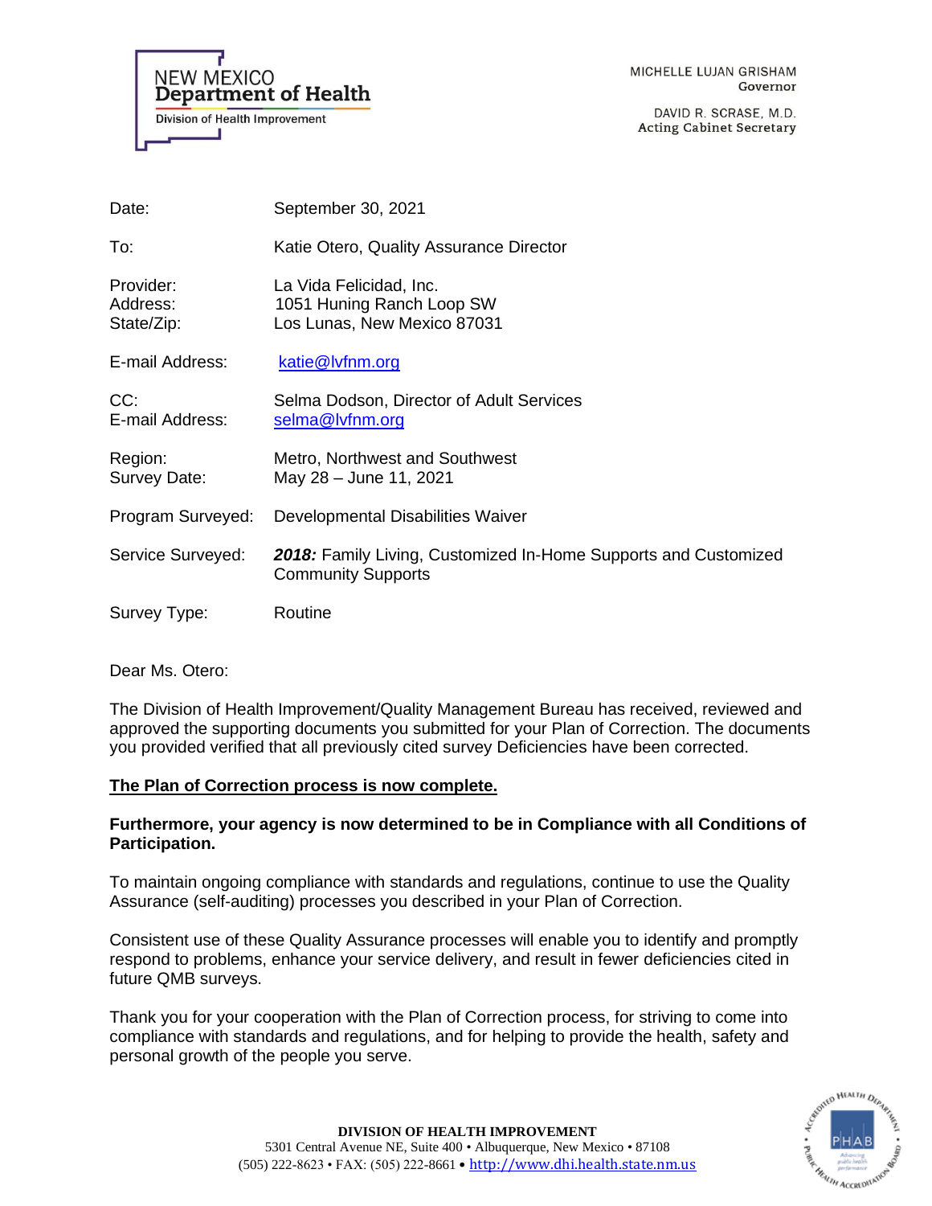NEW MEXICO
**Department of Health**
Division of Health Improvement

MICHELLE LUJAN GRISHAM
Governor

DAVID R. SCRASE, M.D.
Acting Cabinet Secretary

| | |
|---|---|
| Date: | September 30, 2021 |
| To: | Katie Otero, Quality Assurance Director |
| Provider:<br>Address:<br>State/Zip: | La Vida Felicidad, Inc.<br>1051 Huning Ranch Loop SW<br>Los Lunas, New Mexico 87031 |
| E-mail Address: | katie@lvfnm.org |
| CC:<br>E-mail Address: | Selma Dodson, Director of Adult Services<br>selma@lvfnm.org |
| Region:<br>Survey Date: | Metro, Northwest and Southwest<br>May 28 – June 11, 2021 |
| Program Surveyed: | Developmental Disabilities Waiver |
| Service Surveyed: | ***2018:*** Family Living, Customized In-Home Supports and Customized Community Supports |
| Survey Type: | Routine |

Dear Ms. Otero:

The Division of Health Improvement/Quality Management Bureau has received, reviewed and approved the supporting documents you submitted for your Plan of Correction. The documents you provided verified that all previously cited survey Deficiencies have been corrected.

**The Plan of Correction process is now complete.**

**Furthermore, your agency is now determined to be in Compliance with all Conditions of Participation.**

To maintain ongoing compliance with standards and regulations, continue to use the Quality Assurance (self-auditing) processes you described in your Plan of Correction.

Consistent use of these Quality Assurance processes will enable you to identify and promptly respond to problems, enhance your service delivery, and result in fewer deficiencies cited in future QMB surveys.

Thank you for your cooperation with the Plan of Correction process, for striving to come into compliance with standards and regulations, and for helping to provide the health, safety and personal growth of the people you serve.

**DIVISION OF HEALTH IMPROVEMENT**
5301 Central Avenue NE, Suite 400 • Albuquerque, New Mexico • 87108
(505) 222-8623 • FAX: (505) 222-8661 • http://www.dhi.health.state.nm.us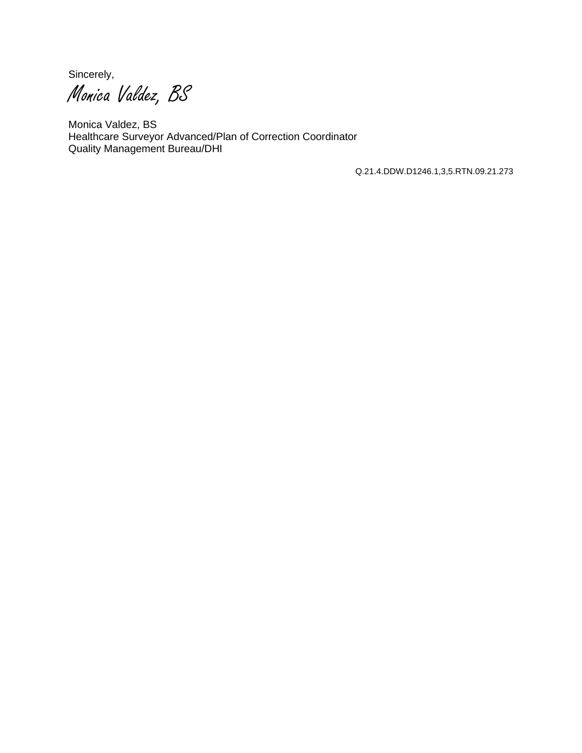Sincerely,

*Monica Valdez, BS*

Monica Valdez, BS
Healthcare Surveyor Advanced/Plan of Correction Coordinator
Quality Management Bureau/DHI

Q.21.4.DDW.D1246.1,3,5.RTN.09.21.273